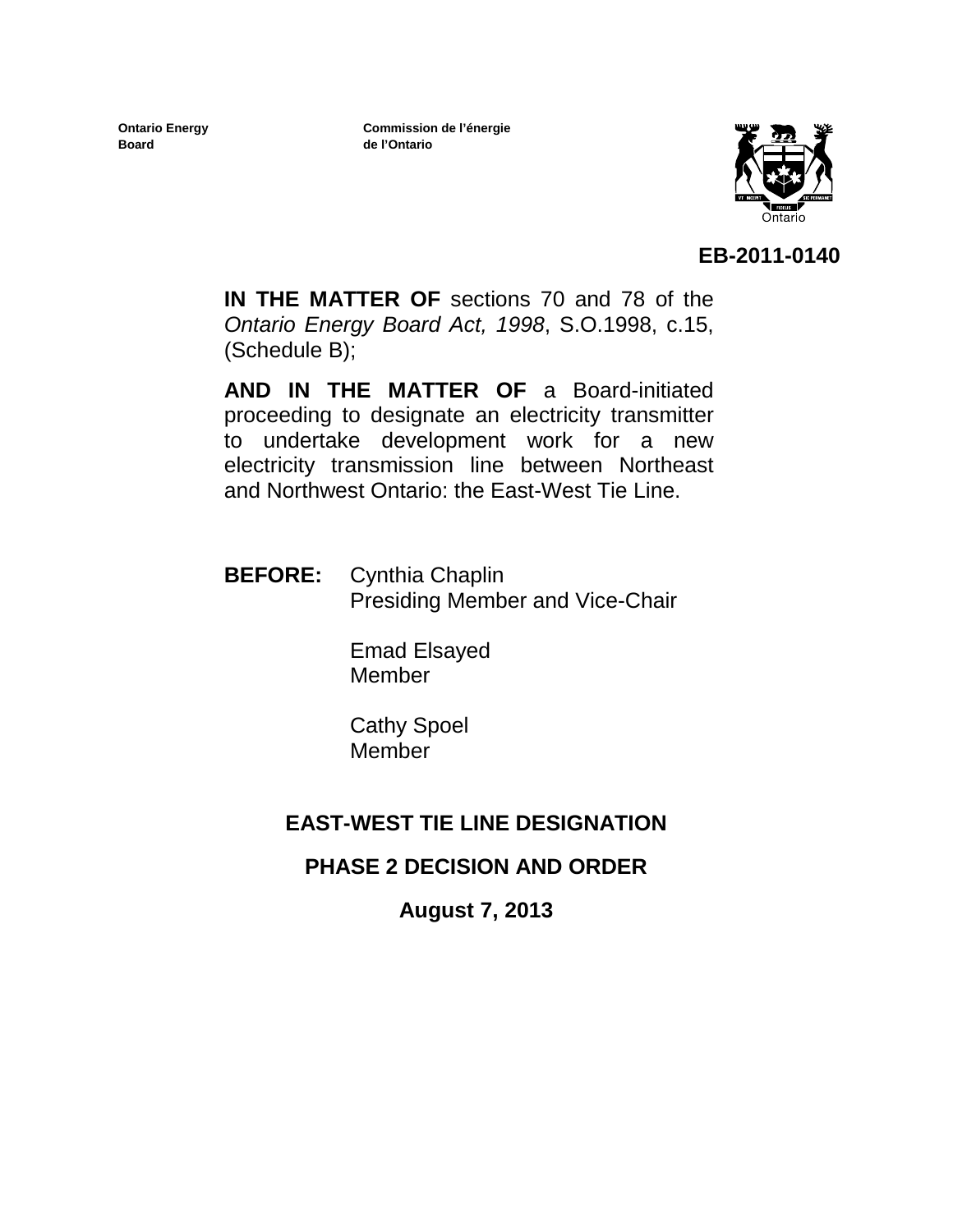**Ontario Energy Board**

**Commission de l'énergie de l'Ontario**

Ontario

**EB-2011-0140**

**IN THE MATTER OF** sections 70 and 78 of the *Ontario Energy Board Act, 1998*, S.O.1998, c.15, (Schedule B);

**AND IN THE MATTER OF** a Board-initiated proceeding to designate an electricity transmitter to undertake development work for a new electricity transmission line between Northeast and Northwest Ontario: the East-West Tie Line.

**BEFORE:** Cynthia Chaplin
Presiding Member and Vice-Chair

Emad Elsayed
Member

Cathy Spoel
Member

# EAST-WEST TIE LINE DESIGNATION

# PHASE 2 DECISION AND ORDER

**August 7, 2013**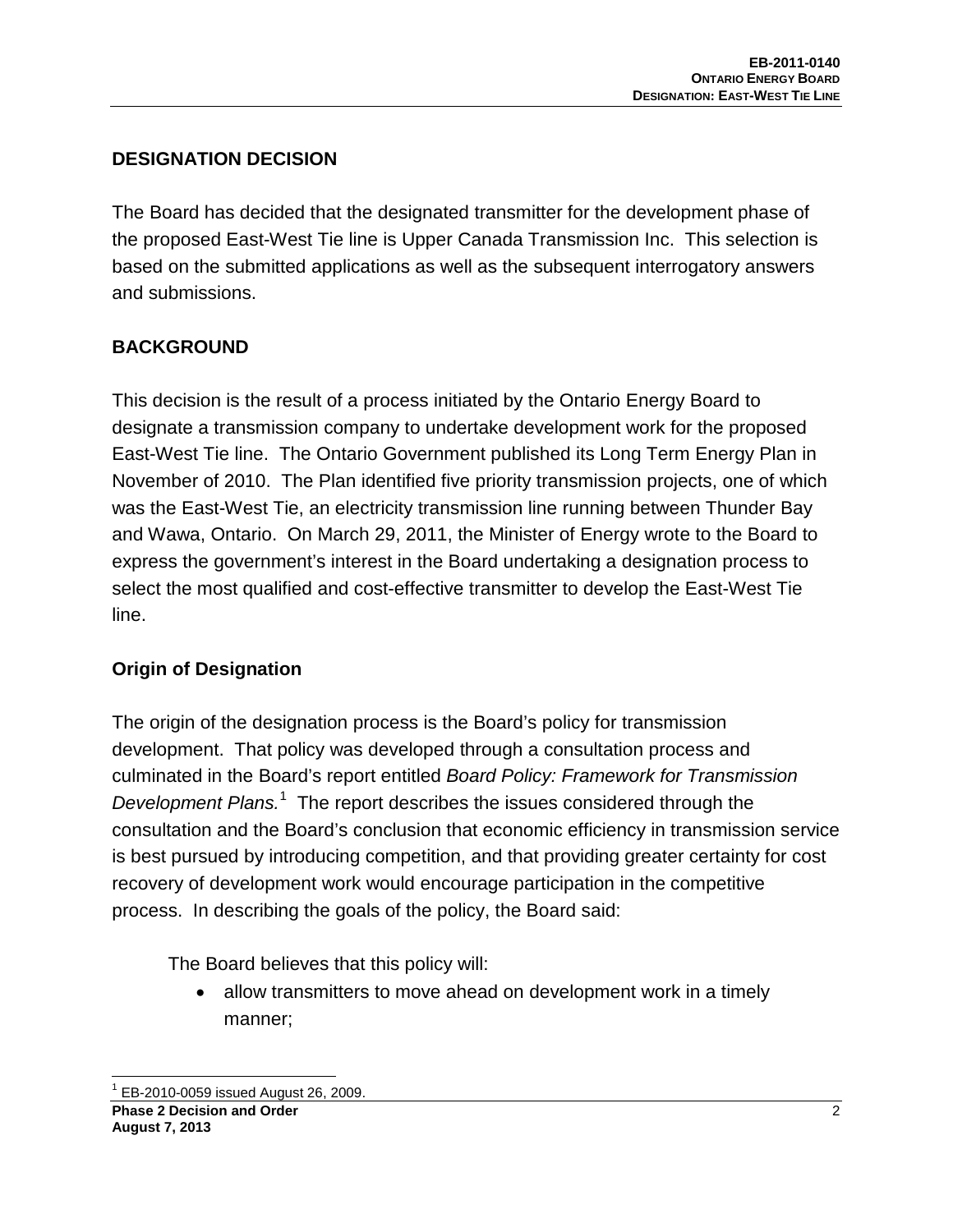## DESIGNATION DECISION

The Board has decided that the designated transmitter for the development phase of the proposed East-West Tie line is Upper Canada Transmission Inc. This selection is based on the submitted applications as well as the subsequent interrogatory answers and submissions.

## BACKGROUND

This decision is the result of a process initiated by the Ontario Energy Board to designate a transmission company to undertake development work for the proposed East-West Tie line. The Ontario Government published its Long Term Energy Plan in November of 2010. The Plan identified five priority transmission projects, one of which was the East-West Tie, an electricity transmission line running between Thunder Bay and Wawa, Ontario. On March 29, 2011, the Minister of Energy wrote to the Board to express the government's interest in the Board undertaking a designation process to select the most qualified and cost-effective transmitter to develop the East-West Tie line.

### Origin of Designation

The origin of the designation process is the Board's policy for transmission development. That policy was developed through a consultation process and culminated in the Board's report entitled *Board Policy: Framework for Transmission Development Plans.*[1] The report describes the issues considered through the consultation and the Board's conclusion that economic efficiency in transmission service is best pursued by introducing competition, and that providing greater certainty for cost recovery of development work would encourage participation in the competitive process. In describing the goals of the policy, the Board said:

> The Board believes that this policy will:
>
> - allow transmitters to move ahead on development work in a timely manner;

[1] EB-2010-0059 issued August 26, 2009.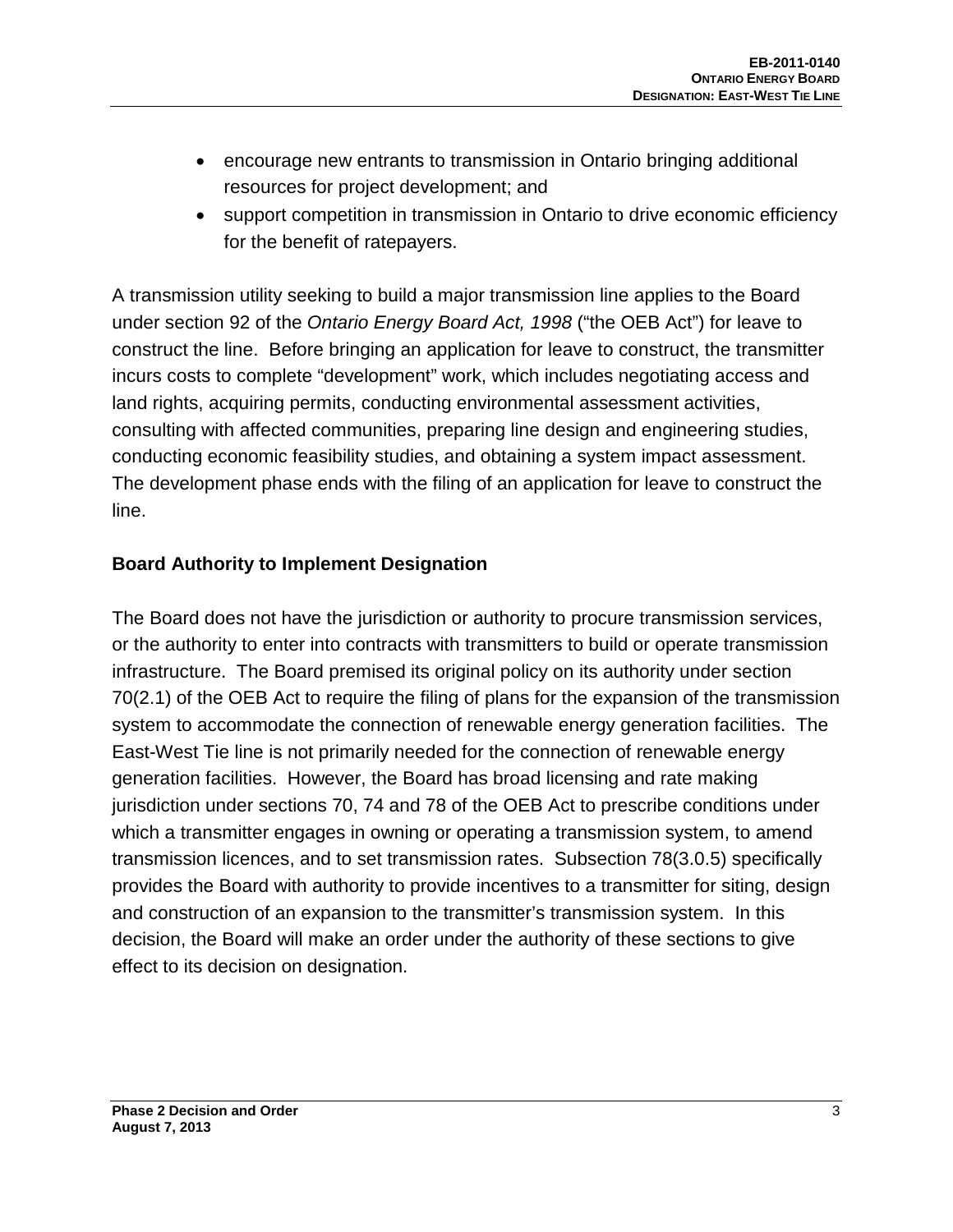- encourage new entrants to transmission in Ontario bringing additional resources for project development; and
- support competition in transmission in Ontario to drive economic efficiency for the benefit of ratepayers.

A transmission utility seeking to build a major transmission line applies to the Board under section 92 of the *Ontario Energy Board Act, 1998* ("the OEB Act") for leave to construct the line. Before bringing an application for leave to construct, the transmitter incurs costs to complete "development" work, which includes negotiating access and land rights, acquiring permits, conducting environmental assessment activities, consulting with affected communities, preparing line design and engineering studies, conducting economic feasibility studies, and obtaining a system impact assessment. The development phase ends with the filing of an application for leave to construct the line.

### Board Authority to Implement Designation

The Board does not have the jurisdiction or authority to procure transmission services, or the authority to enter into contracts with transmitters to build or operate transmission infrastructure. The Board premised its original policy on its authority under section 70(2.1) of the OEB Act to require the filing of plans for the expansion of the transmission system to accommodate the connection of renewable energy generation facilities. The East-West Tie line is not primarily needed for the connection of renewable energy generation facilities. However, the Board has broad licensing and rate making jurisdiction under sections 70, 74 and 78 of the OEB Act to prescribe conditions under which a transmitter engages in owning or operating a transmission system, to amend transmission licences, and to set transmission rates. Subsection 78(3.0.5) specifically provides the Board with authority to provide incentives to a transmitter for siting, design and construction of an expansion to the transmitter's transmission system. In this decision, the Board will make an order under the authority of these sections to give effect to its decision on designation.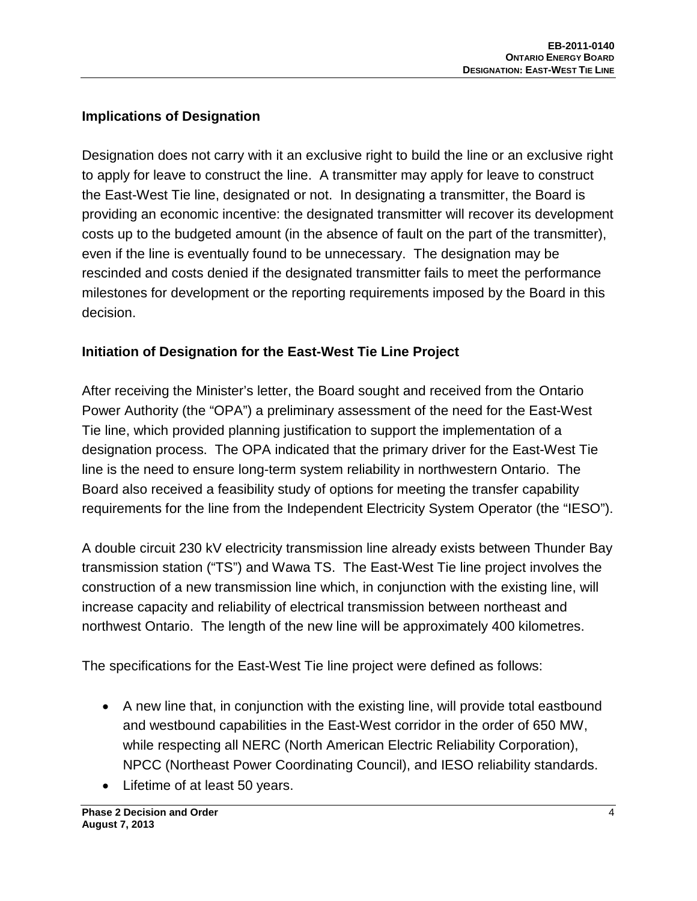## Implications of Designation

Designation does not carry with it an exclusive right to build the line or an exclusive right to apply for leave to construct the line. A transmitter may apply for leave to construct the East-West Tie line, designated or not. In designating a transmitter, the Board is providing an economic incentive: the designated transmitter will recover its development costs up to the budgeted amount (in the absence of fault on the part of the transmitter), even if the line is eventually found to be unnecessary. The designation may be rescinded and costs denied if the designated transmitter fails to meet the performance milestones for development or the reporting requirements imposed by the Board in this decision.

## Initiation of Designation for the East-West Tie Line Project

After receiving the Minister's letter, the Board sought and received from the Ontario Power Authority (the "OPA") a preliminary assessment of the need for the East-West Tie line, which provided planning justification to support the implementation of a designation process. The OPA indicated that the primary driver for the East-West Tie line is the need to ensure long-term system reliability in northwestern Ontario. The Board also received a feasibility study of options for meeting the transfer capability requirements for the line from the Independent Electricity System Operator (the "IESO").

A double circuit 230 kV electricity transmission line already exists between Thunder Bay transmission station ("TS") and Wawa TS. The East-West Tie line project involves the construction of a new transmission line which, in conjunction with the existing line, will increase capacity and reliability of electrical transmission between northeast and northwest Ontario. The length of the new line will be approximately 400 kilometres.

The specifications for the East-West Tie line project were defined as follows:

- A new line that, in conjunction with the existing line, will provide total eastbound and westbound capabilities in the East-West corridor in the order of 650 MW, while respecting all NERC (North American Electric Reliability Corporation), NPCC (Northeast Power Coordinating Council), and IESO reliability standards.
- Lifetime of at least 50 years.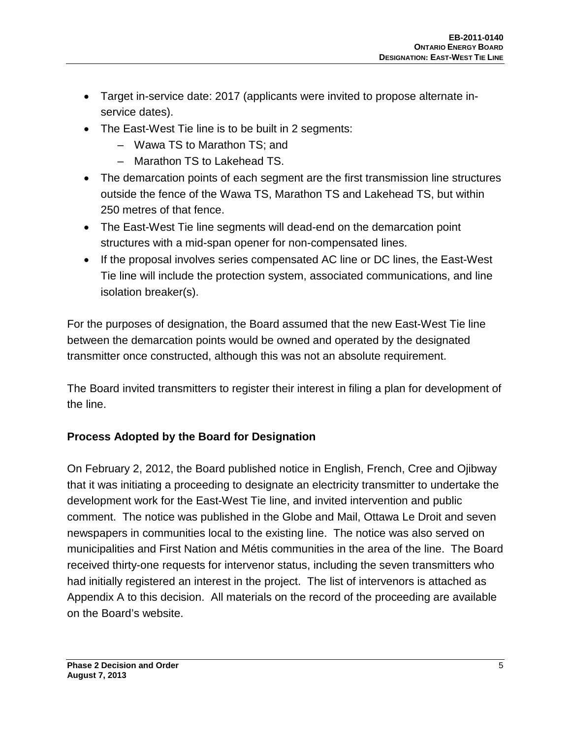- Target in-service date: 2017 (applicants were invited to propose alternate in-service dates).
- The East-West Tie line is to be built in 2 segments:
  - Wawa TS to Marathon TS; and
  - Marathon TS to Lakehead TS.
- The demarcation points of each segment are the first transmission line structures outside the fence of the Wawa TS, Marathon TS and Lakehead TS, but within 250 metres of that fence.
- The East-West Tie line segments will dead-end on the demarcation point structures with a mid-span opener for non-compensated lines.
- If the proposal involves series compensated AC line or DC lines, the East-West Tie line will include the protection system, associated communications, and line isolation breaker(s).

For the purposes of designation, the Board assumed that the new East-West Tie line between the demarcation points would be owned and operated by the designated transmitter once constructed, although this was not an absolute requirement.

The Board invited transmitters to register their interest in filing a plan for development of the line.

## Process Adopted by the Board for Designation

On February 2, 2012, the Board published notice in English, French, Cree and Ojibway that it was initiating a proceeding to designate an electricity transmitter to undertake the development work for the East-West Tie line, and invited intervention and public comment. The notice was published in the Globe and Mail, Ottawa Le Droit and seven newspapers in communities local to the existing line. The notice was also served on municipalities and First Nation and Métis communities in the area of the line. The Board received thirty-one requests for intervenor status, including the seven transmitters who had initially registered an interest in the project. The list of intervenors is attached as Appendix A to this decision. All materials on the record of the proceeding are available on the Board's website.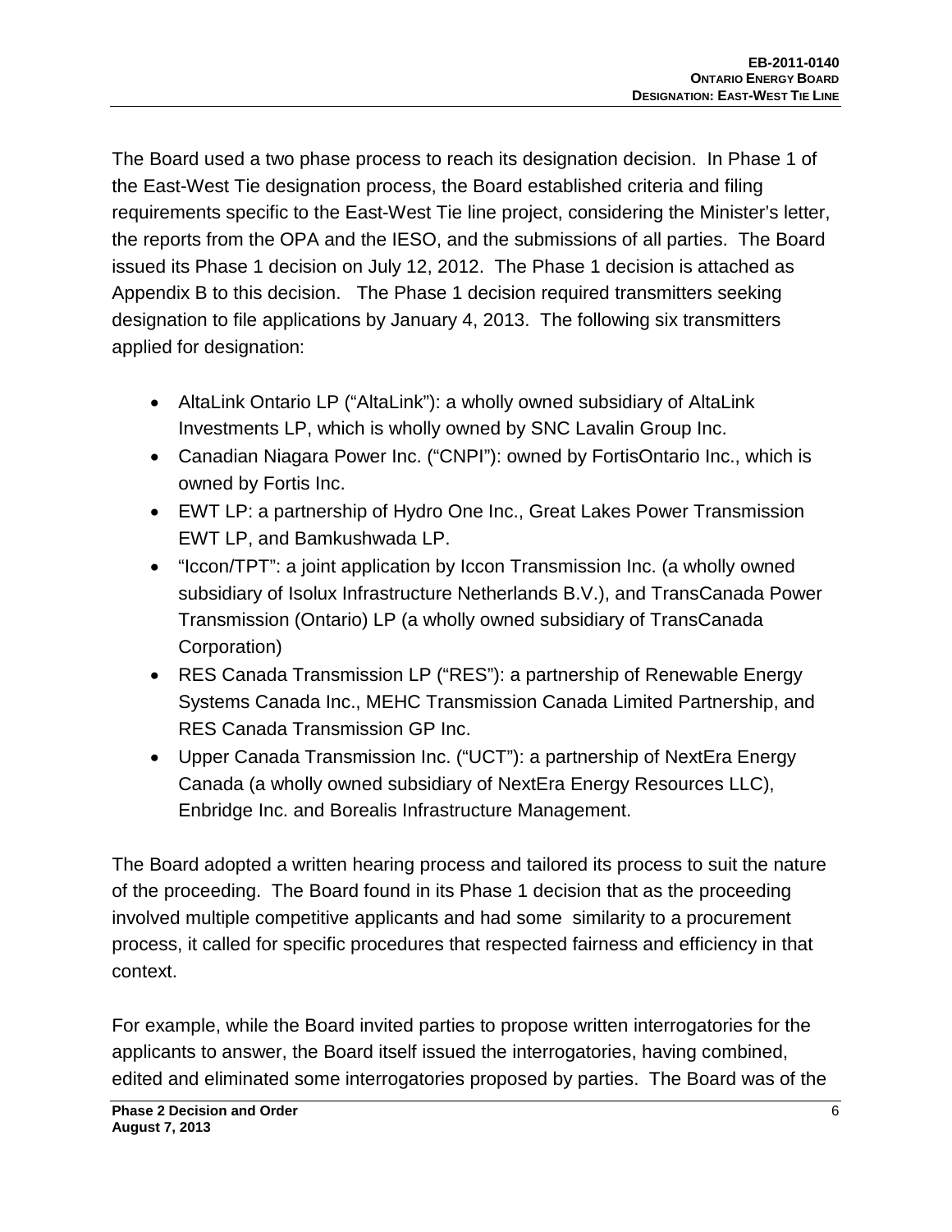The Board used a two phase process to reach its designation decision. In Phase 1 of the East-West Tie designation process, the Board established criteria and filing requirements specific to the East-West Tie line project, considering the Minister's letter, the reports from the OPA and the IESO, and the submissions of all parties. The Board issued its Phase 1 decision on July 12, 2012. The Phase 1 decision is attached as Appendix B to this decision. The Phase 1 decision required transmitters seeking designation to file applications by January 4, 2013. The following six transmitters applied for designation:

- AltaLink Ontario LP ("AltaLink"): a wholly owned subsidiary of AltaLink Investments LP, which is wholly owned by SNC Lavalin Group Inc.
- Canadian Niagara Power Inc. ("CNPI"): owned by FortisOntario Inc., which is owned by Fortis Inc.
- EWT LP: a partnership of Hydro One Inc., Great Lakes Power Transmission EWT LP, and Bamkushwada LP.
- "Iccon/TPT": a joint application by Iccon Transmission Inc. (a wholly owned subsidiary of Isolux Infrastructure Netherlands B.V.), and TransCanada Power Transmission (Ontario) LP (a wholly owned subsidiary of TransCanada Corporation)
- RES Canada Transmission LP ("RES"): a partnership of Renewable Energy Systems Canada Inc., MEHC Transmission Canada Limited Partnership, and RES Canada Transmission GP Inc.
- Upper Canada Transmission Inc. ("UCT"): a partnership of NextEra Energy Canada (a wholly owned subsidiary of NextEra Energy Resources LLC), Enbridge Inc. and Borealis Infrastructure Management.

The Board adopted a written hearing process and tailored its process to suit the nature of the proceeding. The Board found in its Phase 1 decision that as the proceeding involved multiple competitive applicants and had some similarity to a procurement process, it called for specific procedures that respected fairness and efficiency in that context.

For example, while the Board invited parties to propose written interrogatories for the applicants to answer, the Board itself issued the interrogatories, having combined, edited and eliminated some interrogatories proposed by parties. The Board was of the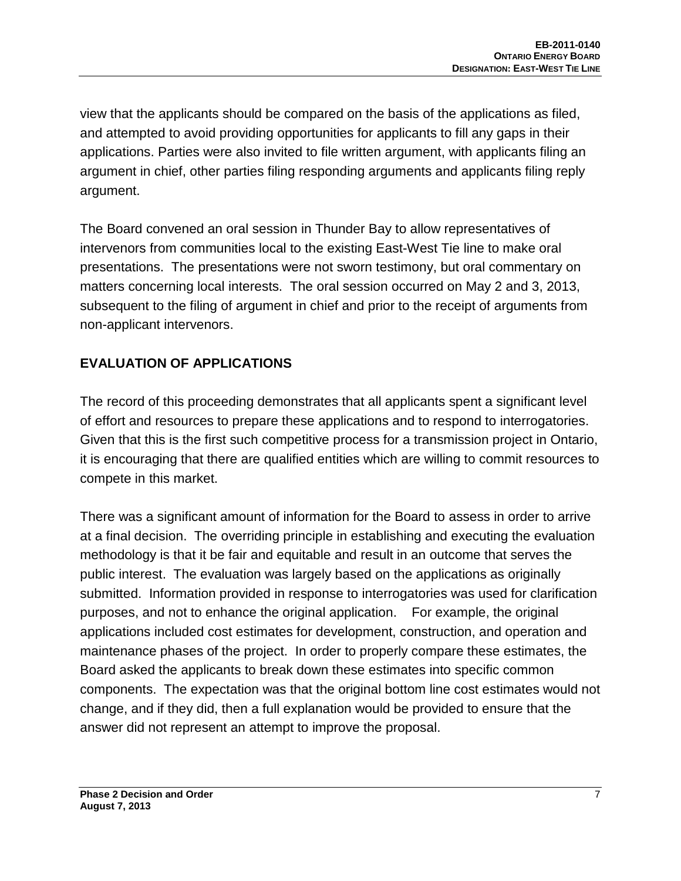view that the applicants should be compared on the basis of the applications as filed, and attempted to avoid providing opportunities for applicants to fill any gaps in their applications. Parties were also invited to file written argument, with applicants filing an argument in chief, other parties filing responding arguments and applicants filing reply argument.

The Board convened an oral session in Thunder Bay to allow representatives of intervenors from communities local to the existing East-West Tie line to make oral presentations. The presentations were not sworn testimony, but oral commentary on matters concerning local interests. The oral session occurred on May 2 and 3, 2013, subsequent to the filing of argument in chief and prior to the receipt of arguments from non-applicant intervenors.

## EVALUATION OF APPLICATIONS

The record of this proceeding demonstrates that all applicants spent a significant level of effort and resources to prepare these applications and to respond to interrogatories. Given that this is the first such competitive process for a transmission project in Ontario, it is encouraging that there are qualified entities which are willing to commit resources to compete in this market.

There was a significant amount of information for the Board to assess in order to arrive at a final decision. The overriding principle in establishing and executing the evaluation methodology is that it be fair and equitable and result in an outcome that serves the public interest. The evaluation was largely based on the applications as originally submitted. Information provided in response to interrogatories was used for clarification purposes, and not to enhance the original application. For example, the original applications included cost estimates for development, construction, and operation and maintenance phases of the project. In order to properly compare these estimates, the Board asked the applicants to break down these estimates into specific common components. The expectation was that the original bottom line cost estimates would not change, and if they did, then a full explanation would be provided to ensure that the answer did not represent an attempt to improve the proposal.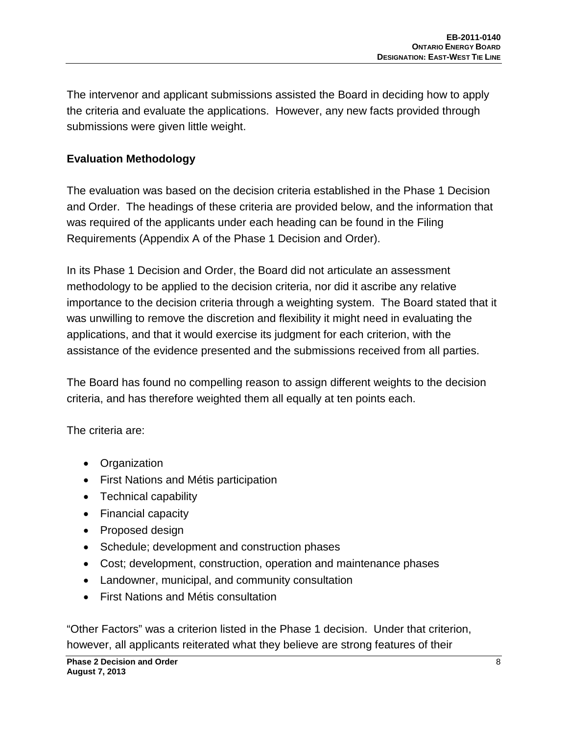The intervenor and applicant submissions assisted the Board in deciding how to apply the criteria and evaluate the applications. However, any new facts provided through submissions were given little weight.

### Evaluation Methodology

The evaluation was based on the decision criteria established in the Phase 1 Decision and Order. The headings of these criteria are provided below, and the information that was required of the applicants under each heading can be found in the Filing Requirements (Appendix A of the Phase 1 Decision and Order).

In its Phase 1 Decision and Order, the Board did not articulate an assessment methodology to be applied to the decision criteria, nor did it ascribe any relative importance to the decision criteria through a weighting system. The Board stated that it was unwilling to remove the discretion and flexibility it might need in evaluating the applications, and that it would exercise its judgment for each criterion, with the assistance of the evidence presented and the submissions received from all parties.

The Board has found no compelling reason to assign different weights to the decision criteria, and has therefore weighted them all equally at ten points each.

The criteria are:

- Organization
- First Nations and Métis participation
- Technical capability
- Financial capacity
- Proposed design
- Schedule; development and construction phases
- Cost; development, construction, operation and maintenance phases
- Landowner, municipal, and community consultation
- First Nations and Métis consultation

"Other Factors" was a criterion listed in the Phase 1 decision. Under that criterion, however, all applicants reiterated what they believe are strong features of their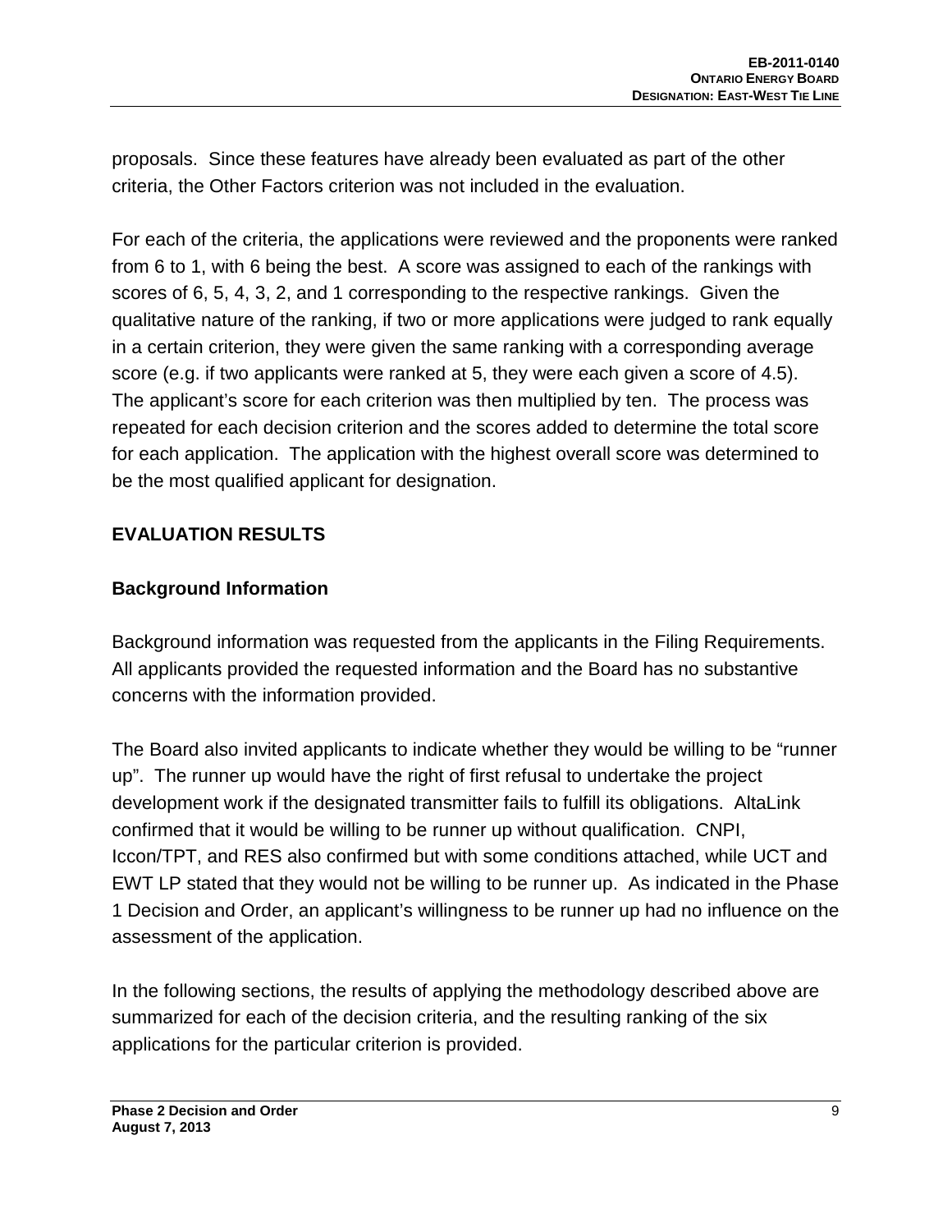proposals. Since these features have already been evaluated as part of the other criteria, the Other Factors criterion was not included in the evaluation.

For each of the criteria, the applications were reviewed and the proponents were ranked from 6 to 1, with 6 being the best. A score was assigned to each of the rankings with scores of 6, 5, 4, 3, 2, and 1 corresponding to the respective rankings. Given the qualitative nature of the ranking, if two or more applications were judged to rank equally in a certain criterion, they were given the same ranking with a corresponding average score (e.g. if two applicants were ranked at 5, they were each given a score of 4.5). The applicant's score for each criterion was then multiplied by ten. The process was repeated for each decision criterion and the scores added to determine the total score for each application. The application with the highest overall score was determined to be the most qualified applicant for designation.

## EVALUATION RESULTS

### Background Information

Background information was requested from the applicants in the Filing Requirements. All applicants provided the requested information and the Board has no substantive concerns with the information provided.

The Board also invited applicants to indicate whether they would be willing to be "runner up". The runner up would have the right of first refusal to undertake the project development work if the designated transmitter fails to fulfill its obligations. AltaLink confirmed that it would be willing to be runner up without qualification. CNPI, Iccon/TPT, and RES also confirmed but with some conditions attached, while UCT and EWT LP stated that they would not be willing to be runner up. As indicated in the Phase 1 Decision and Order, an applicant's willingness to be runner up had no influence on the assessment of the application.

In the following sections, the results of applying the methodology described above are summarized for each of the decision criteria, and the resulting ranking of the six applications for the particular criterion is provided.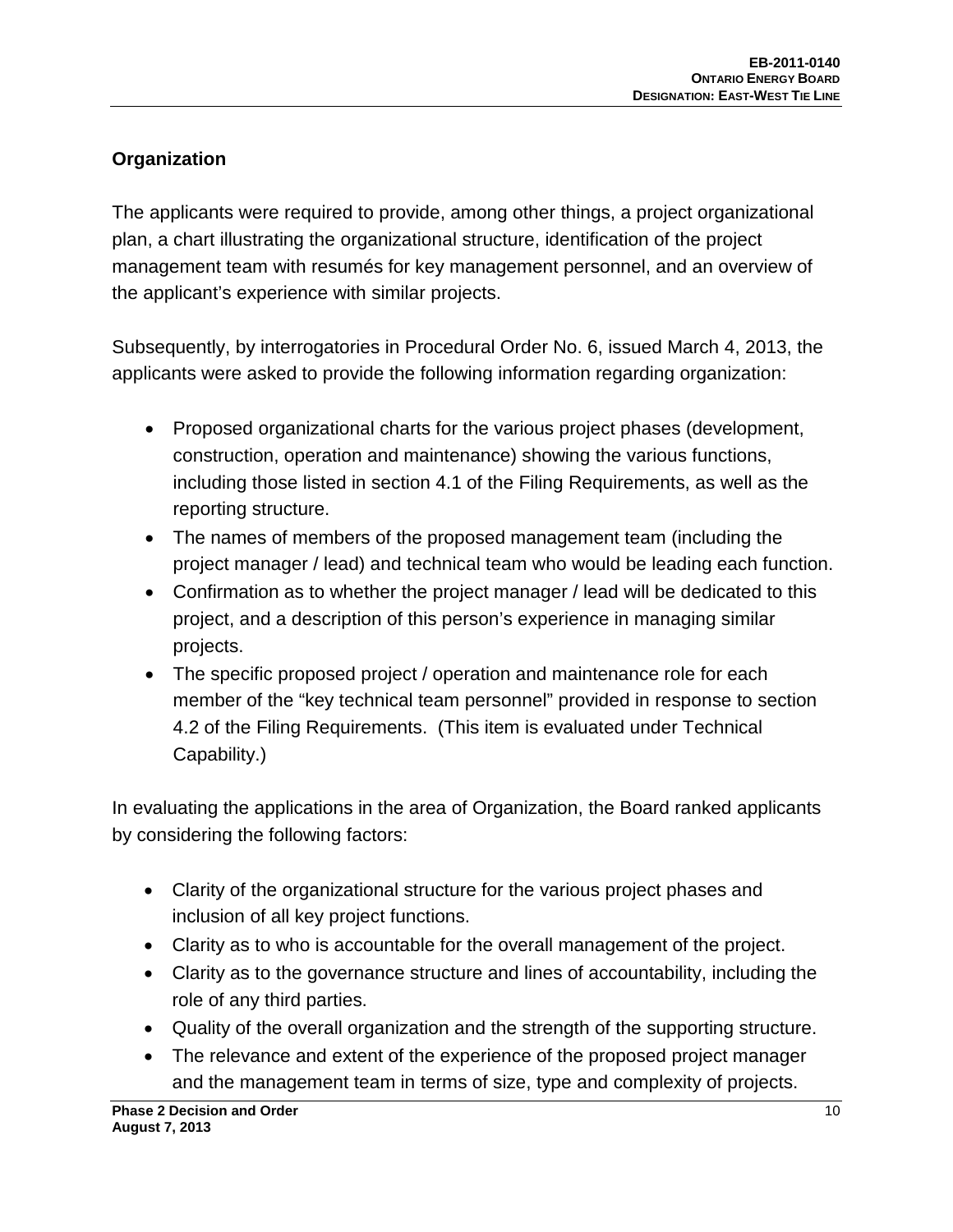## Organization

The applicants were required to provide, among other things, a project organizational plan, a chart illustrating the organizational structure, identification of the project management team with resumés for key management personnel, and an overview of the applicant's experience with similar projects.

Subsequently, by interrogatories in Procedural Order No. 6, issued March 4, 2013, the applicants were asked to provide the following information regarding organization:

- Proposed organizational charts for the various project phases (development, construction, operation and maintenance) showing the various functions, including those listed in section 4.1 of the Filing Requirements, as well as the reporting structure.
- The names of members of the proposed management team (including the project manager / lead) and technical team who would be leading each function.
- Confirmation as to whether the project manager / lead will be dedicated to this project, and a description of this person's experience in managing similar projects.
- The specific proposed project / operation and maintenance role for each member of the "key technical team personnel" provided in response to section 4.2 of the Filing Requirements. (This item is evaluated under Technical Capability.)

In evaluating the applications in the area of Organization, the Board ranked applicants by considering the following factors:

- Clarity of the organizational structure for the various project phases and inclusion of all key project functions.
- Clarity as to who is accountable for the overall management of the project.
- Clarity as to the governance structure and lines of accountability, including the role of any third parties.
- Quality of the overall organization and the strength of the supporting structure.
- The relevance and extent of the experience of the proposed project manager and the management team in terms of size, type and complexity of projects.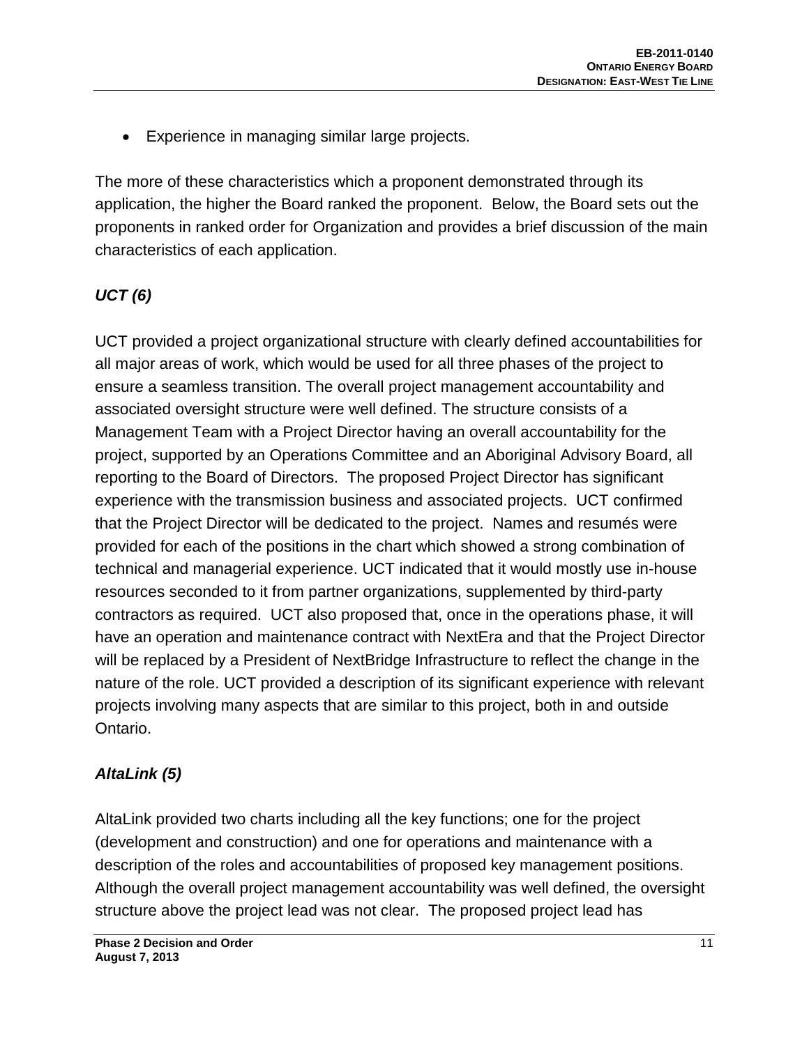- Experience in managing similar large projects.

The more of these characteristics which a proponent demonstrated through its application, the higher the Board ranked the proponent. Below, the Board sets out the proponents in ranked order for Organization and provides a brief discussion of the main characteristics of each application.

***UCT (6)***

UCT provided a project organizational structure with clearly defined accountabilities for all major areas of work, which would be used for all three phases of the project to ensure a seamless transition. The overall project management accountability and associated oversight structure were well defined. The structure consists of a Management Team with a Project Director having an overall accountability for the project, supported by an Operations Committee and an Aboriginal Advisory Board, all reporting to the Board of Directors. The proposed Project Director has significant experience with the transmission business and associated projects. UCT confirmed that the Project Director will be dedicated to the project. Names and resumés were provided for each of the positions in the chart which showed a strong combination of technical and managerial experience. UCT indicated that it would mostly use in-house resources seconded to it from partner organizations, supplemented by third-party contractors as required. UCT also proposed that, once in the operations phase, it will have an operation and maintenance contract with NextEra and that the Project Director will be replaced by a President of NextBridge Infrastructure to reflect the change in the nature of the role. UCT provided a description of its significant experience with relevant projects involving many aspects that are similar to this project, both in and outside Ontario.

***AltaLink (5)***

AltaLink provided two charts including all the key functions; one for the project (development and construction) and one for operations and maintenance with a description of the roles and accountabilities of proposed key management positions. Although the overall project management accountability was well defined, the oversight structure above the project lead was not clear. The proposed project lead has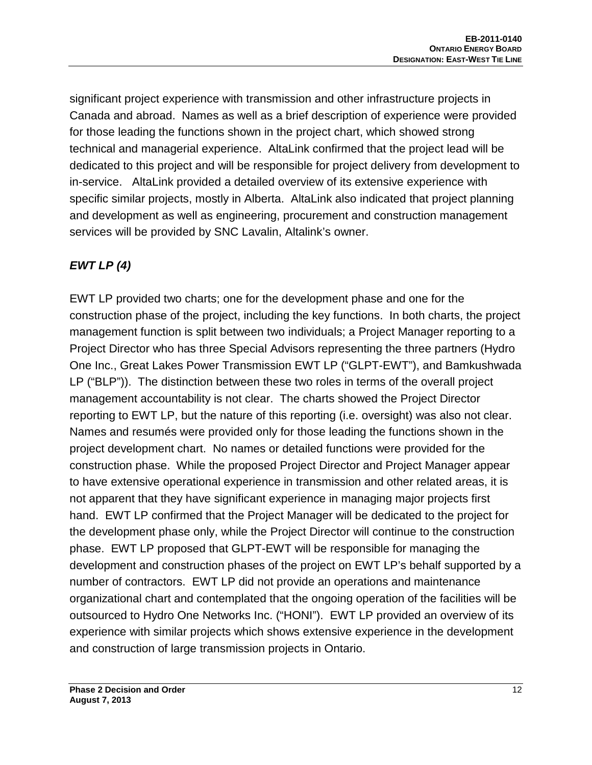significant project experience with transmission and other infrastructure projects in Canada and abroad. Names as well as a brief description of experience were provided for those leading the functions shown in the project chart, which showed strong technical and managerial experience. AltaLink confirmed that the project lead will be dedicated to this project and will be responsible for project delivery from development to in-service. AltaLink provided a detailed overview of its extensive experience with specific similar projects, mostly in Alberta. AltaLink also indicated that project planning and development as well as engineering, procurement and construction management services will be provided by SNC Lavalin, Altalink's owner.

### *EWT LP (4)*

EWT LP provided two charts; one for the development phase and one for the construction phase of the project, including the key functions. In both charts, the project management function is split between two individuals; a Project Manager reporting to a Project Director who has three Special Advisors representing the three partners (Hydro One Inc., Great Lakes Power Transmission EWT LP ("GLPT-EWT"), and Bamkushwada LP ("BLP")). The distinction between these two roles in terms of the overall project management accountability is not clear. The charts showed the Project Director reporting to EWT LP, but the nature of this reporting (i.e. oversight) was also not clear. Names and resumés were provided only for those leading the functions shown in the project development chart. No names or detailed functions were provided for the construction phase. While the proposed Project Director and Project Manager appear to have extensive operational experience in transmission and other related areas, it is not apparent that they have significant experience in managing major projects first hand. EWT LP confirmed that the Project Manager will be dedicated to the project for the development phase only, while the Project Director will continue to the construction phase. EWT LP proposed that GLPT-EWT will be responsible for managing the development and construction phases of the project on EWT LP's behalf supported by a number of contractors. EWT LP did not provide an operations and maintenance organizational chart and contemplated that the ongoing operation of the facilities will be outsourced to Hydro One Networks Inc. ("HONI"). EWT LP provided an overview of its experience with similar projects which shows extensive experience in the development and construction of large transmission projects in Ontario.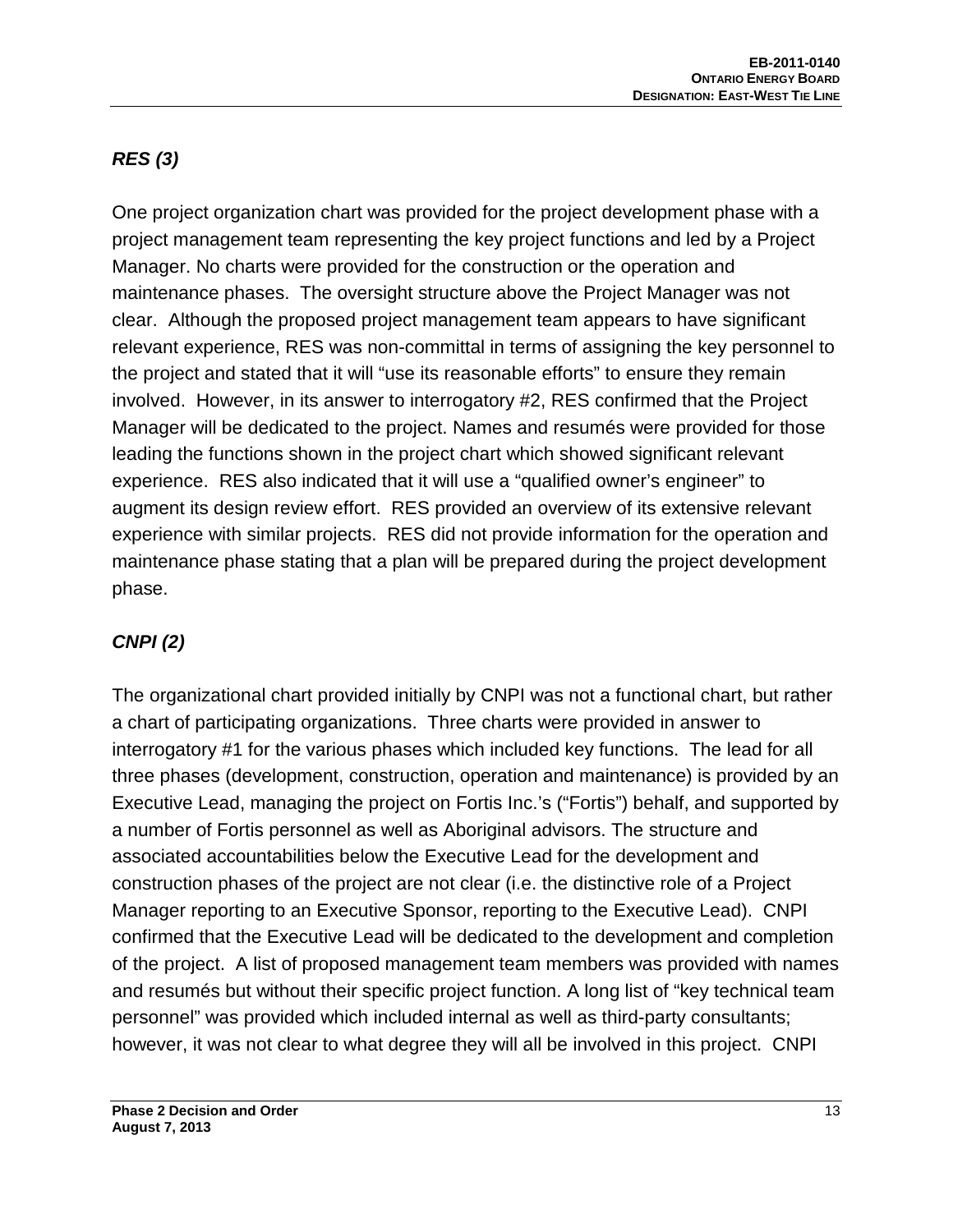### *RES (3)*

One project organization chart was provided for the project development phase with a project management team representing the key project functions and led by a Project Manager. No charts were provided for the construction or the operation and maintenance phases. The oversight structure above the Project Manager was not clear. Although the proposed project management team appears to have significant relevant experience, RES was non-committal in terms of assigning the key personnel to the project and stated that it will "use its reasonable efforts" to ensure they remain involved. However, in its answer to interrogatory #2, RES confirmed that the Project Manager will be dedicated to the project. Names and resumés were provided for those leading the functions shown in the project chart which showed significant relevant experience. RES also indicated that it will use a "qualified owner's engineer" to augment its design review effort. RES provided an overview of its extensive relevant experience with similar projects. RES did not provide information for the operation and maintenance phase stating that a plan will be prepared during the project development phase.

### *CNPI (2)*

The organizational chart provided initially by CNPI was not a functional chart, but rather a chart of participating organizations. Three charts were provided in answer to interrogatory #1 for the various phases which included key functions. The lead for all three phases (development, construction, operation and maintenance) is provided by an Executive Lead, managing the project on Fortis Inc.'s ("Fortis") behalf, and supported by a number of Fortis personnel as well as Aboriginal advisors. The structure and associated accountabilities below the Executive Lead for the development and construction phases of the project are not clear (i.e. the distinctive role of a Project Manager reporting to an Executive Sponsor, reporting to the Executive Lead). CNPI confirmed that the Executive Lead will be dedicated to the development and completion of the project. A list of proposed management team members was provided with names and resumés but without their specific project function. A long list of "key technical team personnel" was provided which included internal as well as third-party consultants; however, it was not clear to what degree they will all be involved in this project. CNPI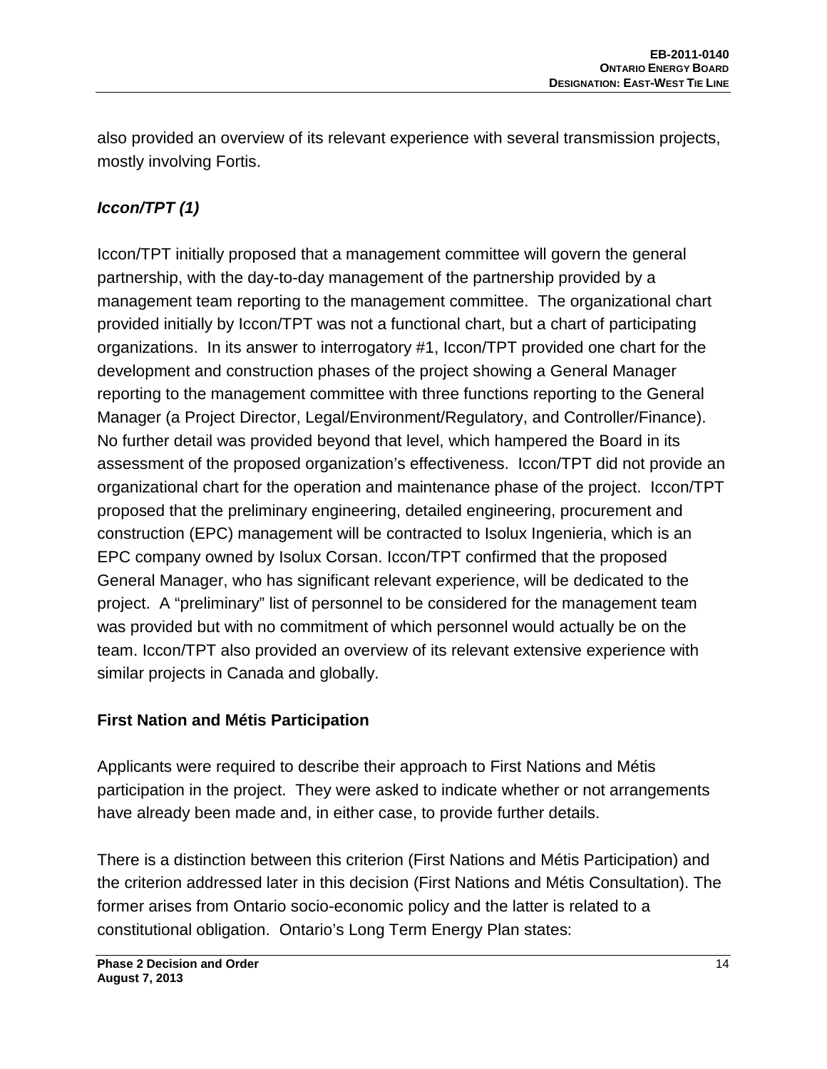also provided an overview of its relevant experience with several transmission projects, mostly involving Fortis.

### *Iccon/TPT (1)*

Iccon/TPT initially proposed that a management committee will govern the general partnership, with the day-to-day management of the partnership provided by a management team reporting to the management committee. The organizational chart provided initially by Iccon/TPT was not a functional chart, but a chart of participating organizations. In its answer to interrogatory #1, Iccon/TPT provided one chart for the development and construction phases of the project showing a General Manager reporting to the management committee with three functions reporting to the General Manager (a Project Director, Legal/Environment/Regulatory, and Controller/Finance). No further detail was provided beyond that level, which hampered the Board in its assessment of the proposed organization's effectiveness. Iccon/TPT did not provide an organizational chart for the operation and maintenance phase of the project. Iccon/TPT proposed that the preliminary engineering, detailed engineering, procurement and construction (EPC) management will be contracted to Isolux Ingenieria, which is an EPC company owned by Isolux Corsan. Iccon/TPT confirmed that the proposed General Manager, who has significant relevant experience, will be dedicated to the project. A "preliminary" list of personnel to be considered for the management team was provided but with no commitment of which personnel would actually be on the team. Iccon/TPT also provided an overview of its relevant extensive experience with similar projects in Canada and globally.

## First Nation and Métis Participation

Applicants were required to describe their approach to First Nations and Métis participation in the project. They were asked to indicate whether or not arrangements have already been made and, in either case, to provide further details.

There is a distinction between this criterion (First Nations and Métis Participation) and the criterion addressed later in this decision (First Nations and Métis Consultation). The former arises from Ontario socio-economic policy and the latter is related to a constitutional obligation. Ontario's Long Term Energy Plan states: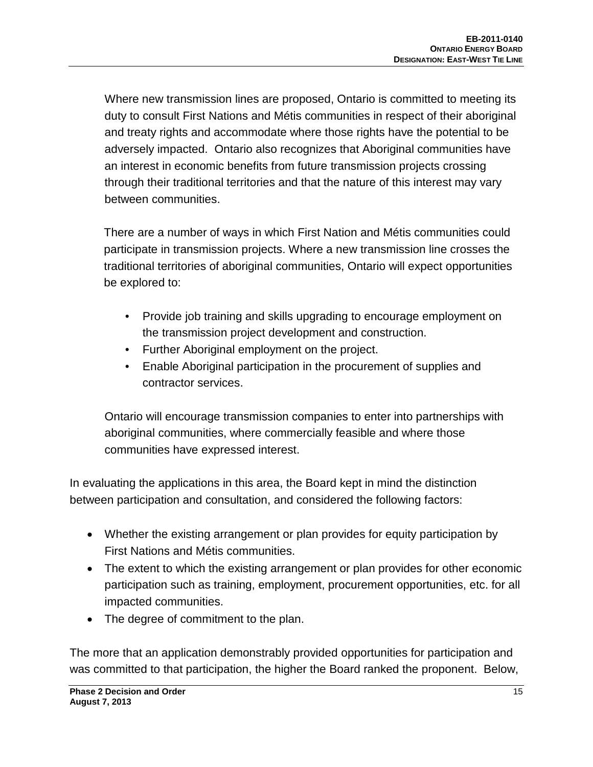> Where new transmission lines are proposed, Ontario is committed to meeting its duty to consult First Nations and Métis communities in respect of their aboriginal and treaty rights and accommodate where those rights have the potential to be adversely impacted. Ontario also recognizes that Aboriginal communities have an interest in economic benefits from future transmission projects crossing through their traditional territories and that the nature of this interest may vary between communities.
>
> There are a number of ways in which First Nation and Métis communities could participate in transmission projects. Where a new transmission line crosses the traditional territories of aboriginal communities, Ontario will expect opportunities be explored to:
>
> - Provide job training and skills upgrading to encourage employment on the transmission project development and construction.
> - Further Aboriginal employment on the project.
> - Enable Aboriginal participation in the procurement of supplies and contractor services.
>
> Ontario will encourage transmission companies to enter into partnerships with aboriginal communities, where commercially feasible and where those communities have expressed interest.

In evaluating the applications in this area, the Board kept in mind the distinction between participation and consultation, and considered the following factors:

- Whether the existing arrangement or plan provides for equity participation by First Nations and Métis communities.
- The extent to which the existing arrangement or plan provides for other economic participation such as training, employment, procurement opportunities, etc. for all impacted communities.
- The degree of commitment to the plan.

The more that an application demonstrably provided opportunities for participation and was committed to that participation, the higher the Board ranked the proponent. Below,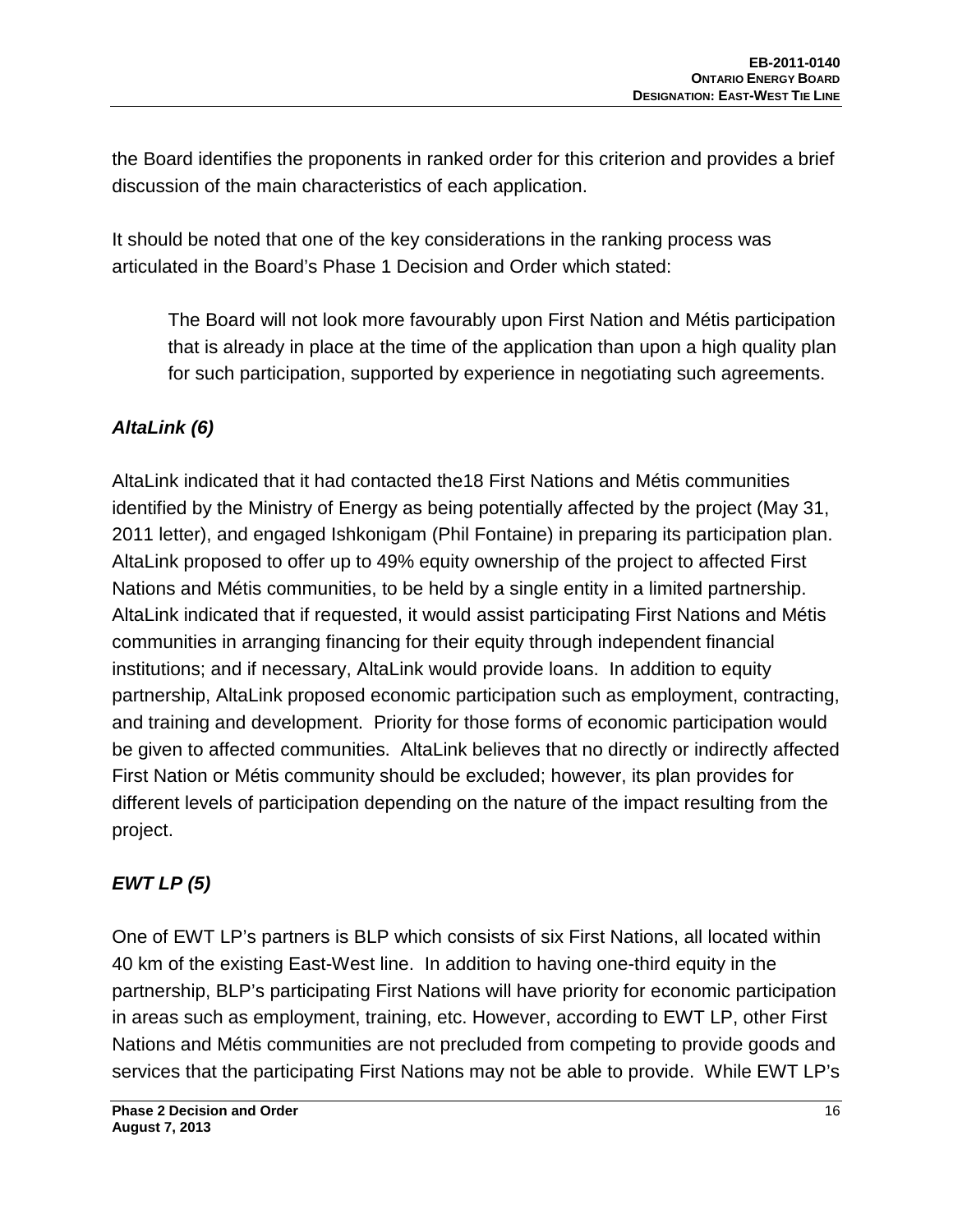the Board identifies the proponents in ranked order for this criterion and provides a brief discussion of the main characteristics of each application.

It should be noted that one of the key considerations in the ranking process was articulated in the Board's Phase 1 Decision and Order which stated:

> The Board will not look more favourably upon First Nation and Métis participation that is already in place at the time of the application than upon a high quality plan for such participation, supported by experience in negotiating such agreements.

### *AltaLink (6)*

AltaLink indicated that it had contacted the18 First Nations and Métis communities identified by the Ministry of Energy as being potentially affected by the project (May 31, 2011 letter), and engaged Ishkonigam (Phil Fontaine) in preparing its participation plan. AltaLink proposed to offer up to 49% equity ownership of the project to affected First Nations and Métis communities, to be held by a single entity in a limited partnership. AltaLink indicated that if requested, it would assist participating First Nations and Métis communities in arranging financing for their equity through independent financial institutions; and if necessary, AltaLink would provide loans. In addition to equity partnership, AltaLink proposed economic participation such as employment, contracting, and training and development. Priority for those forms of economic participation would be given to affected communities. AltaLink believes that no directly or indirectly affected First Nation or Métis community should be excluded; however, its plan provides for different levels of participation depending on the nature of the impact resulting from the project.

### *EWT LP (5)*

One of EWT LP's partners is BLP which consists of six First Nations, all located within 40 km of the existing East-West line. In addition to having one-third equity in the partnership, BLP's participating First Nations will have priority for economic participation in areas such as employment, training, etc. However, according to EWT LP, other First Nations and Métis communities are not precluded from competing to provide goods and services that the participating First Nations may not be able to provide. While EWT LP's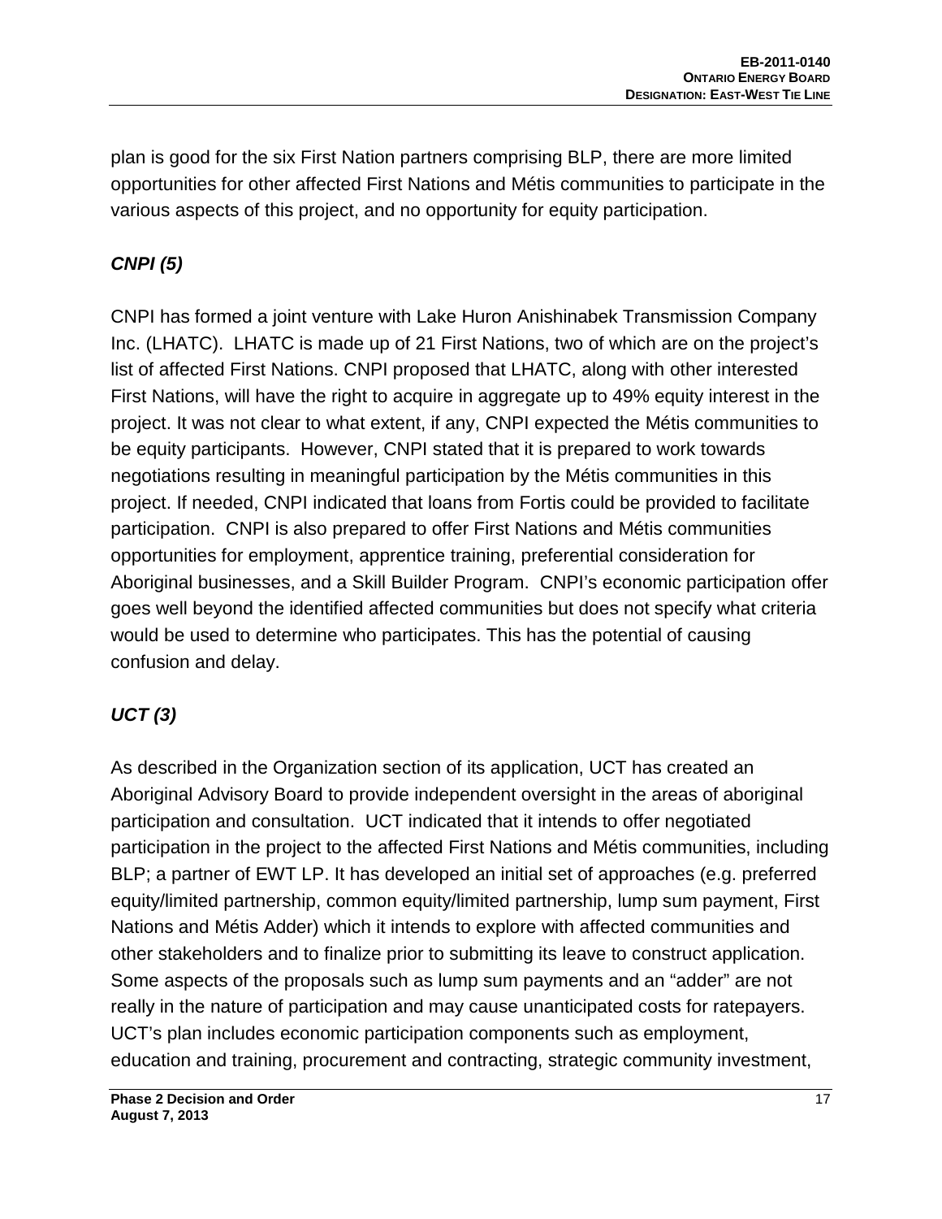plan is good for the six First Nation partners comprising BLP, there are more limited opportunities for other affected First Nations and Métis communities to participate in the various aspects of this project, and no opportunity for equity participation.

***CNPI (5)***

CNPI has formed a joint venture with Lake Huron Anishinabek Transmission Company Inc. (LHATC). LHATC is made up of 21 First Nations, two of which are on the project's list of affected First Nations. CNPI proposed that LHATC, along with other interested First Nations, will have the right to acquire in aggregate up to 49% equity interest in the project. It was not clear to what extent, if any, CNPI expected the Métis communities to be equity participants. However, CNPI stated that it is prepared to work towards negotiations resulting in meaningful participation by the Métis communities in this project. If needed, CNPI indicated that loans from Fortis could be provided to facilitate participation. CNPI is also prepared to offer First Nations and Métis communities opportunities for employment, apprentice training, preferential consideration for Aboriginal businesses, and a Skill Builder Program. CNPI's economic participation offer goes well beyond the identified affected communities but does not specify what criteria would be used to determine who participates. This has the potential of causing confusion and delay.

***UCT (3)***

As described in the Organization section of its application, UCT has created an Aboriginal Advisory Board to provide independent oversight in the areas of aboriginal participation and consultation. UCT indicated that it intends to offer negotiated participation in the project to the affected First Nations and Métis communities, including BLP; a partner of EWT LP. It has developed an initial set of approaches (e.g. preferred equity/limited partnership, common equity/limited partnership, lump sum payment, First Nations and Métis Adder) which it intends to explore with affected communities and other stakeholders and to finalize prior to submitting its leave to construct application. Some aspects of the proposals such as lump sum payments and an "adder" are not really in the nature of participation and may cause unanticipated costs for ratepayers. UCT's plan includes economic participation components such as employment, education and training, procurement and contracting, strategic community investment,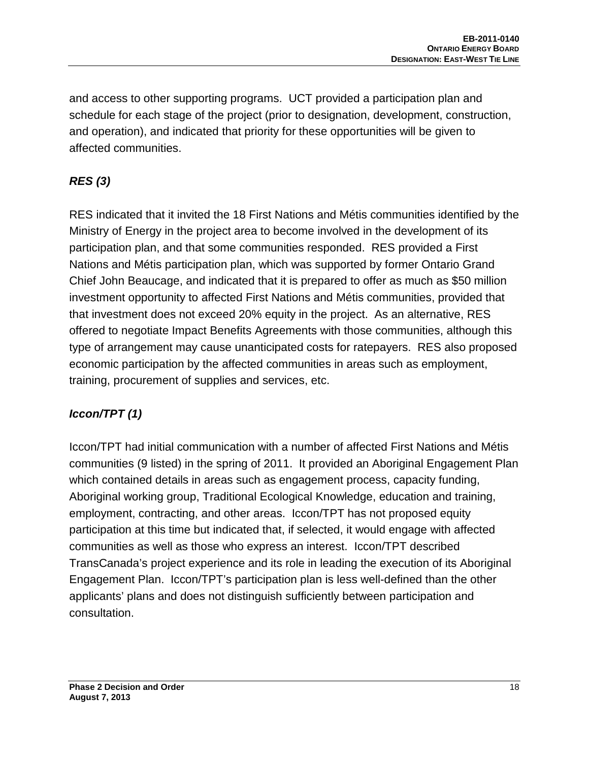and access to other supporting programs. UCT provided a participation plan and schedule for each stage of the project (prior to designation, development, construction, and operation), and indicated that priority for these opportunities will be given to affected communities.

***RES (3)***

RES indicated that it invited the 18 First Nations and Métis communities identified by the Ministry of Energy in the project area to become involved in the development of its participation plan, and that some communities responded. RES provided a First Nations and Métis participation plan, which was supported by former Ontario Grand Chief John Beaucage, and indicated that it is prepared to offer as much as $50 million investment opportunity to affected First Nations and Métis communities, provided that that investment does not exceed 20% equity in the project. As an alternative, RES offered to negotiate Impact Benefits Agreements with those communities, although this type of arrangement may cause unanticipated costs for ratepayers. RES also proposed economic participation by the affected communities in areas such as employment, training, procurement of supplies and services, etc.

***Iccon/TPT (1)***

Iccon/TPT had initial communication with a number of affected First Nations and Métis communities (9 listed) in the spring of 2011. It provided an Aboriginal Engagement Plan which contained details in areas such as engagement process, capacity funding, Aboriginal working group, Traditional Ecological Knowledge, education and training, employment, contracting, and other areas. Iccon/TPT has not proposed equity participation at this time but indicated that, if selected, it would engage with affected communities as well as those who express an interest. Iccon/TPT described TransCanada's project experience and its role in leading the execution of its Aboriginal Engagement Plan. Iccon/TPT's participation plan is less well-defined than the other applicants' plans and does not distinguish sufficiently between participation and consultation.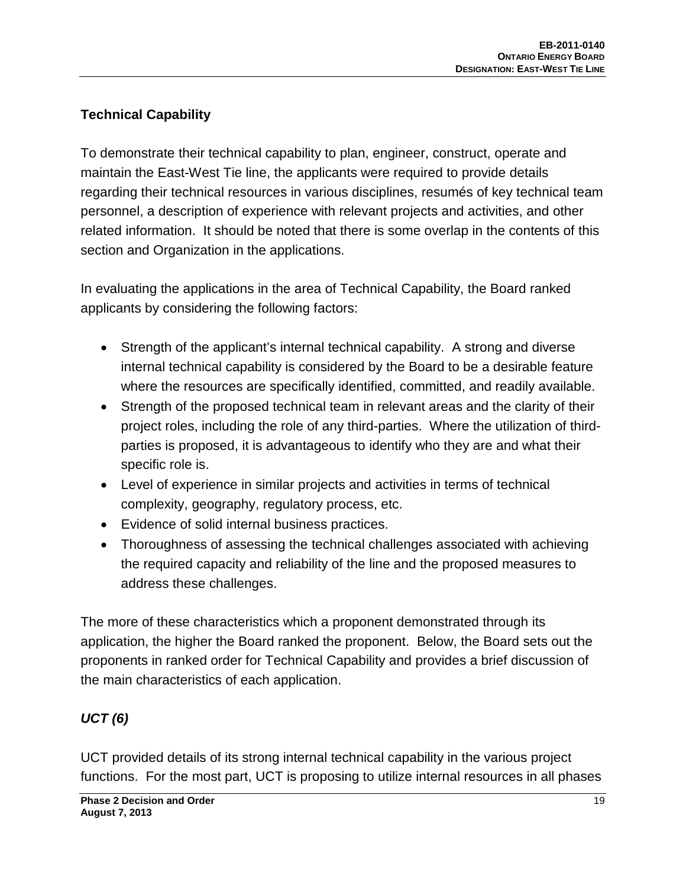## Technical Capability

To demonstrate their technical capability to plan, engineer, construct, operate and maintain the East-West Tie line, the applicants were required to provide details regarding their technical resources in various disciplines, resumés of key technical team personnel, a description of experience with relevant projects and activities, and other related information. It should be noted that there is some overlap in the contents of this section and Organization in the applications.

In evaluating the applications in the area of Technical Capability, the Board ranked applicants by considering the following factors:

- Strength of the applicant's internal technical capability. A strong and diverse internal technical capability is considered by the Board to be a desirable feature where the resources are specifically identified, committed, and readily available.
- Strength of the proposed technical team in relevant areas and the clarity of their project roles, including the role of any third-parties. Where the utilization of third-parties is proposed, it is advantageous to identify who they are and what their specific role is.
- Level of experience in similar projects and activities in terms of technical complexity, geography, regulatory process, etc.
- Evidence of solid internal business practices.
- Thoroughness of assessing the technical challenges associated with achieving the required capacity and reliability of the line and the proposed measures to address these challenges.

The more of these characteristics which a proponent demonstrated through its application, the higher the Board ranked the proponent. Below, the Board sets out the proponents in ranked order for Technical Capability and provides a brief discussion of the main characteristics of each application.

### *UCT (6)*

UCT provided details of its strong internal technical capability in the various project functions. For the most part, UCT is proposing to utilize internal resources in all phases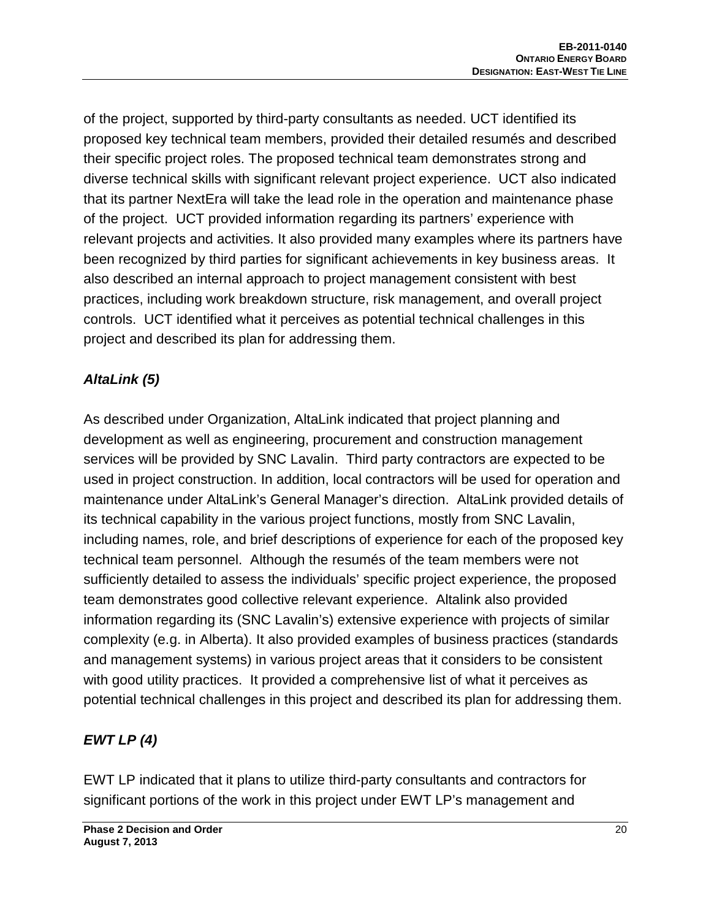of the project, supported by third-party consultants as needed. UCT identified its proposed key technical team members, provided their detailed resumés and described their specific project roles. The proposed technical team demonstrates strong and diverse technical skills with significant relevant project experience. UCT also indicated that its partner NextEra will take the lead role in the operation and maintenance phase of the project. UCT provided information regarding its partners' experience with relevant projects and activities. It also provided many examples where its partners have been recognized by third parties for significant achievements in key business areas. It also described an internal approach to project management consistent with best practices, including work breakdown structure, risk management, and overall project controls. UCT identified what it perceives as potential technical challenges in this project and described its plan for addressing them.

***AltaLink (5)***

As described under Organization, AltaLink indicated that project planning and development as well as engineering, procurement and construction management services will be provided by SNC Lavalin. Third party contractors are expected to be used in project construction. In addition, local contractors will be used for operation and maintenance under AltaLink's General Manager's direction. AltaLink provided details of its technical capability in the various project functions, mostly from SNC Lavalin, including names, role, and brief descriptions of experience for each of the proposed key technical team personnel. Although the resumés of the team members were not sufficiently detailed to assess the individuals' specific project experience, the proposed team demonstrates good collective relevant experience. Altalink also provided information regarding its (SNC Lavalin's) extensive experience with projects of similar complexity (e.g. in Alberta). It also provided examples of business practices (standards and management systems) in various project areas that it considers to be consistent with good utility practices. It provided a comprehensive list of what it perceives as potential technical challenges in this project and described its plan for addressing them.

***EWT LP (4)***

EWT LP indicated that it plans to utilize third-party consultants and contractors for significant portions of the work in this project under EWT LP's management and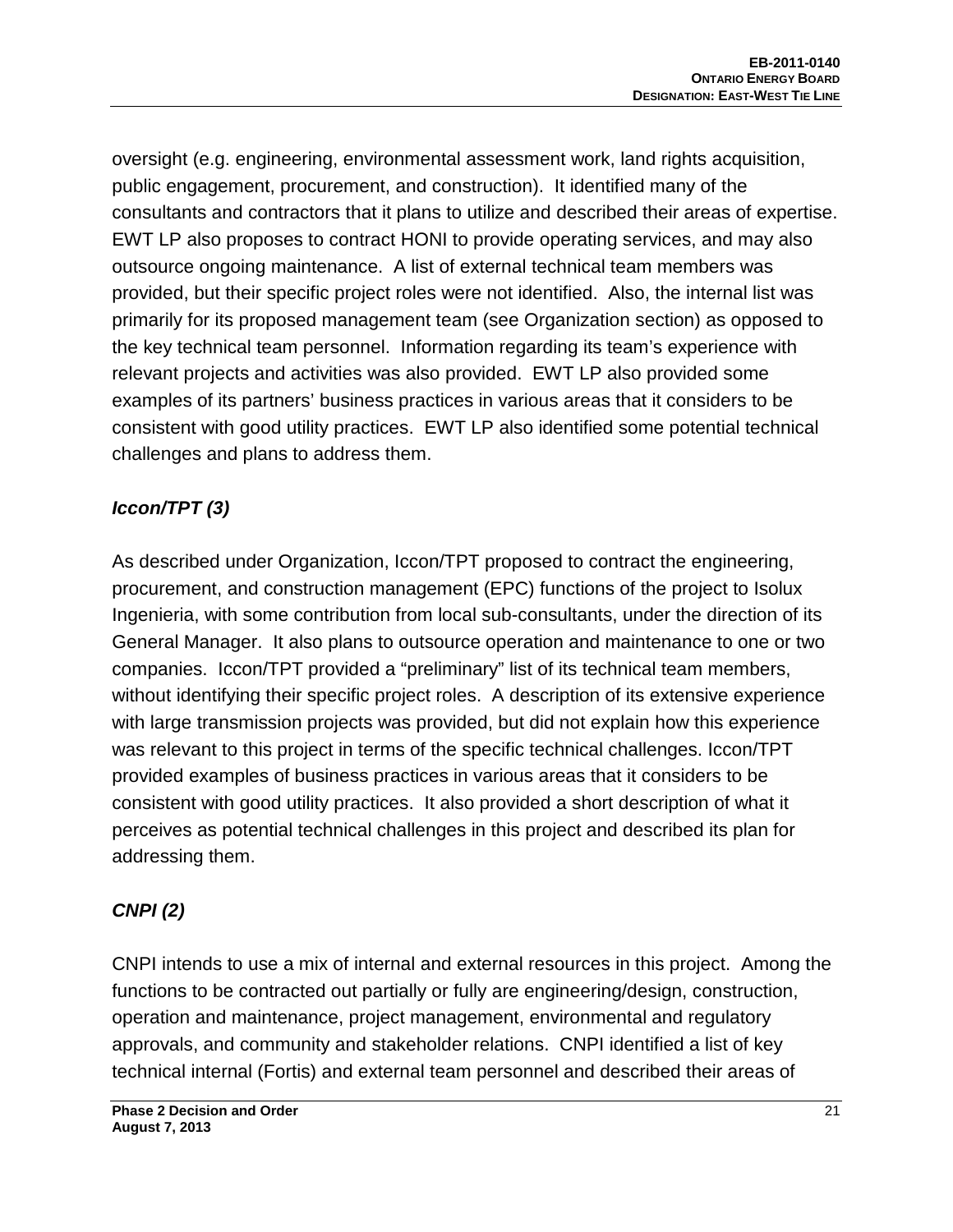oversight (e.g. engineering, environmental assessment work, land rights acquisition, public engagement, procurement, and construction). It identified many of the consultants and contractors that it plans to utilize and described their areas of expertise. EWT LP also proposes to contract HONI to provide operating services, and may also outsource ongoing maintenance. A list of external technical team members was provided, but their specific project roles were not identified. Also, the internal list was primarily for its proposed management team (see Organization section) as opposed to the key technical team personnel. Information regarding its team's experience with relevant projects and activities was also provided. EWT LP also provided some examples of its partners' business practices in various areas that it considers to be consistent with good utility practices. EWT LP also identified some potential technical challenges and plans to address them.

***Iccon/TPT (3)***

As described under Organization, Iccon/TPT proposed to contract the engineering, procurement, and construction management (EPC) functions of the project to Isolux Ingenieria, with some contribution from local sub-consultants, under the direction of its General Manager. It also plans to outsource operation and maintenance to one or two companies. Iccon/TPT provided a "preliminary" list of its technical team members, without identifying their specific project roles. A description of its extensive experience with large transmission projects was provided, but did not explain how this experience was relevant to this project in terms of the specific technical challenges. Iccon/TPT provided examples of business practices in various areas that it considers to be consistent with good utility practices. It also provided a short description of what it perceives as potential technical challenges in this project and described its plan for addressing them.

***CNPI (2)***

CNPI intends to use a mix of internal and external resources in this project. Among the functions to be contracted out partially or fully are engineering/design, construction, operation and maintenance, project management, environmental and regulatory approvals, and community and stakeholder relations. CNPI identified a list of key technical internal (Fortis) and external team personnel and described their areas of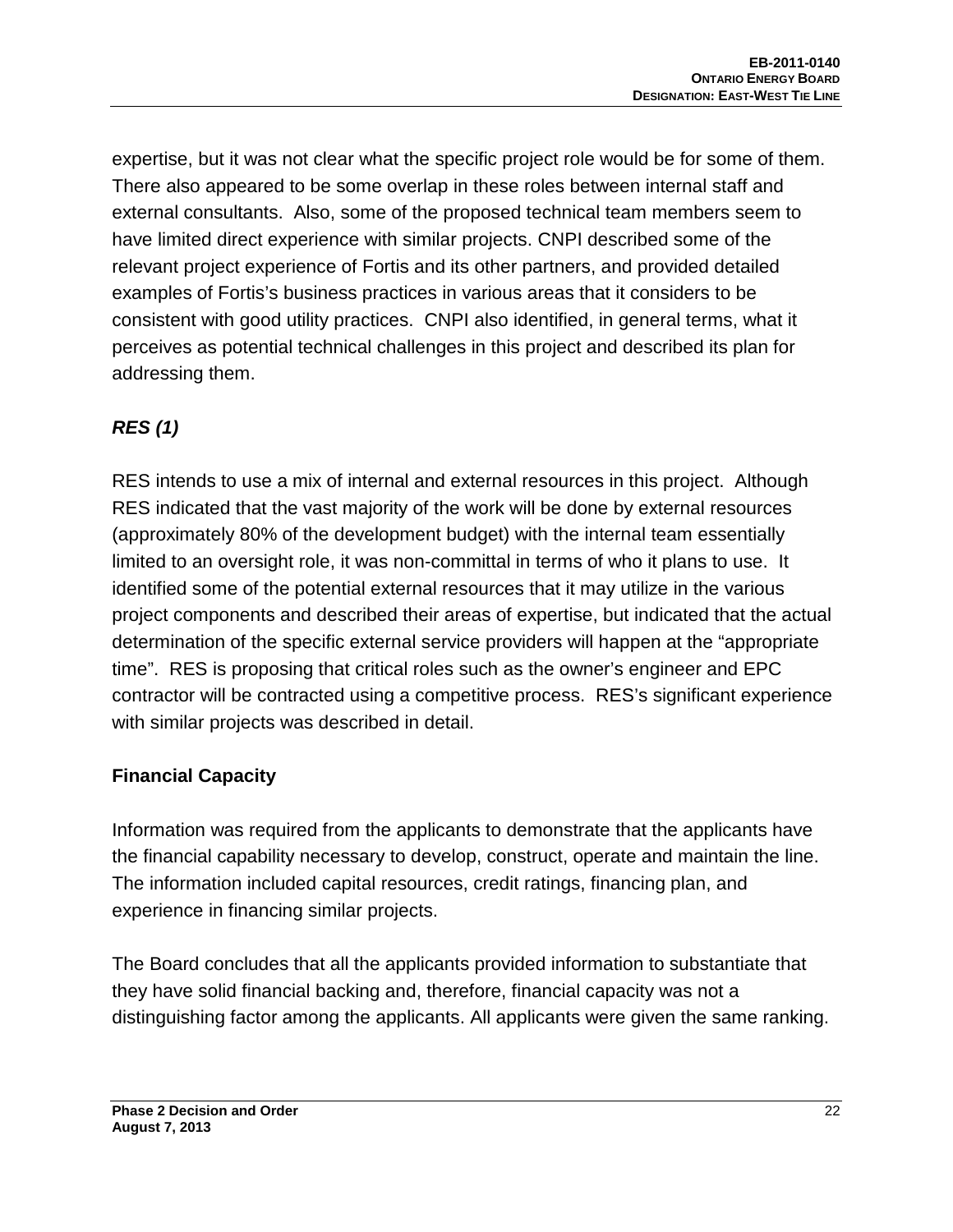expertise, but it was not clear what the specific project role would be for some of them. There also appeared to be some overlap in these roles between internal staff and external consultants. Also, some of the proposed technical team members seem to have limited direct experience with similar projects. CNPI described some of the relevant project experience of Fortis and its other partners, and provided detailed examples of Fortis's business practices in various areas that it considers to be consistent with good utility practices. CNPI also identified, in general terms, what it perceives as potential technical challenges in this project and described its plan for addressing them.

***RES (1)***

RES intends to use a mix of internal and external resources in this project. Although RES indicated that the vast majority of the work will be done by external resources (approximately 80% of the development budget) with the internal team essentially limited to an oversight role, it was non-committal in terms of who it plans to use. It identified some of the potential external resources that it may utilize in the various project components and described their areas of expertise, but indicated that the actual determination of the specific external service providers will happen at the "appropriate time". RES is proposing that critical roles such as the owner's engineer and EPC contractor will be contracted using a competitive process. RES's significant experience with similar projects was described in detail.

**Financial Capacity**

Information was required from the applicants to demonstrate that the applicants have the financial capability necessary to develop, construct, operate and maintain the line. The information included capital resources, credit ratings, financing plan, and experience in financing similar projects.

The Board concludes that all the applicants provided information to substantiate that they have solid financial backing and, therefore, financial capacity was not a distinguishing factor among the applicants. All applicants were given the same ranking.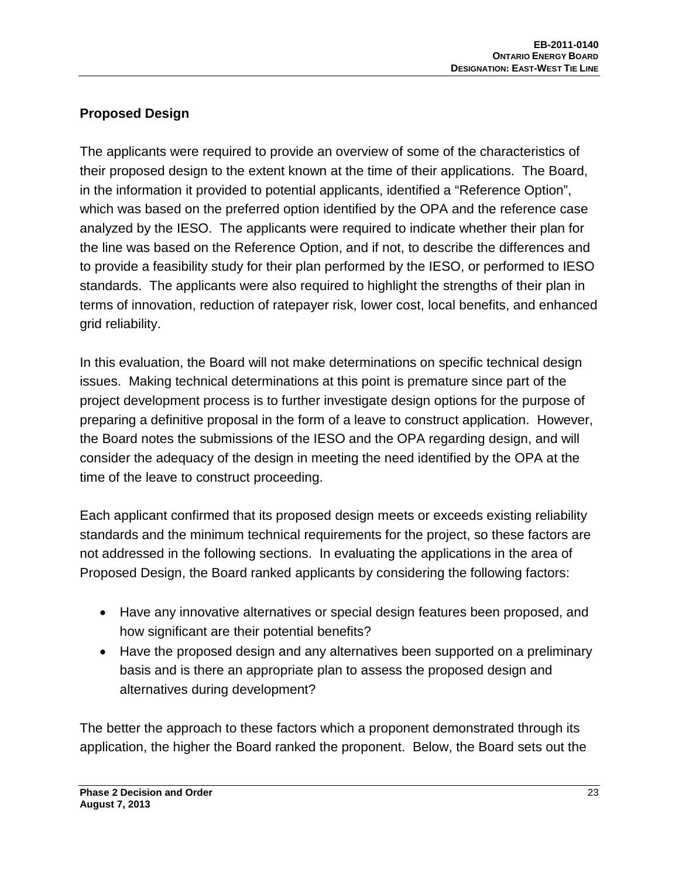## Proposed Design

The applicants were required to provide an overview of some of the characteristics of their proposed design to the extent known at the time of their applications. The Board, in the information it provided to potential applicants, identified a "Reference Option", which was based on the preferred option identified by the OPA and the reference case analyzed by the IESO. The applicants were required to indicate whether their plan for the line was based on the Reference Option, and if not, to describe the differences and to provide a feasibility study for their plan performed by the IESO, or performed to IESO standards. The applicants were also required to highlight the strengths of their plan in terms of innovation, reduction of ratepayer risk, lower cost, local benefits, and enhanced grid reliability.

In this evaluation, the Board will not make determinations on specific technical design issues. Making technical determinations at this point is premature since part of the project development process is to further investigate design options for the purpose of preparing a definitive proposal in the form of a leave to construct application. However, the Board notes the submissions of the IESO and the OPA regarding design, and will consider the adequacy of the design in meeting the need identified by the OPA at the time of the leave to construct proceeding.

Each applicant confirmed that its proposed design meets or exceeds existing reliability standards and the minimum technical requirements for the project, so these factors are not addressed in the following sections. In evaluating the applications in the area of Proposed Design, the Board ranked applicants by considering the following factors:

- Have any innovative alternatives or special design features been proposed, and how significant are their potential benefits?
- Have the proposed design and any alternatives been supported on a preliminary basis and is there an appropriate plan to assess the proposed design and alternatives during development?

The better the approach to these factors which a proponent demonstrated through its application, the higher the Board ranked the proponent. Below, the Board sets out the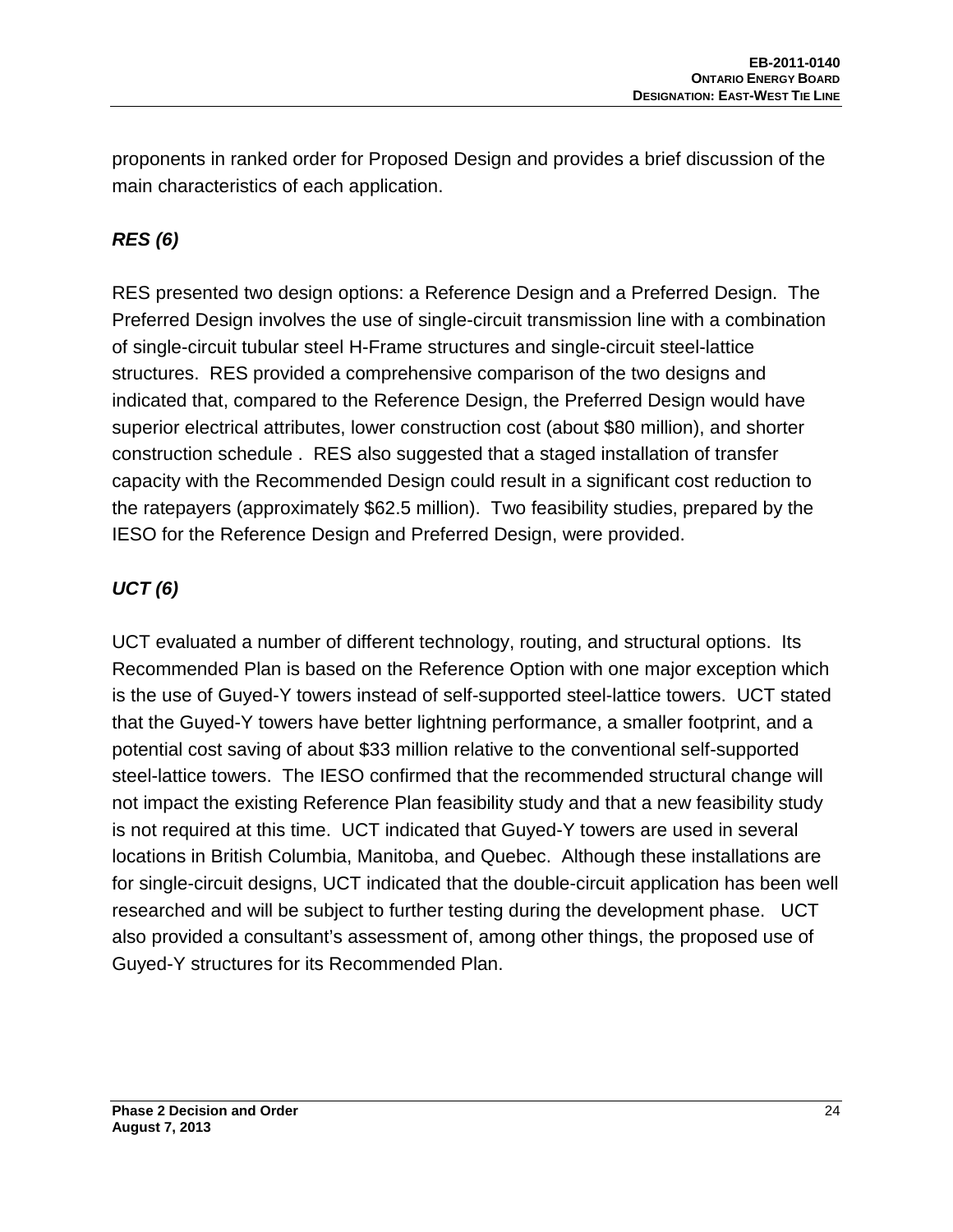proponents in ranked order for Proposed Design and provides a brief discussion of the main characteristics of each application.

***RES (6)***

RES presented two design options: a Reference Design and a Preferred Design. The Preferred Design involves the use of single-circuit transmission line with a combination of single-circuit tubular steel H-Frame structures and single-circuit steel-lattice structures. RES provided a comprehensive comparison of the two designs and indicated that, compared to the Reference Design, the Preferred Design would have superior electrical attributes, lower construction cost (about $80 million), and shorter construction schedule . RES also suggested that a staged installation of transfer capacity with the Recommended Design could result in a significant cost reduction to the ratepayers (approximately $62.5 million). Two feasibility studies, prepared by the IESO for the Reference Design and Preferred Design, were provided.

***UCT (6)***

UCT evaluated a number of different technology, routing, and structural options. Its Recommended Plan is based on the Reference Option with one major exception which is the use of Guyed-Y towers instead of self-supported steel-lattice towers. UCT stated that the Guyed-Y towers have better lightning performance, a smaller footprint, and a potential cost saving of about $33 million relative to the conventional self-supported steel-lattice towers. The IESO confirmed that the recommended structural change will not impact the existing Reference Plan feasibility study and that a new feasibility study is not required at this time. UCT indicated that Guyed-Y towers are used in several locations in British Columbia, Manitoba, and Quebec. Although these installations are for single-circuit designs, UCT indicated that the double-circuit application has been well researched and will be subject to further testing during the development phase. UCT also provided a consultant's assessment of, among other things, the proposed use of Guyed-Y structures for its Recommended Plan.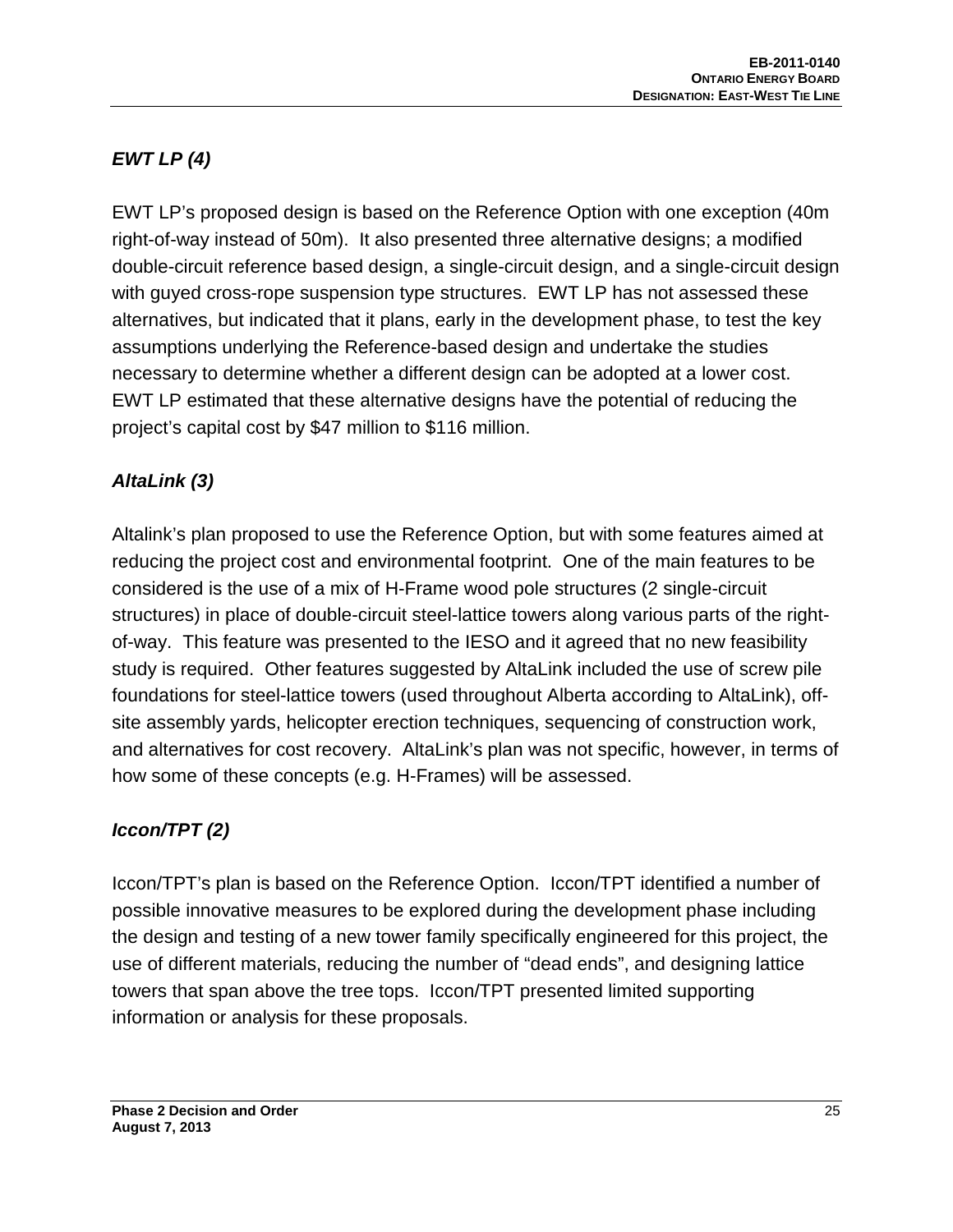### *EWT LP (4)*

EWT LP's proposed design is based on the Reference Option with one exception (40m right-of-way instead of 50m). It also presented three alternative designs; a modified double-circuit reference based design, a single-circuit design, and a single-circuit design with guyed cross-rope suspension type structures. EWT LP has not assessed these alternatives, but indicated that it plans, early in the development phase, to test the key assumptions underlying the Reference-based design and undertake the studies necessary to determine whether a different design can be adopted at a lower cost. EWT LP estimated that these alternative designs have the potential of reducing the project's capital cost by $47 million to $116 million.

### *AltaLink (3)*

Altalink's plan proposed to use the Reference Option, but with some features aimed at reducing the project cost and environmental footprint. One of the main features to be considered is the use of a mix of H-Frame wood pole structures (2 single-circuit structures) in place of double-circuit steel-lattice towers along various parts of the right-of-way. This feature was presented to the IESO and it agreed that no new feasibility study is required. Other features suggested by AltaLink included the use of screw pile foundations for steel-lattice towers (used throughout Alberta according to AltaLink), off-site assembly yards, helicopter erection techniques, sequencing of construction work, and alternatives for cost recovery. AltaLink's plan was not specific, however, in terms of how some of these concepts (e.g. H-Frames) will be assessed.

### *Iccon/TPT (2)*

Iccon/TPT's plan is based on the Reference Option. Iccon/TPT identified a number of possible innovative measures to be explored during the development phase including the design and testing of a new tower family specifically engineered for this project, the use of different materials, reducing the number of "dead ends", and designing lattice towers that span above the tree tops. Iccon/TPT presented limited supporting information or analysis for these proposals.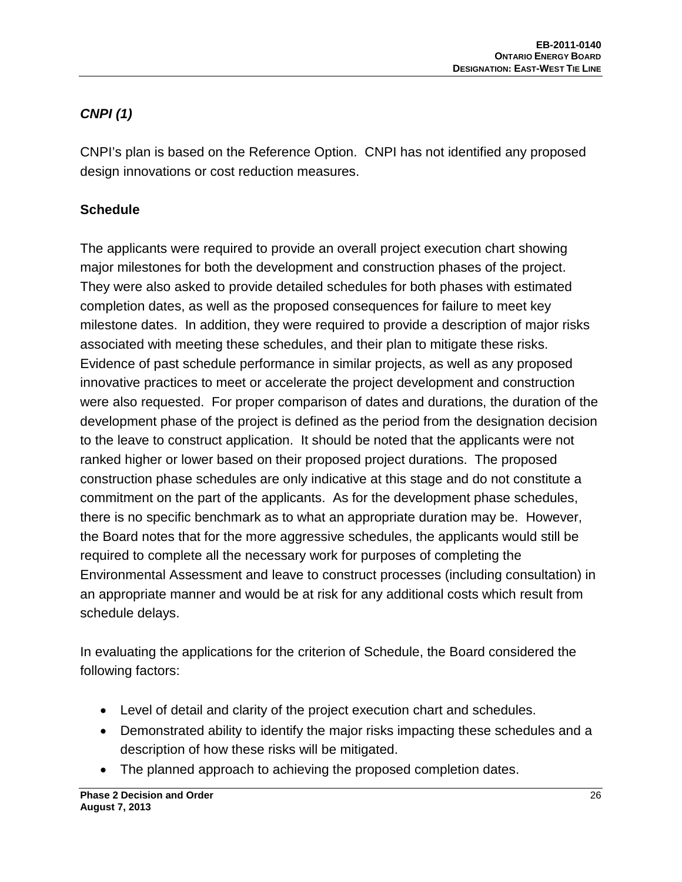***CNPI (1)***

CNPI's plan is based on the Reference Option. CNPI has not identified any proposed design innovations or cost reduction measures.

## Schedule

The applicants were required to provide an overall project execution chart showing major milestones for both the development and construction phases of the project. They were also asked to provide detailed schedules for both phases with estimated completion dates, as well as the proposed consequences for failure to meet key milestone dates. In addition, they were required to provide a description of major risks associated with meeting these schedules, and their plan to mitigate these risks. Evidence of past schedule performance in similar projects, as well as any proposed innovative practices to meet or accelerate the project development and construction were also requested. For proper comparison of dates and durations, the duration of the development phase of the project is defined as the period from the designation decision to the leave to construct application. It should be noted that the applicants were not ranked higher or lower based on their proposed project durations. The proposed construction phase schedules are only indicative at this stage and do not constitute a commitment on the part of the applicants. As for the development phase schedules, there is no specific benchmark as to what an appropriate duration may be. However, the Board notes that for the more aggressive schedules, the applicants would still be required to complete all the necessary work for purposes of completing the Environmental Assessment and leave to construct processes (including consultation) in an appropriate manner and would be at risk for any additional costs which result from schedule delays.

In evaluating the applications for the criterion of Schedule, the Board considered the following factors:

- Level of detail and clarity of the project execution chart and schedules.
- Demonstrated ability to identify the major risks impacting these schedules and a description of how these risks will be mitigated.
- The planned approach to achieving the proposed completion dates.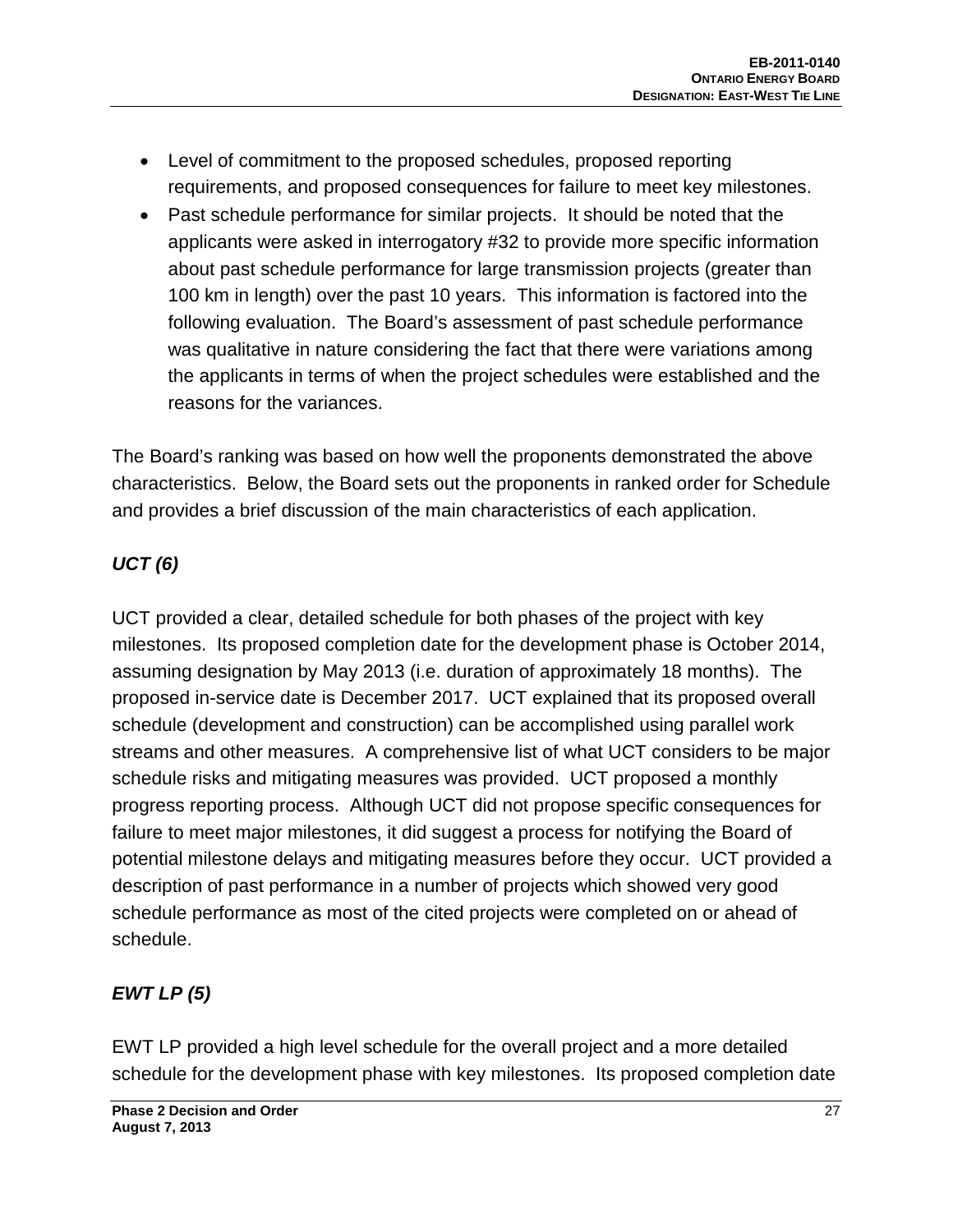- Level of commitment to the proposed schedules, proposed reporting requirements, and proposed consequences for failure to meet key milestones.
- Past schedule performance for similar projects. It should be noted that the applicants were asked in interrogatory #32 to provide more specific information about past schedule performance for large transmission projects (greater than 100 km in length) over the past 10 years. This information is factored into the following evaluation. The Board's assessment of past schedule performance was qualitative in nature considering the fact that there were variations among the applicants in terms of when the project schedules were established and the reasons for the variances.

The Board's ranking was based on how well the proponents demonstrated the above characteristics. Below, the Board sets out the proponents in ranked order for Schedule and provides a brief discussion of the main characteristics of each application.

### *UCT (6)*

UCT provided a clear, detailed schedule for both phases of the project with key milestones. Its proposed completion date for the development phase is October 2014, assuming designation by May 2013 (i.e. duration of approximately 18 months). The proposed in-service date is December 2017. UCT explained that its proposed overall schedule (development and construction) can be accomplished using parallel work streams and other measures. A comprehensive list of what UCT considers to be major schedule risks and mitigating measures was provided. UCT proposed a monthly progress reporting process. Although UCT did not propose specific consequences for failure to meet major milestones, it did suggest a process for notifying the Board of potential milestone delays and mitigating measures before they occur. UCT provided a description of past performance in a number of projects which showed very good schedule performance as most of the cited projects were completed on or ahead of schedule.

### *EWT LP (5)*

EWT LP provided a high level schedule for the overall project and a more detailed schedule for the development phase with key milestones. Its proposed completion date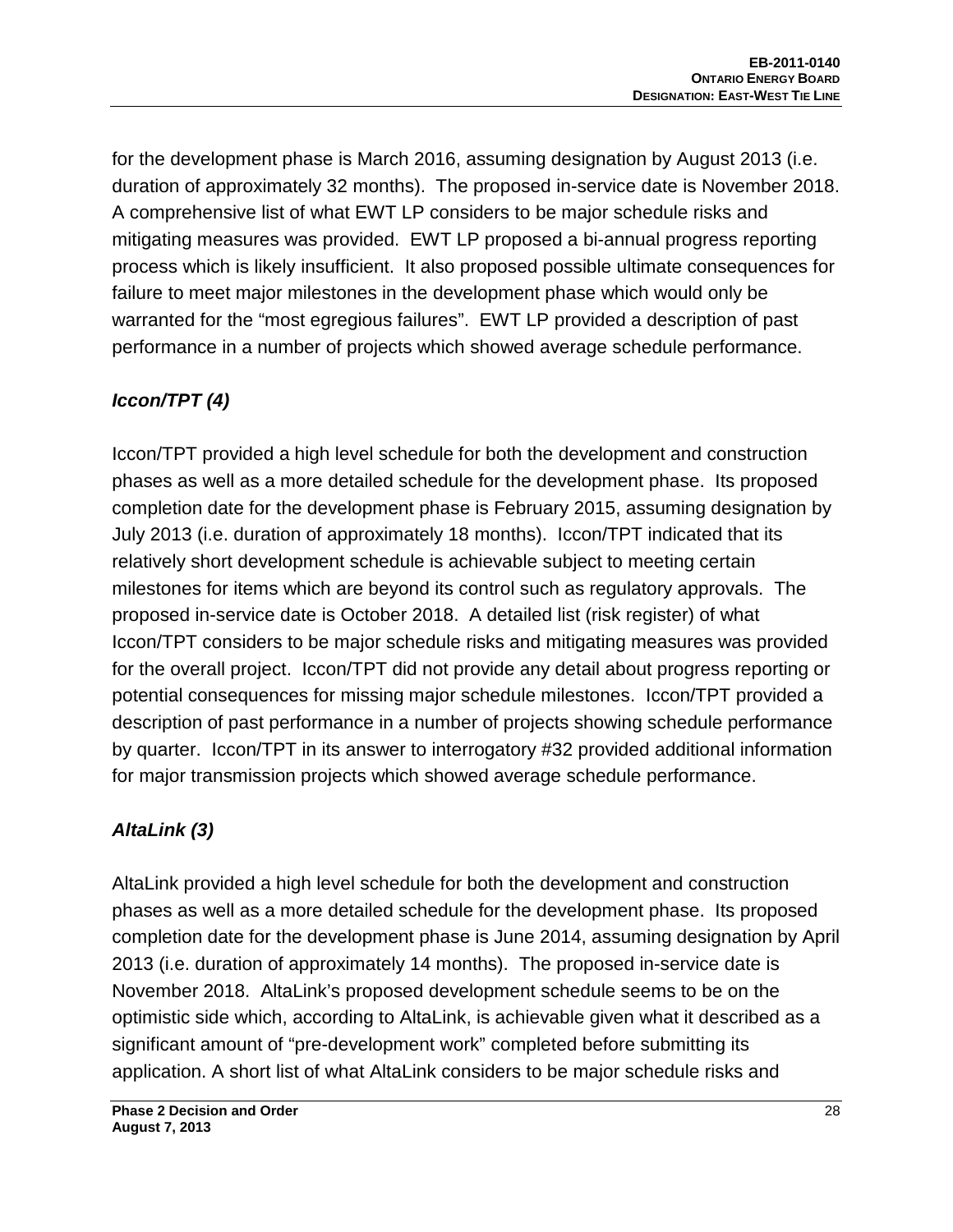for the development phase is March 2016, assuming designation by August 2013 (i.e. duration of approximately 32 months). The proposed in-service date is November 2018. A comprehensive list of what EWT LP considers to be major schedule risks and mitigating measures was provided. EWT LP proposed a bi-annual progress reporting process which is likely insufficient. It also proposed possible ultimate consequences for failure to meet major milestones in the development phase which would only be warranted for the "most egregious failures". EWT LP provided a description of past performance in a number of projects which showed average schedule performance.

### *Iccon/TPT (4)*

Iccon/TPT provided a high level schedule for both the development and construction phases as well as a more detailed schedule for the development phase. Its proposed completion date for the development phase is February 2015, assuming designation by July 2013 (i.e. duration of approximately 18 months). Iccon/TPT indicated that its relatively short development schedule is achievable subject to meeting certain milestones for items which are beyond its control such as regulatory approvals. The proposed in-service date is October 2018. A detailed list (risk register) of what Iccon/TPT considers to be major schedule risks and mitigating measures was provided for the overall project. Iccon/TPT did not provide any detail about progress reporting or potential consequences for missing major schedule milestones. Iccon/TPT provided a description of past performance in a number of projects showing schedule performance by quarter. Iccon/TPT in its answer to interrogatory #32 provided additional information for major transmission projects which showed average schedule performance.

### *AltaLink (3)*

AltaLink provided a high level schedule for both the development and construction phases as well as a more detailed schedule for the development phase. Its proposed completion date for the development phase is June 2014, assuming designation by April 2013 (i.e. duration of approximately 14 months). The proposed in-service date is November 2018. AltaLink's proposed development schedule seems to be on the optimistic side which, according to AltaLink, is achievable given what it described as a significant amount of "pre-development work" completed before submitting its application. A short list of what AltaLink considers to be major schedule risks and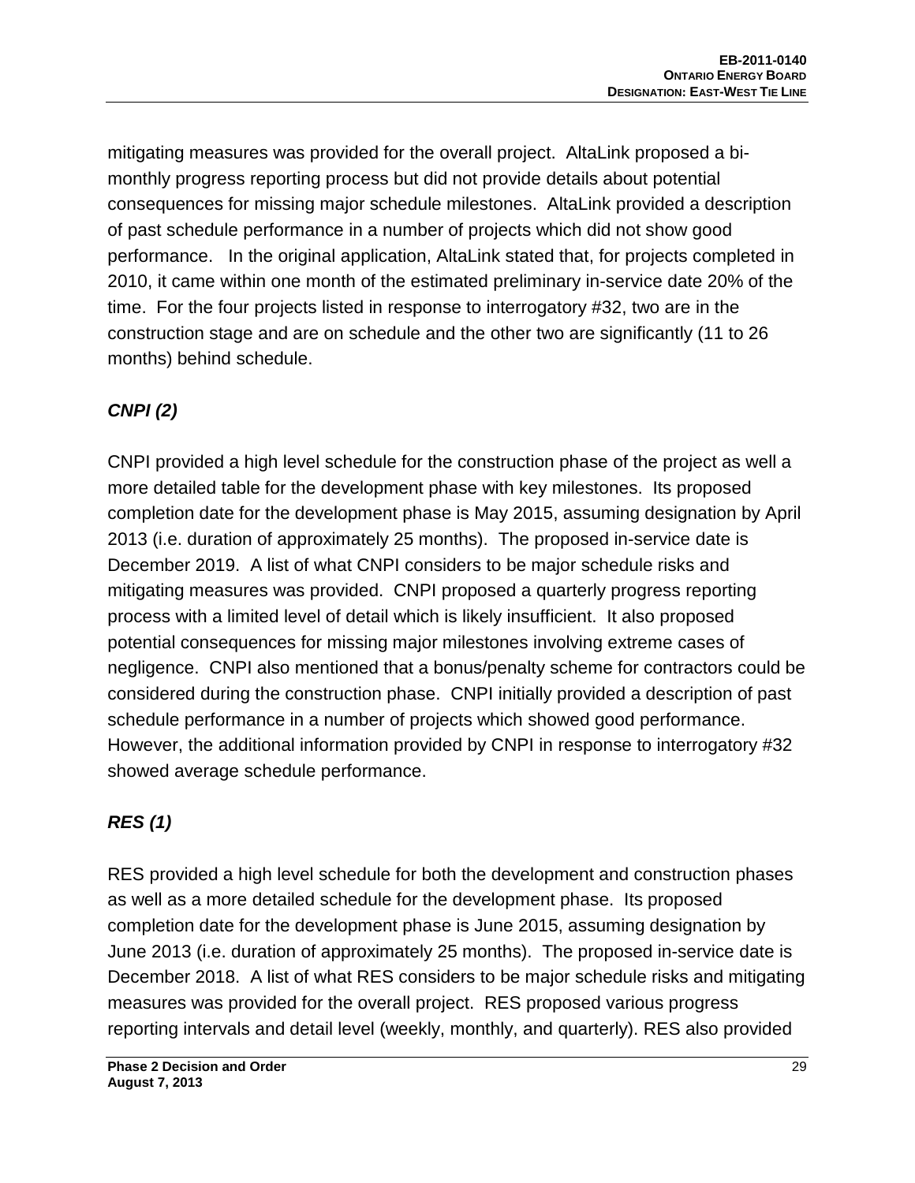mitigating measures was provided for the overall project. AltaLink proposed a bi-monthly progress reporting process but did not provide details about potential consequences for missing major schedule milestones. AltaLink provided a description of past schedule performance in a number of projects which did not show good performance. In the original application, AltaLink stated that, for projects completed in 2010, it came within one month of the estimated preliminary in-service date 20% of the time. For the four projects listed in response to interrogatory #32, two are in the construction stage and are on schedule and the other two are significantly (11 to 26 months) behind schedule.

***CNPI (2)***

CNPI provided a high level schedule for the construction phase of the project as well a more detailed table for the development phase with key milestones. Its proposed completion date for the development phase is May 2015, assuming designation by April 2013 (i.e. duration of approximately 25 months). The proposed in-service date is December 2019. A list of what CNPI considers to be major schedule risks and mitigating measures was provided. CNPI proposed a quarterly progress reporting process with a limited level of detail which is likely insufficient. It also proposed potential consequences for missing major milestones involving extreme cases of negligence. CNPI also mentioned that a bonus/penalty scheme for contractors could be considered during the construction phase. CNPI initially provided a description of past schedule performance in a number of projects which showed good performance. However, the additional information provided by CNPI in response to interrogatory #32 showed average schedule performance.

***RES (1)***

RES provided a high level schedule for both the development and construction phases as well as a more detailed schedule for the development phase. Its proposed completion date for the development phase is June 2015, assuming designation by June 2013 (i.e. duration of approximately 25 months). The proposed in-service date is December 2018. A list of what RES considers to be major schedule risks and mitigating measures was provided for the overall project. RES proposed various progress reporting intervals and detail level (weekly, monthly, and quarterly). RES also provided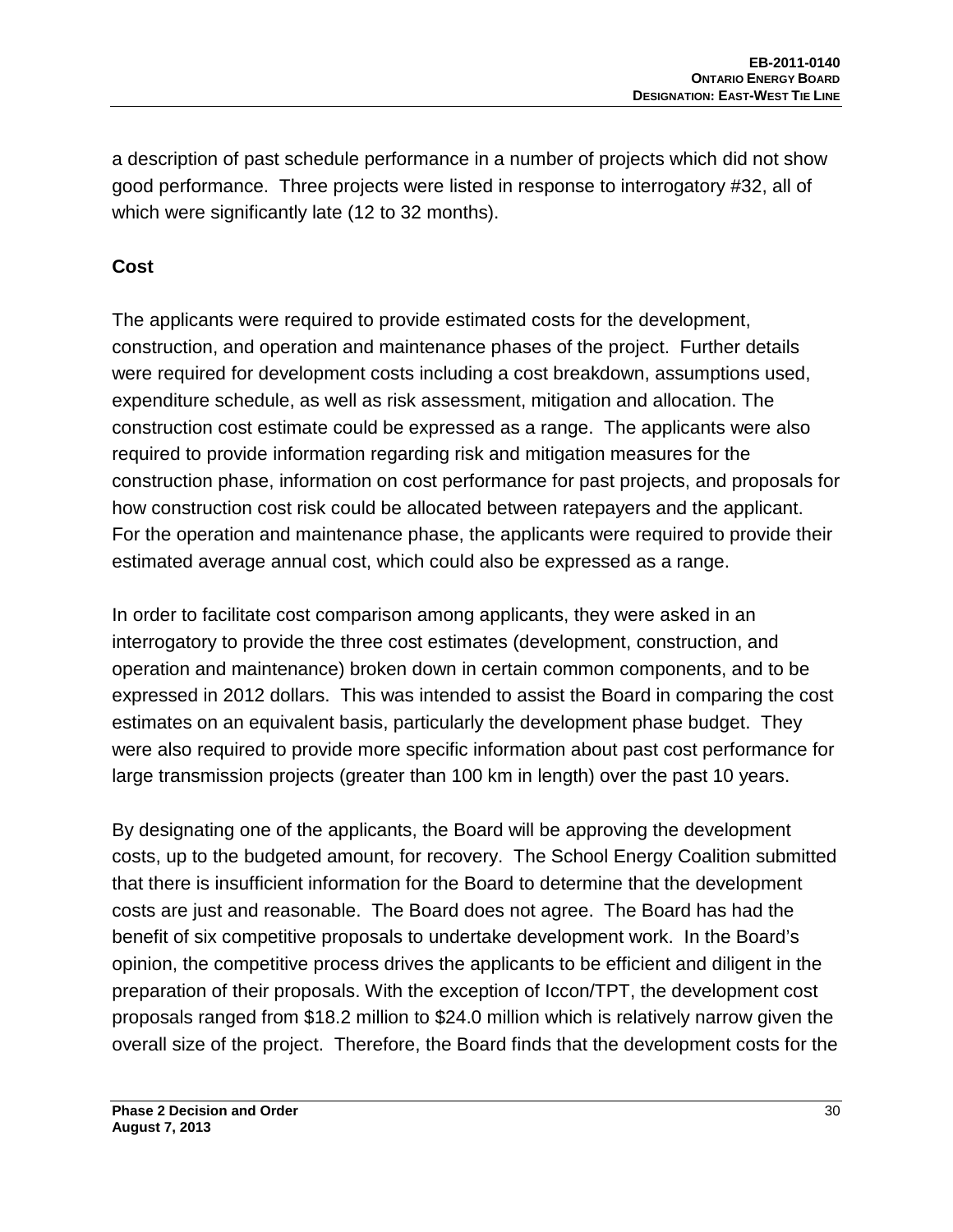a description of past schedule performance in a number of projects which did not show good performance. Three projects were listed in response to interrogatory #32, all of which were significantly late (12 to 32 months).

**Cost**

The applicants were required to provide estimated costs for the development, construction, and operation and maintenance phases of the project. Further details were required for development costs including a cost breakdown, assumptions used, expenditure schedule, as well as risk assessment, mitigation and allocation. The construction cost estimate could be expressed as a range. The applicants were also required to provide information regarding risk and mitigation measures for the construction phase, information on cost performance for past projects, and proposals for how construction cost risk could be allocated between ratepayers and the applicant. For the operation and maintenance phase, the applicants were required to provide their estimated average annual cost, which could also be expressed as a range.

In order to facilitate cost comparison among applicants, they were asked in an interrogatory to provide the three cost estimates (development, construction, and operation and maintenance) broken down in certain common components, and to be expressed in 2012 dollars. This was intended to assist the Board in comparing the cost estimates on an equivalent basis, particularly the development phase budget. They were also required to provide more specific information about past cost performance for large transmission projects (greater than 100 km in length) over the past 10 years.

By designating one of the applicants, the Board will be approving the development costs, up to the budgeted amount, for recovery. The School Energy Coalition submitted that there is insufficient information for the Board to determine that the development costs are just and reasonable. The Board does not agree. The Board has had the benefit of six competitive proposals to undertake development work. In the Board's opinion, the competitive process drives the applicants to be efficient and diligent in the preparation of their proposals. With the exception of Iccon/TPT, the development cost proposals ranged from \$18.2 million to \$24.0 million which is relatively narrow given the overall size of the project. Therefore, the Board finds that the development costs for the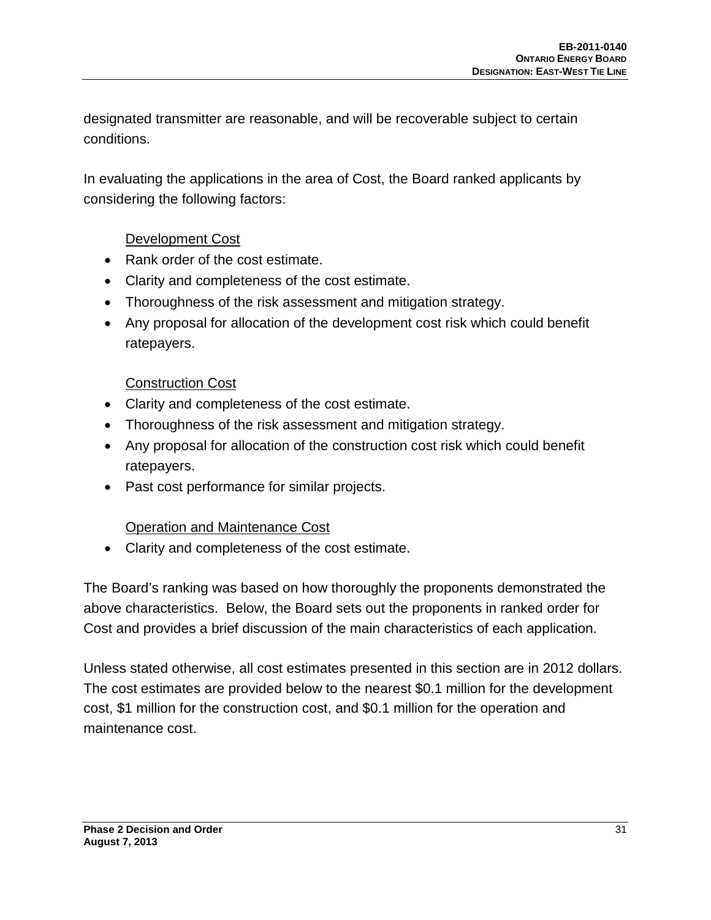designated transmitter are reasonable, and will be recoverable subject to certain conditions.

In evaluating the applications in the area of Cost, the Board ranked applicants by considering the following factors:

<u>Development Cost</u>

- Rank order of the cost estimate.
- Clarity and completeness of the cost estimate.
- Thoroughness of the risk assessment and mitigation strategy.
- Any proposal for allocation of the development cost risk which could benefit ratepayers.

<u>Construction Cost</u>

- Clarity and completeness of the cost estimate.
- Thoroughness of the risk assessment and mitigation strategy.
- Any proposal for allocation of the construction cost risk which could benefit ratepayers.
- Past cost performance for similar projects.

<u>Operation and Maintenance Cost</u>

- Clarity and completeness of the cost estimate.

The Board's ranking was based on how thoroughly the proponents demonstrated the above characteristics. Below, the Board sets out the proponents in ranked order for Cost and provides a brief discussion of the main characteristics of each application.

Unless stated otherwise, all cost estimates presented in this section are in 2012 dollars. The cost estimates are provided below to the nearest $0.1 million for the development cost, $1 million for the construction cost, and $0.1 million for the operation and maintenance cost.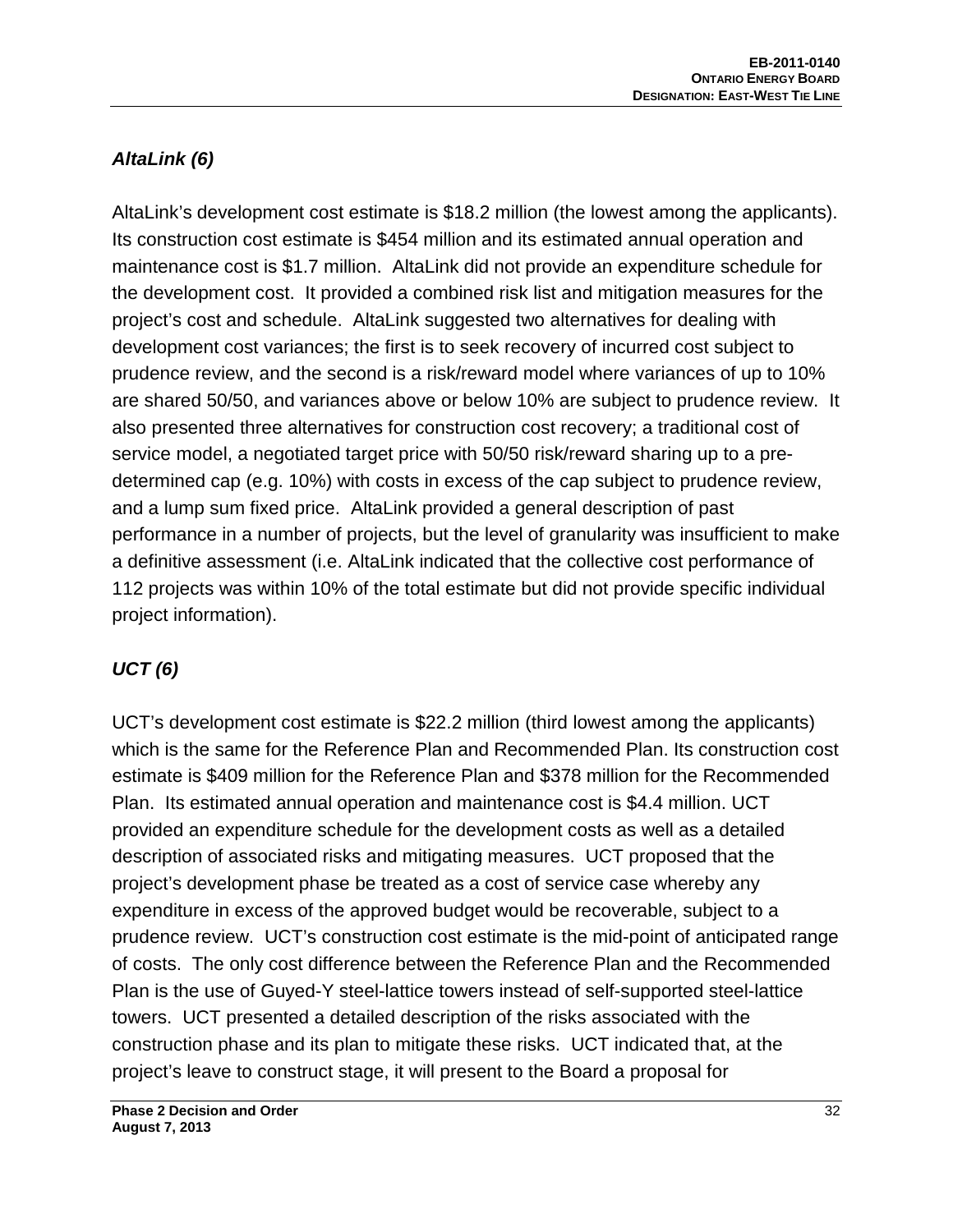### *AltaLink (6)*

AltaLink's development cost estimate is $18.2 million (the lowest among the applicants). Its construction cost estimate is $454 million and its estimated annual operation and maintenance cost is $1.7 million. AltaLink did not provide an expenditure schedule for the development cost. It provided a combined risk list and mitigation measures for the project's cost and schedule. AltaLink suggested two alternatives for dealing with development cost variances; the first is to seek recovery of incurred cost subject to prudence review, and the second is a risk/reward model where variances of up to 10% are shared 50/50, and variances above or below 10% are subject to prudence review. It also presented three alternatives for construction cost recovery; a traditional cost of service model, a negotiated target price with 50/50 risk/reward sharing up to a pre-determined cap (e.g. 10%) with costs in excess of the cap subject to prudence review, and a lump sum fixed price. AltaLink provided a general description of past performance in a number of projects, but the level of granularity was insufficient to make a definitive assessment (i.e. AltaLink indicated that the collective cost performance of 112 projects was within 10% of the total estimate but did not provide specific individual project information).

### *UCT (6)*

UCT's development cost estimate is $22.2 million (third lowest among the applicants) which is the same for the Reference Plan and Recommended Plan. Its construction cost estimate is $409 million for the Reference Plan and $378 million for the Recommended Plan. Its estimated annual operation and maintenance cost is $4.4 million. UCT provided an expenditure schedule for the development costs as well as a detailed description of associated risks and mitigating measures. UCT proposed that the project's development phase be treated as a cost of service case whereby any expenditure in excess of the approved budget would be recoverable, subject to a prudence review. UCT's construction cost estimate is the mid-point of anticipated range of costs. The only cost difference between the Reference Plan and the Recommended Plan is the use of Guyed-Y steel-lattice towers instead of self-supported steel-lattice towers. UCT presented a detailed description of the risks associated with the construction phase and its plan to mitigate these risks. UCT indicated that, at the project's leave to construct stage, it will present to the Board a proposal for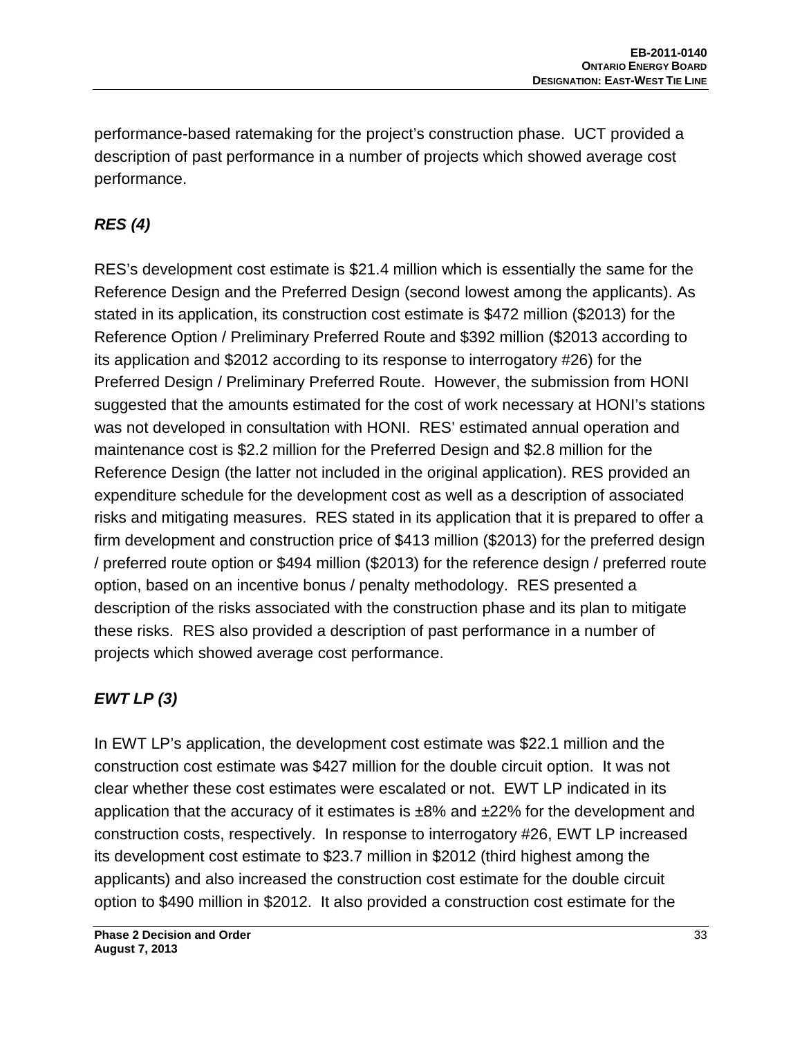performance-based ratemaking for the project's construction phase. UCT provided a description of past performance in a number of projects which showed average cost performance.

### *RES (4)*

RES's development cost estimate is $21.4 million which is essentially the same for the Reference Design and the Preferred Design (second lowest among the applicants). As stated in its application, its construction cost estimate is $472 million ($2013) for the Reference Option / Preliminary Preferred Route and $392 million ($2013 according to its application and $2012 according to its response to interrogatory #26) for the Preferred Design / Preliminary Preferred Route. However, the submission from HONI suggested that the amounts estimated for the cost of work necessary at HONI's stations was not developed in consultation with HONI. RES' estimated annual operation and maintenance cost is $2.2 million for the Preferred Design and $2.8 million for the Reference Design (the latter not included in the original application). RES provided an expenditure schedule for the development cost as well as a description of associated risks and mitigating measures. RES stated in its application that it is prepared to offer a firm development and construction price of $413 million ($2013) for the preferred design / preferred route option or $494 million ($2013) for the reference design / preferred route option, based on an incentive bonus / penalty methodology. RES presented a description of the risks associated with the construction phase and its plan to mitigate these risks. RES also provided a description of past performance in a number of projects which showed average cost performance.

### *EWT LP (3)*

In EWT LP's application, the development cost estimate was $22.1 million and the construction cost estimate was $427 million for the double circuit option. It was not clear whether these cost estimates were escalated or not. EWT LP indicated in its application that the accuracy of it estimates is ±8% and ±22% for the development and construction costs, respectively. In response to interrogatory #26, EWT LP increased its development cost estimate to $23.7 million in $2012 (third highest among the applicants) and also increased the construction cost estimate for the double circuit option to $490 million in $2012. It also provided a construction cost estimate for the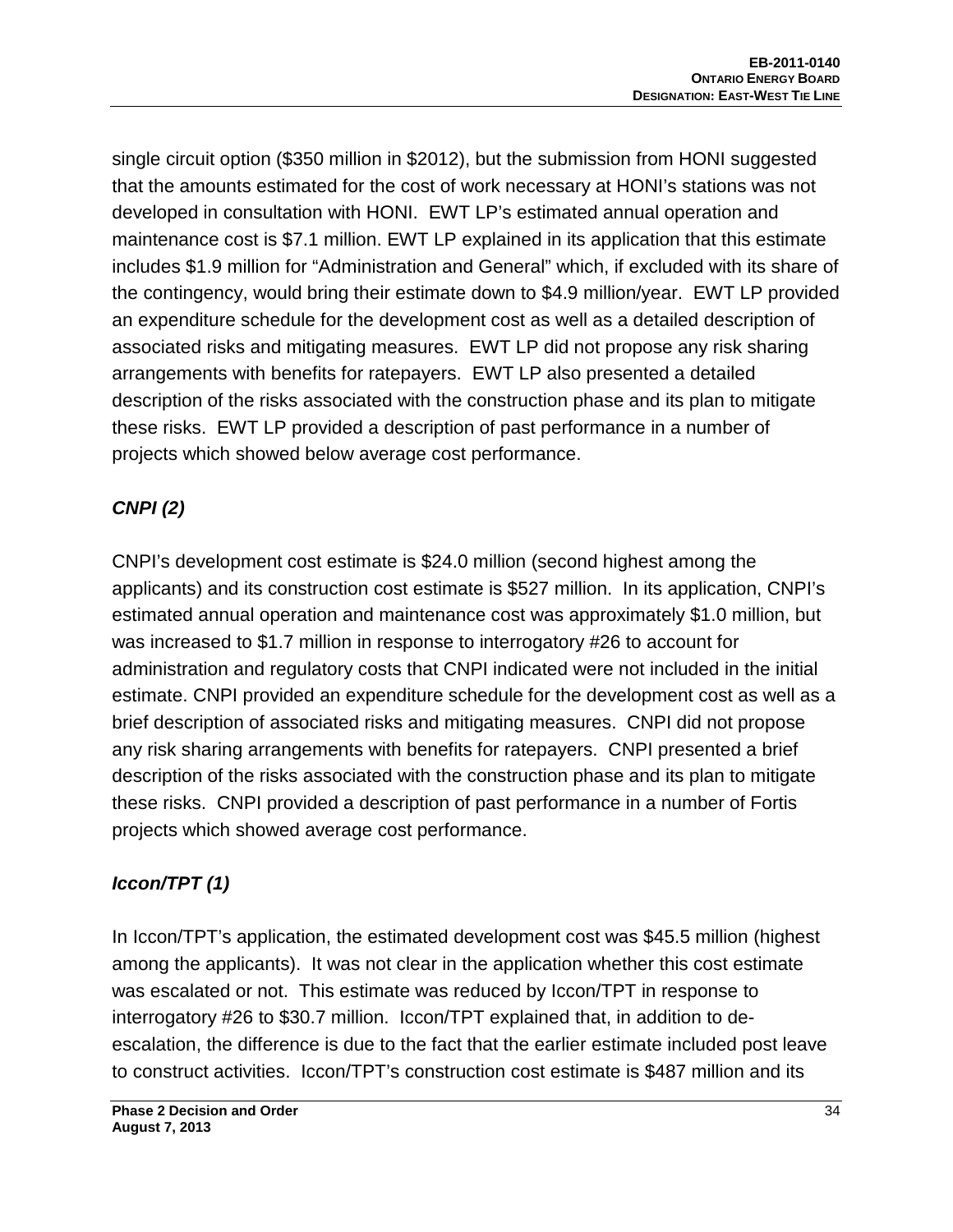single circuit option ($350 million in $2012), but the submission from HONI suggested that the amounts estimated for the cost of work necessary at HONI's stations was not developed in consultation with HONI. EWT LP's estimated annual operation and maintenance cost is $7.1 million. EWT LP explained in its application that this estimate includes $1.9 million for "Administration and General" which, if excluded with its share of the contingency, would bring their estimate down to $4.9 million/year. EWT LP provided an expenditure schedule for the development cost as well as a detailed description of associated risks and mitigating measures. EWT LP did not propose any risk sharing arrangements with benefits for ratepayers. EWT LP also presented a detailed description of the risks associated with the construction phase and its plan to mitigate these risks. EWT LP provided a description of past performance in a number of projects which showed below average cost performance.

***CNPI (2)***

CNPI's development cost estimate is $24.0 million (second highest among the applicants) and its construction cost estimate is $527 million. In its application, CNPI's estimated annual operation and maintenance cost was approximately $1.0 million, but was increased to $1.7 million in response to interrogatory #26 to account for administration and regulatory costs that CNPI indicated were not included in the initial estimate. CNPI provided an expenditure schedule for the development cost as well as a brief description of associated risks and mitigating measures. CNPI did not propose any risk sharing arrangements with benefits for ratepayers. CNPI presented a brief description of the risks associated with the construction phase and its plan to mitigate these risks. CNPI provided a description of past performance in a number of Fortis projects which showed average cost performance.

***Iccon/TPT (1)***

In Iccon/TPT's application, the estimated development cost was $45.5 million (highest among the applicants). It was not clear in the application whether this cost estimate was escalated or not. This estimate was reduced by Iccon/TPT in response to interrogatory #26 to $30.7 million. Iccon/TPT explained that, in addition to de-escalation, the difference is due to the fact that the earlier estimate included post leave to construct activities. Iccon/TPT's construction cost estimate is $487 million and its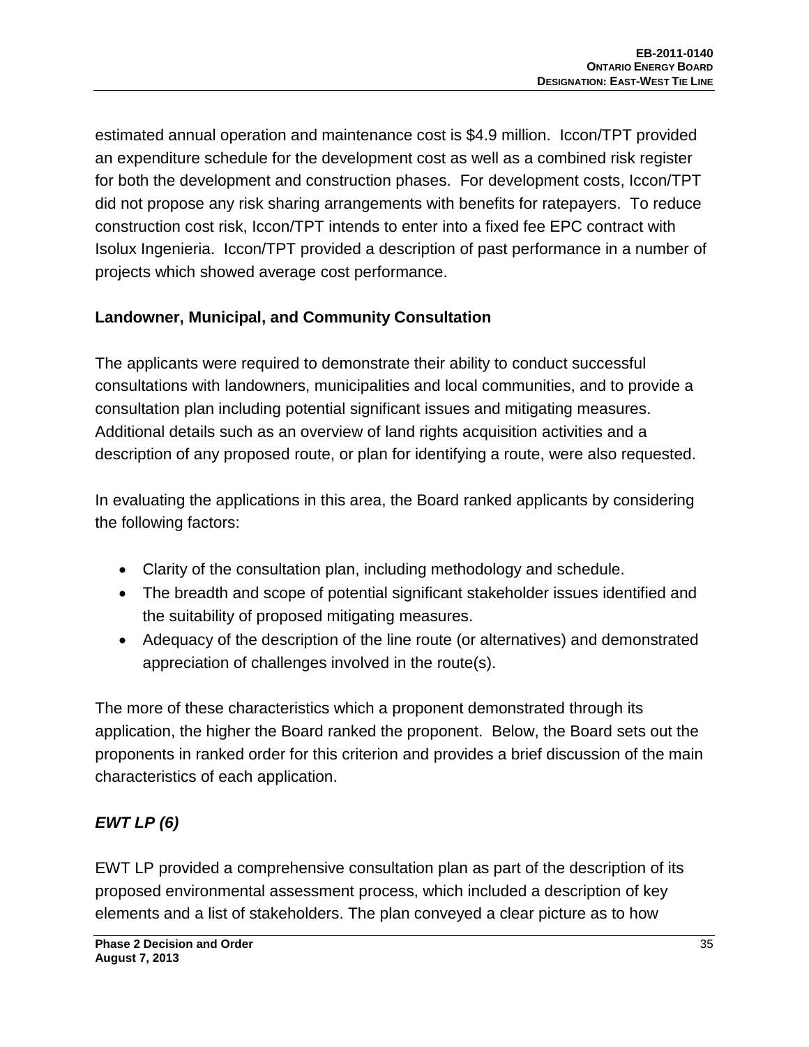estimated annual operation and maintenance cost is $4.9 million. Iccon/TPT provided an expenditure schedule for the development cost as well as a combined risk register for both the development and construction phases. For development costs, Iccon/TPT did not propose any risk sharing arrangements with benefits for ratepayers. To reduce construction cost risk, Iccon/TPT intends to enter into a fixed fee EPC contract with Isolux Ingenieria. Iccon/TPT provided a description of past performance in a number of projects which showed average cost performance.

### Landowner, Municipal, and Community Consultation

The applicants were required to demonstrate their ability to conduct successful consultations with landowners, municipalities and local communities, and to provide a consultation plan including potential significant issues and mitigating measures. Additional details such as an overview of land rights acquisition activities and a description of any proposed route, or plan for identifying a route, were also requested.

In evaluating the applications in this area, the Board ranked applicants by considering the following factors:

- Clarity of the consultation plan, including methodology and schedule.
- The breadth and scope of potential significant stakeholder issues identified and the suitability of proposed mitigating measures.
- Adequacy of the description of the line route (or alternatives) and demonstrated appreciation of challenges involved in the route(s).

The more of these characteristics which a proponent demonstrated through its application, the higher the Board ranked the proponent. Below, the Board sets out the proponents in ranked order for this criterion and provides a brief discussion of the main characteristics of each application.

#### *EWT LP (6)*

EWT LP provided a comprehensive consultation plan as part of the description of its proposed environmental assessment process, which included a description of key elements and a list of stakeholders. The plan conveyed a clear picture as to how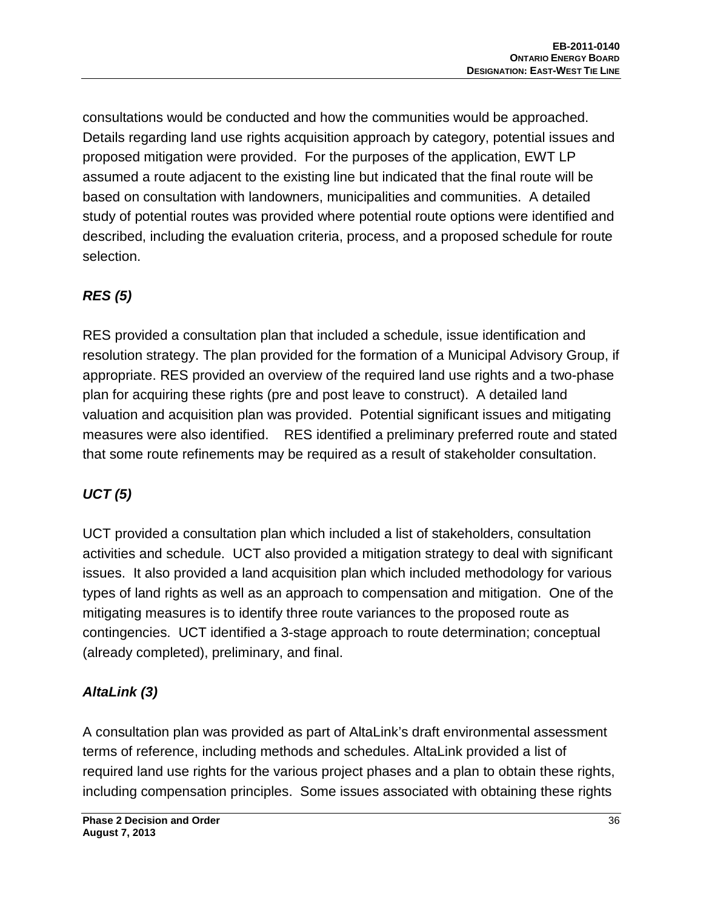consultations would be conducted and how the communities would be approached. Details regarding land use rights acquisition approach by category, potential issues and proposed mitigation were provided. For the purposes of the application, EWT LP assumed a route adjacent to the existing line but indicated that the final route will be based on consultation with landowners, municipalities and communities. A detailed study of potential routes was provided where potential route options were identified and described, including the evaluation criteria, process, and a proposed schedule for route selection.

***RES (5)***

RES provided a consultation plan that included a schedule, issue identification and resolution strategy. The plan provided for the formation of a Municipal Advisory Group, if appropriate. RES provided an overview of the required land use rights and a two-phase plan for acquiring these rights (pre and post leave to construct). A detailed land valuation and acquisition plan was provided. Potential significant issues and mitigating measures were also identified. RES identified a preliminary preferred route and stated that some route refinements may be required as a result of stakeholder consultation.

***UCT (5)***

UCT provided a consultation plan which included a list of stakeholders, consultation activities and schedule. UCT also provided a mitigation strategy to deal with significant issues. It also provided a land acquisition plan which included methodology for various types of land rights as well as an approach to compensation and mitigation. One of the mitigating measures is to identify three route variances to the proposed route as contingencies. UCT identified a 3-stage approach to route determination; conceptual (already completed), preliminary, and final.

***AltaLink (3)***

A consultation plan was provided as part of AltaLink's draft environmental assessment terms of reference, including methods and schedules. AltaLink provided a list of required land use rights for the various project phases and a plan to obtain these rights, including compensation principles. Some issues associated with obtaining these rights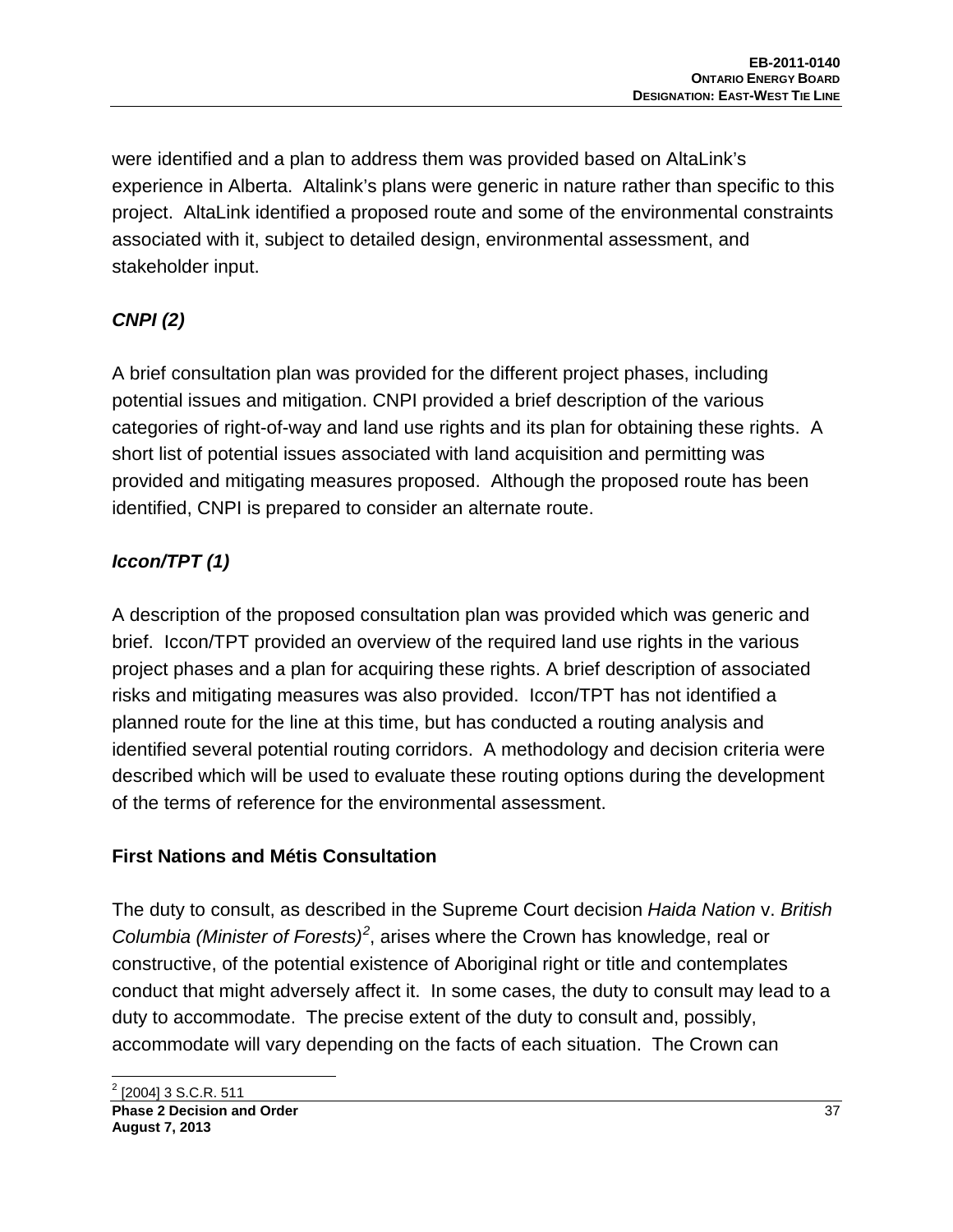were identified and a plan to address them was provided based on AltaLink's experience in Alberta. Altalink's plans were generic in nature rather than specific to this project. AltaLink identified a proposed route and some of the environmental constraints associated with it, subject to detailed design, environmental assessment, and stakeholder input.

***CNPI (2)***

A brief consultation plan was provided for the different project phases, including potential issues and mitigation. CNPI provided a brief description of the various categories of right-of-way and land use rights and its plan for obtaining these rights. A short list of potential issues associated with land acquisition and permitting was provided and mitigating measures proposed. Although the proposed route has been identified, CNPI is prepared to consider an alternate route.

***Iccon/TPT (1)***

A description of the proposed consultation plan was provided which was generic and brief. Iccon/TPT provided an overview of the required land use rights in the various project phases and a plan for acquiring these rights. A brief description of associated risks and mitigating measures was also provided. Iccon/TPT has not identified a planned route for the line at this time, but has conducted a routing analysis and identified several potential routing corridors. A methodology and decision criteria were described which will be used to evaluate these routing options during the development of the terms of reference for the environmental assessment.

**First Nations and Métis Consultation**

The duty to consult, as described in the Supreme Court decision *Haida Nation* v. *British Columbia (Minister of Forests)*[2], arises where the Crown has knowledge, real or constructive, of the potential existence of Aboriginal right or title and contemplates conduct that might adversely affect it. In some cases, the duty to consult may lead to a duty to accommodate. The precise extent of the duty to consult and, possibly, accommodate will vary depending on the facts of each situation. The Crown can

[2] [2004] 3 S.C.R. 511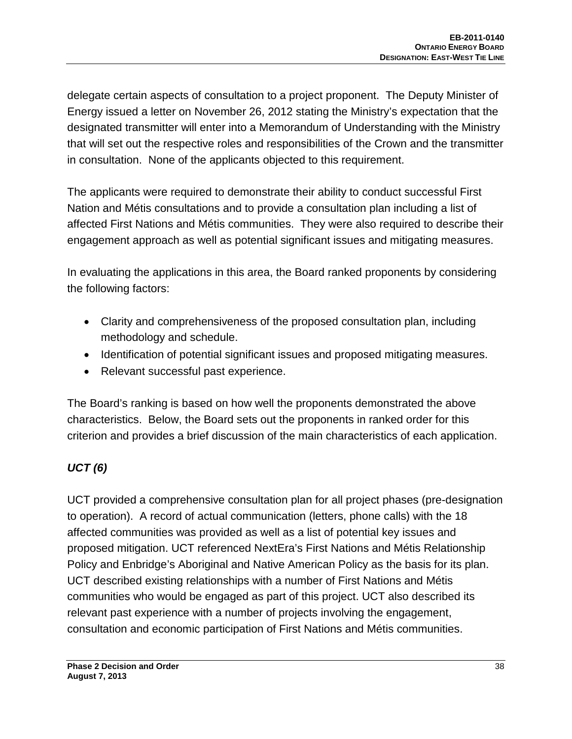delegate certain aspects of consultation to a project proponent. The Deputy Minister of Energy issued a letter on November 26, 2012 stating the Ministry's expectation that the designated transmitter will enter into a Memorandum of Understanding with the Ministry that will set out the respective roles and responsibilities of the Crown and the transmitter in consultation. None of the applicants objected to this requirement.

The applicants were required to demonstrate their ability to conduct successful First Nation and Métis consultations and to provide a consultation plan including a list of affected First Nations and Métis communities. They were also required to describe their engagement approach as well as potential significant issues and mitigating measures.

In evaluating the applications in this area, the Board ranked proponents by considering the following factors:

- Clarity and comprehensiveness of the proposed consultation plan, including methodology and schedule.
- Identification of potential significant issues and proposed mitigating measures.
- Relevant successful past experience.

The Board's ranking is based on how well the proponents demonstrated the above characteristics. Below, the Board sets out the proponents in ranked order for this criterion and provides a brief discussion of the main characteristics of each application.

***UCT (6)***

UCT provided a comprehensive consultation plan for all project phases (pre-designation to operation). A record of actual communication (letters, phone calls) with the 18 affected communities was provided as well as a list of potential key issues and proposed mitigation. UCT referenced NextEra's First Nations and Métis Relationship Policy and Enbridge's Aboriginal and Native American Policy as the basis for its plan. UCT described existing relationships with a number of First Nations and Métis communities who would be engaged as part of this project. UCT also described its relevant past experience with a number of projects involving the engagement, consultation and economic participation of First Nations and Métis communities.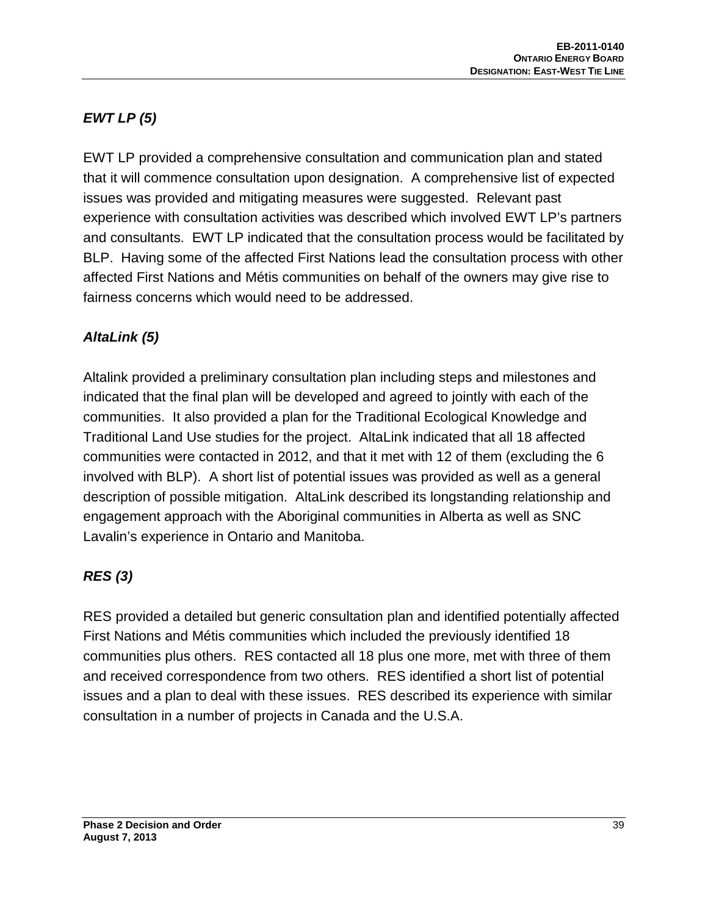### *EWT LP (5)*

EWT LP provided a comprehensive consultation and communication plan and stated that it will commence consultation upon designation. A comprehensive list of expected issues was provided and mitigating measures were suggested. Relevant past experience with consultation activities was described which involved EWT LP's partners and consultants. EWT LP indicated that the consultation process would be facilitated by BLP. Having some of the affected First Nations lead the consultation process with other affected First Nations and Métis communities on behalf of the owners may give rise to fairness concerns which would need to be addressed.

### *AltaLink (5)*

Altalink provided a preliminary consultation plan including steps and milestones and indicated that the final plan will be developed and agreed to jointly with each of the communities. It also provided a plan for the Traditional Ecological Knowledge and Traditional Land Use studies for the project. AltaLink indicated that all 18 affected communities were contacted in 2012, and that it met with 12 of them (excluding the 6 involved with BLP). A short list of potential issues was provided as well as a general description of possible mitigation. AltaLink described its longstanding relationship and engagement approach with the Aboriginal communities in Alberta as well as SNC Lavalin's experience in Ontario and Manitoba.

### *RES (3)*

RES provided a detailed but generic consultation plan and identified potentially affected First Nations and Métis communities which included the previously identified 18 communities plus others. RES contacted all 18 plus one more, met with three of them and received correspondence from two others. RES identified a short list of potential issues and a plan to deal with these issues. RES described its experience with similar consultation in a number of projects in Canada and the U.S.A.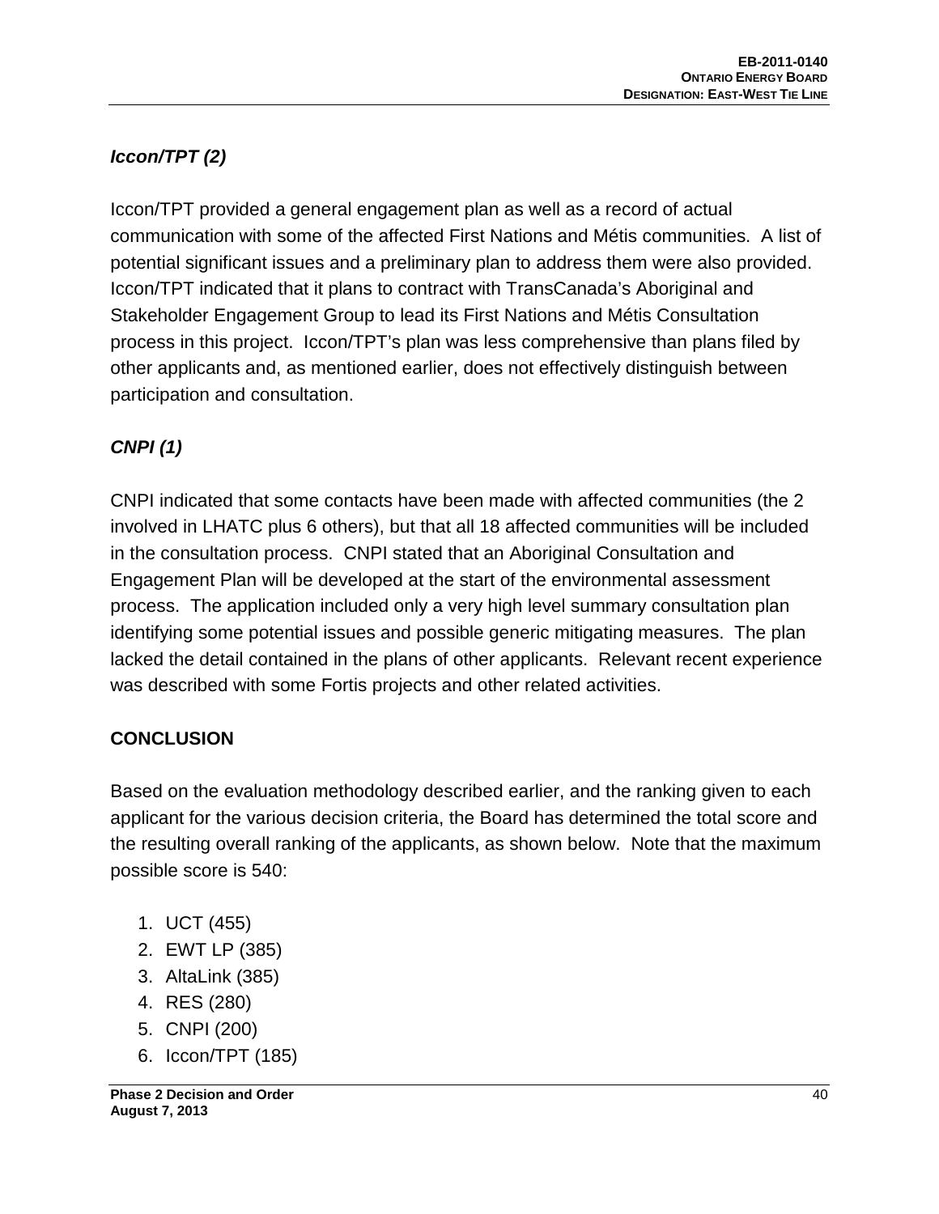### *Iccon/TPT (2)*

Iccon/TPT provided a general engagement plan as well as a record of actual communication with some of the affected First Nations and Métis communities. A list of potential significant issues and a preliminary plan to address them were also provided. Iccon/TPT indicated that it plans to contract with TransCanada's Aboriginal and Stakeholder Engagement Group to lead its First Nations and Métis Consultation process in this project. Iccon/TPT's plan was less comprehensive than plans filed by other applicants and, as mentioned earlier, does not effectively distinguish between participation and consultation.

### *CNPI (1)*

CNPI indicated that some contacts have been made with affected communities (the 2 involved in LHATC plus 6 others), but that all 18 affected communities will be included in the consultation process. CNPI stated that an Aboriginal Consultation and Engagement Plan will be developed at the start of the environmental assessment process. The application included only a very high level summary consultation plan identifying some potential issues and possible generic mitigating measures. The plan lacked the detail contained in the plans of other applicants. Relevant recent experience was described with some Fortis projects and other related activities.

## CONCLUSION

Based on the evaluation methodology described earlier, and the ranking given to each applicant for the various decision criteria, the Board has determined the total score and the resulting overall ranking of the applicants, as shown below. Note that the maximum possible score is 540:

1. UCT (455)
2. EWT LP (385)
3. AltaLink (385)
4. RES (280)
5. CNPI (200)
6. Iccon/TPT (185)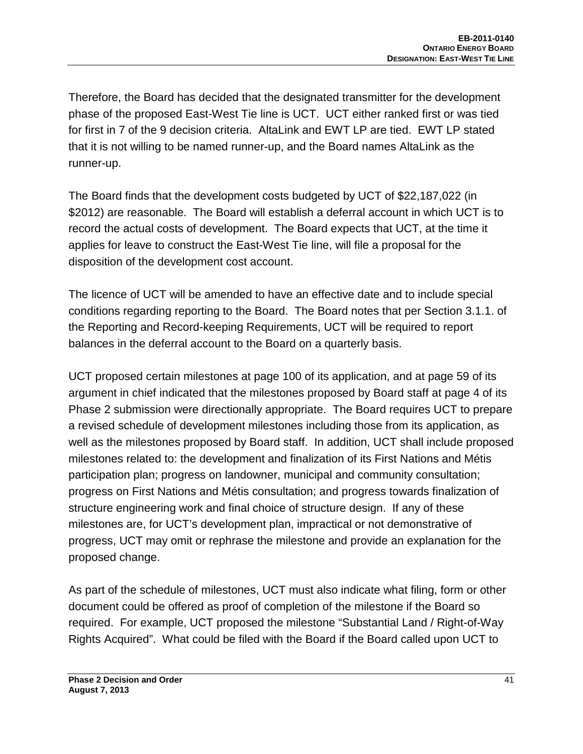Therefore, the Board has decided that the designated transmitter for the development phase of the proposed East-West Tie line is UCT. UCT either ranked first or was tied for first in 7 of the 9 decision criteria. AltaLink and EWT LP are tied. EWT LP stated that it is not willing to be named runner-up, and the Board names AltaLink as the runner-up.

The Board finds that the development costs budgeted by UCT of $22,187,022 (in $2012) are reasonable. The Board will establish a deferral account in which UCT is to record the actual costs of development. The Board expects that UCT, at the time it applies for leave to construct the East-West Tie line, will file a proposal for the disposition of the development cost account.

The licence of UCT will be amended to have an effective date and to include special conditions regarding reporting to the Board. The Board notes that per Section 3.1.1. of the Reporting and Record-keeping Requirements, UCT will be required to report balances in the deferral account to the Board on a quarterly basis.

UCT proposed certain milestones at page 100 of its application, and at page 59 of its argument in chief indicated that the milestones proposed by Board staff at page 4 of its Phase 2 submission were directionally appropriate. The Board requires UCT to prepare a revised schedule of development milestones including those from its application, as well as the milestones proposed by Board staff. In addition, UCT shall include proposed milestones related to: the development and finalization of its First Nations and Métis participation plan; progress on landowner, municipal and community consultation; progress on First Nations and Métis consultation; and progress towards finalization of structure engineering work and final choice of structure design. If any of these milestones are, for UCT's development plan, impractical or not demonstrative of progress, UCT may omit or rephrase the milestone and provide an explanation for the proposed change.

As part of the schedule of milestones, UCT must also indicate what filing, form or other document could be offered as proof of completion of the milestone if the Board so required. For example, UCT proposed the milestone "Substantial Land / Right-of-Way Rights Acquired". What could be filed with the Board if the Board called upon UCT to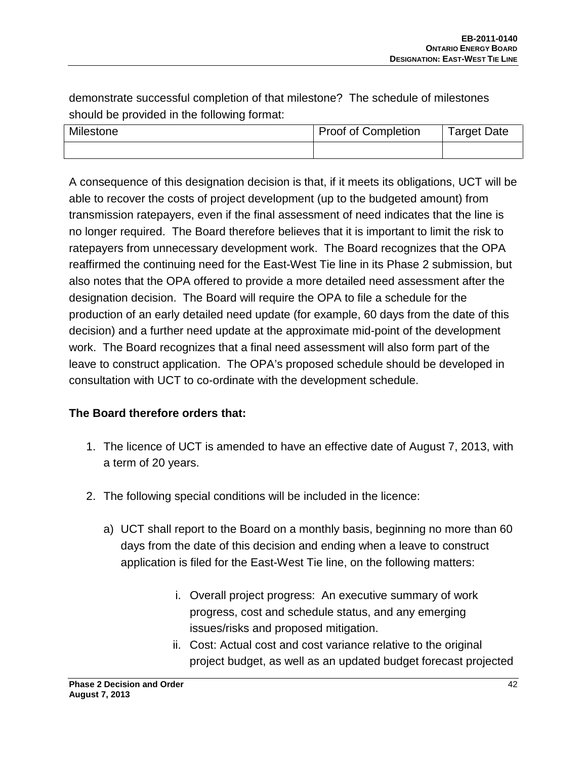demonstrate successful completion of that milestone? The schedule of milestones should be provided in the following format:

| Milestone | Proof of Completion | Target Date |
| --- | --- | --- |
| | | |

A consequence of this designation decision is that, if it meets its obligations, UCT will be able to recover the costs of project development (up to the budgeted amount) from transmission ratepayers, even if the final assessment of need indicates that the line is no longer required. The Board therefore believes that it is important to limit the risk to ratepayers from unnecessary development work. The Board recognizes that the OPA reaffirmed the continuing need for the East-West Tie line in its Phase 2 submission, but also notes that the OPA offered to provide a more detailed need assessment after the designation decision. The Board will require the OPA to file a schedule for the production of an early detailed need update (for example, 60 days from the date of this decision) and a further need update at the approximate mid-point of the development work. The Board recognizes that a final need assessment will also form part of the leave to construct application. The OPA's proposed schedule should be developed in consultation with UCT to co-ordinate with the development schedule.

**The Board therefore orders that:**

1. The licence of UCT is amended to have an effective date of August 7, 2013, with a term of 20 years.

2. The following special conditions will be included in the licence:

   a) UCT shall report to the Board on a monthly basis, beginning no more than 60 days from the date of this decision and ending when a leave to construct application is filed for the East-West Tie line, on the following matters:

      i. Overall project progress: An executive summary of work progress, cost and schedule status, and any emerging issues/risks and proposed mitigation.

      ii. Cost: Actual cost and cost variance relative to the original project budget, as well as an updated budget forecast projected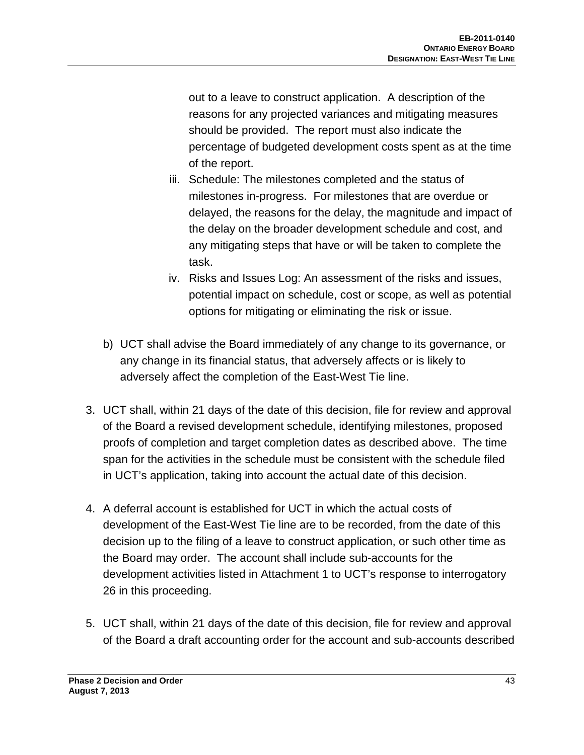out to a leave to construct application. A description of the reasons for any projected variances and mitigating measures should be provided. The report must also indicate the percentage of budgeted development costs spent as at the time of the report.

   iii. Schedule: The milestones completed and the status of milestones in-progress. For milestones that are overdue or delayed, the reasons for the delay, the magnitude and impact of the delay on the broader development schedule and cost, and any mitigating steps that have or will be taken to complete the task.

   iv. Risks and Issues Log: An assessment of the risks and issues, potential impact on schedule, cost or scope, as well as potential options for mitigating or eliminating the risk or issue.

b) UCT shall advise the Board immediately of any change to its governance, or any change in its financial status, that adversely affects or is likely to adversely affect the completion of the East-West Tie line.

3. UCT shall, within 21 days of the date of this decision, file for review and approval of the Board a revised development schedule, identifying milestones, proposed proofs of completion and target completion dates as described above. The time span for the activities in the schedule must be consistent with the schedule filed in UCT's application, taking into account the actual date of this decision.

4. A deferral account is established for UCT in which the actual costs of development of the East-West Tie line are to be recorded, from the date of this decision up to the filing of a leave to construct application, or such other time as the Board may order. The account shall include sub-accounts for the development activities listed in Attachment 1 to UCT's response to interrogatory 26 in this proceeding.

5. UCT shall, within 21 days of the date of this decision, file for review and approval of the Board a draft accounting order for the account and sub-accounts described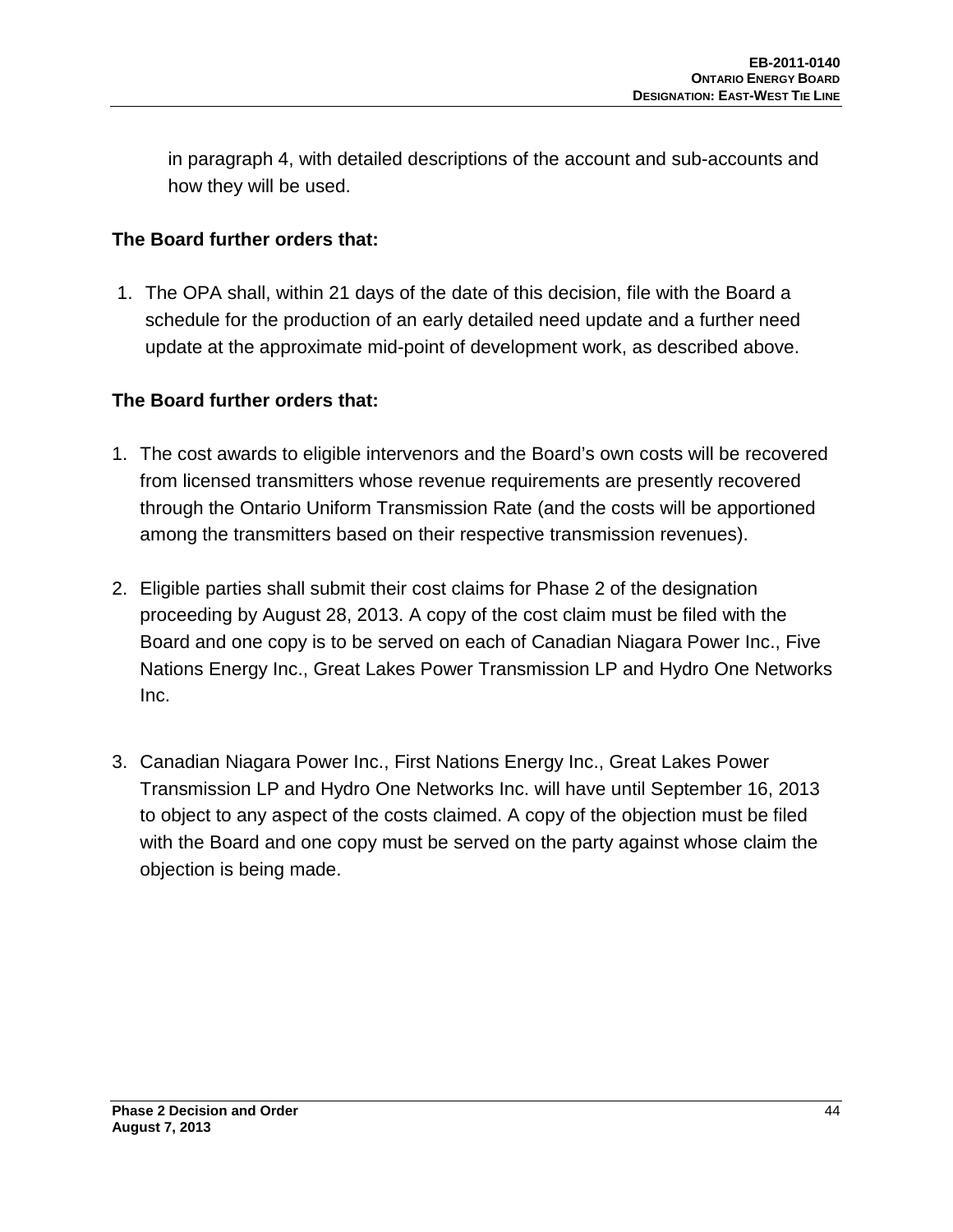in paragraph 4, with detailed descriptions of the account and sub-accounts and how they will be used.

**The Board further orders that:**

1. The OPA shall, within 21 days of the date of this decision, file with the Board a schedule for the production of an early detailed need update and a further need update at the approximate mid-point of development work, as described above.

**The Board further orders that:**

1. The cost awards to eligible intervenors and the Board's own costs will be recovered from licensed transmitters whose revenue requirements are presently recovered through the Ontario Uniform Transmission Rate (and the costs will be apportioned among the transmitters based on their respective transmission revenues).

2. Eligible parties shall submit their cost claims for Phase 2 of the designation proceeding by August 28, 2013. A copy of the cost claim must be filed with the Board and one copy is to be served on each of Canadian Niagara Power Inc., Five Nations Energy Inc., Great Lakes Power Transmission LP and Hydro One Networks Inc.

3. Canadian Niagara Power Inc., First Nations Energy Inc., Great Lakes Power Transmission LP and Hydro One Networks Inc. will have until September 16, 2013 to object to any aspect of the costs claimed. A copy of the objection must be filed with the Board and one copy must be served on the party against whose claim the objection is being made.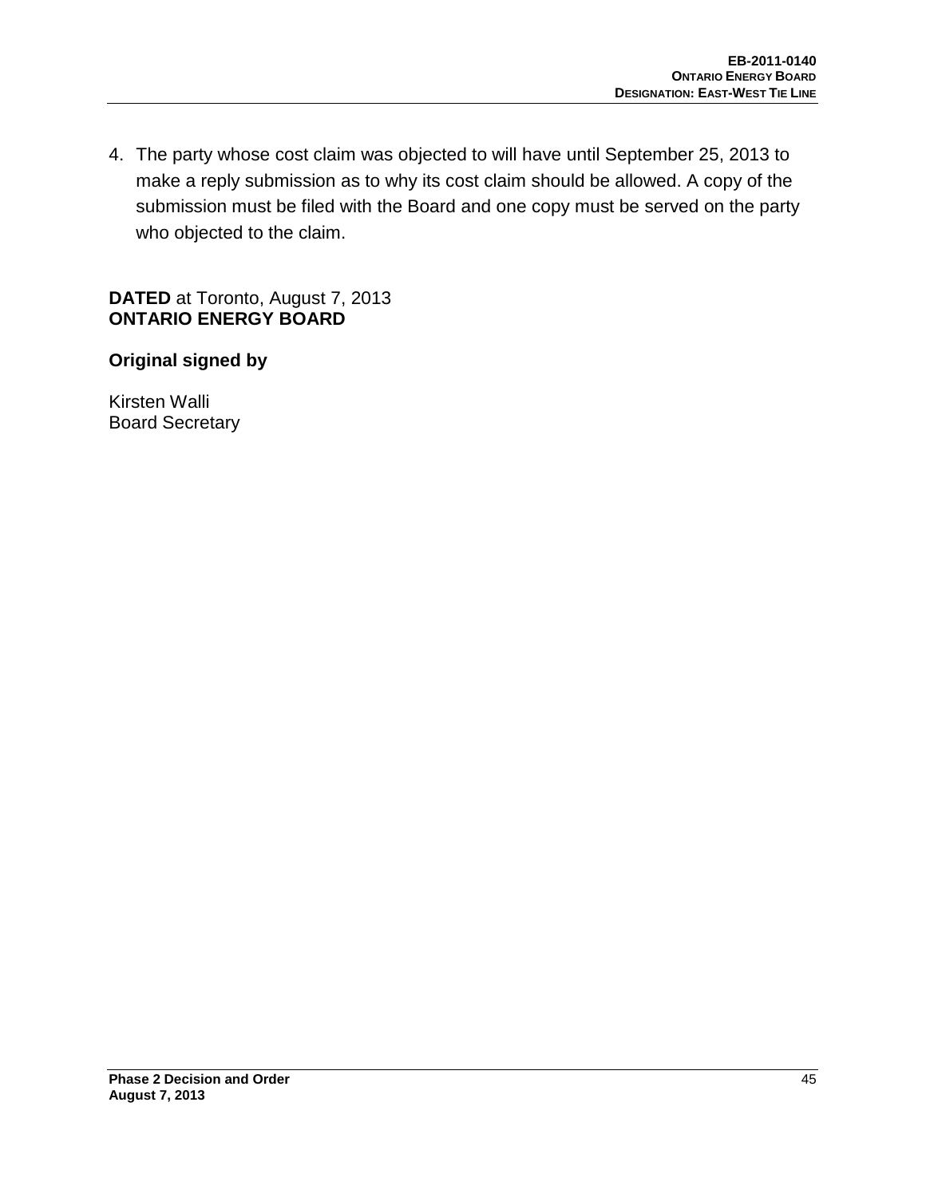4. The party whose cost claim was objected to will have until September 25, 2013 to make a reply submission as to why its cost claim should be allowed. A copy of the submission must be filed with the Board and one copy must be served on the party who objected to the claim.

**DATED** at Toronto, August 7, 2013
**ONTARIO ENERGY BOARD**

**Original signed by**

Kirsten Walli
Board Secretary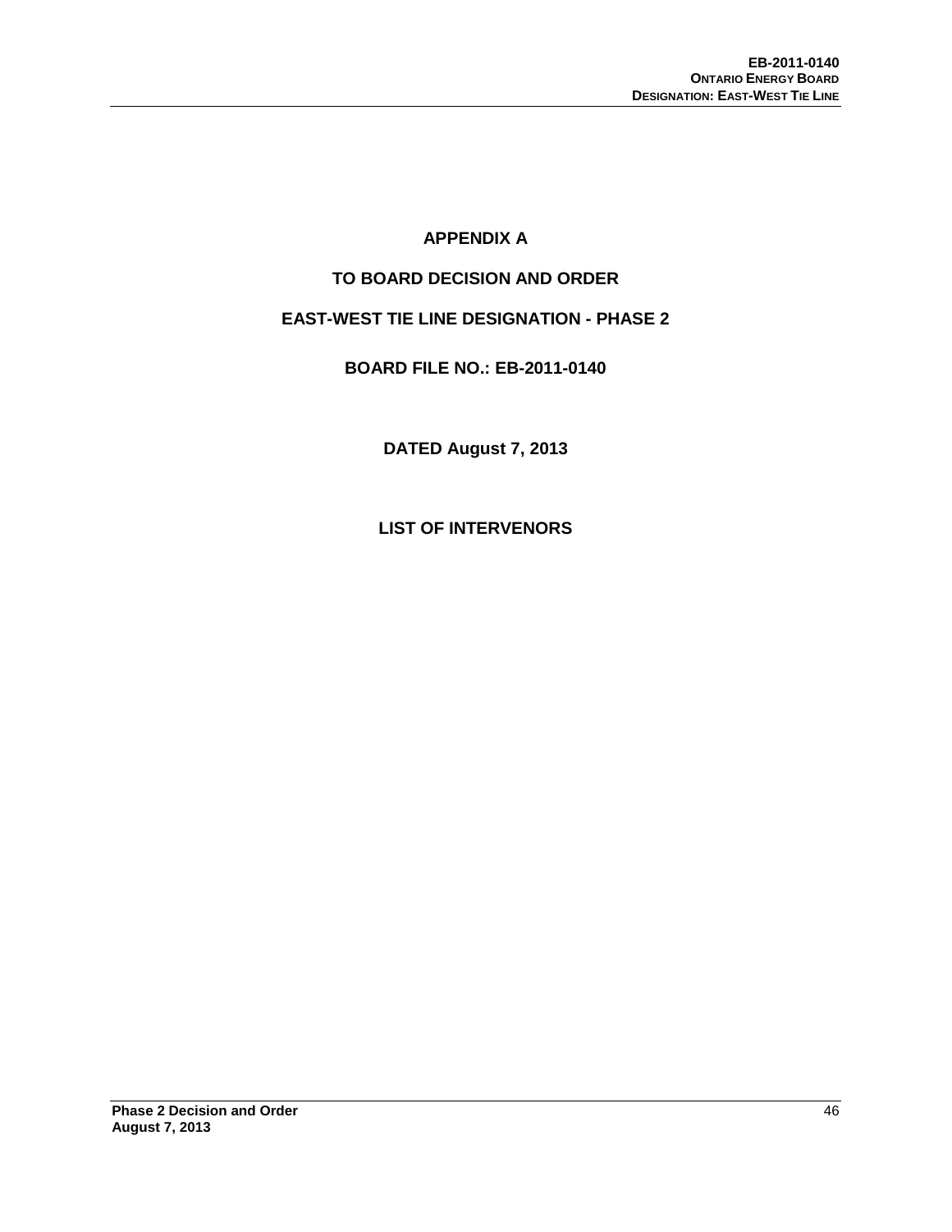# APPENDIX A

## TO BOARD DECISION AND ORDER

## EAST-WEST TIE LINE DESIGNATION - PHASE 2

## BOARD FILE NO.: EB-2011-0140

**DATED August 7, 2013**

## LIST OF INTERVENORS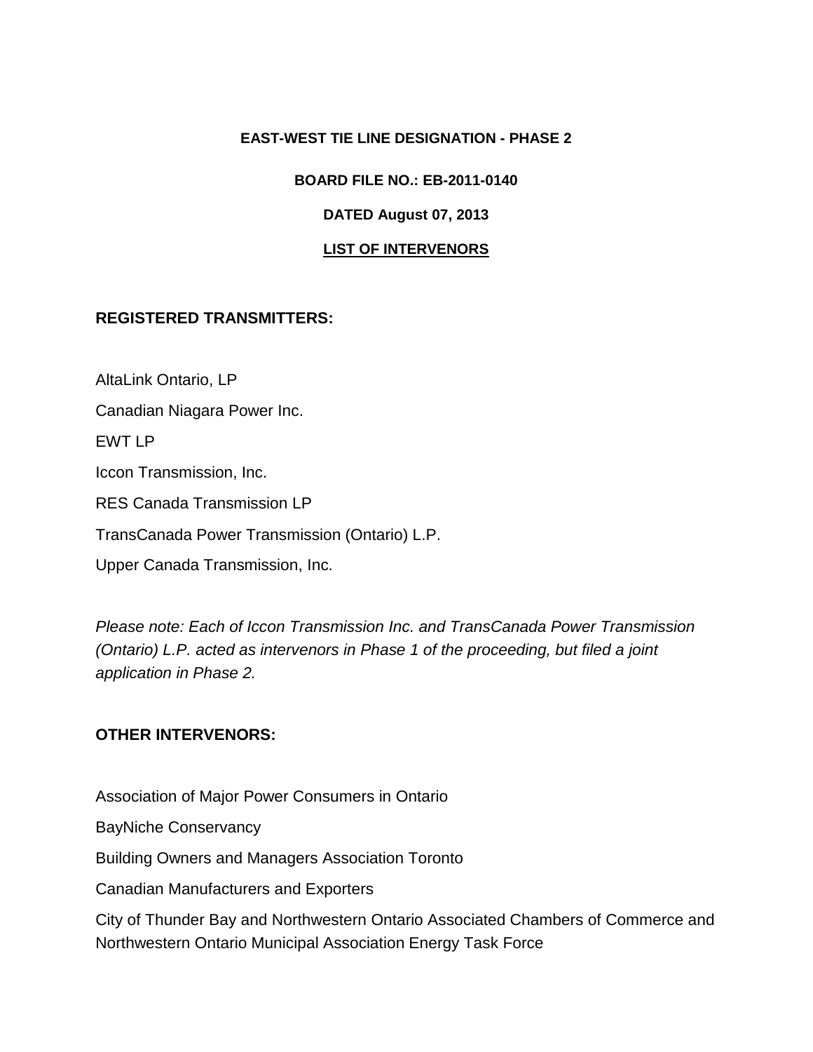**EAST-WEST TIE LINE DESIGNATION - PHASE 2**

**BOARD FILE NO.: EB-2011-0140**

**DATED August 07, 2013**

**LIST OF INTERVENORS**

**REGISTERED TRANSMITTERS:**

AltaLink Ontario, LP

Canadian Niagara Power Inc.

EWT LP

Iccon Transmission, Inc.

RES Canada Transmission LP

TransCanada Power Transmission (Ontario) L.P.

Upper Canada Transmission, Inc.

*Please note: Each of Iccon Transmission Inc. and TransCanada Power Transmission (Ontario) L.P. acted as intervenors in Phase 1 of the proceeding, but filed a joint application in Phase 2.*

**OTHER INTERVENORS:**

Association of Major Power Consumers in Ontario

BayNiche Conservancy

Building Owners and Managers Association Toronto

Canadian Manufacturers and Exporters

City of Thunder Bay and Northwestern Ontario Associated Chambers of Commerce and Northwestern Ontario Municipal Association Energy Task Force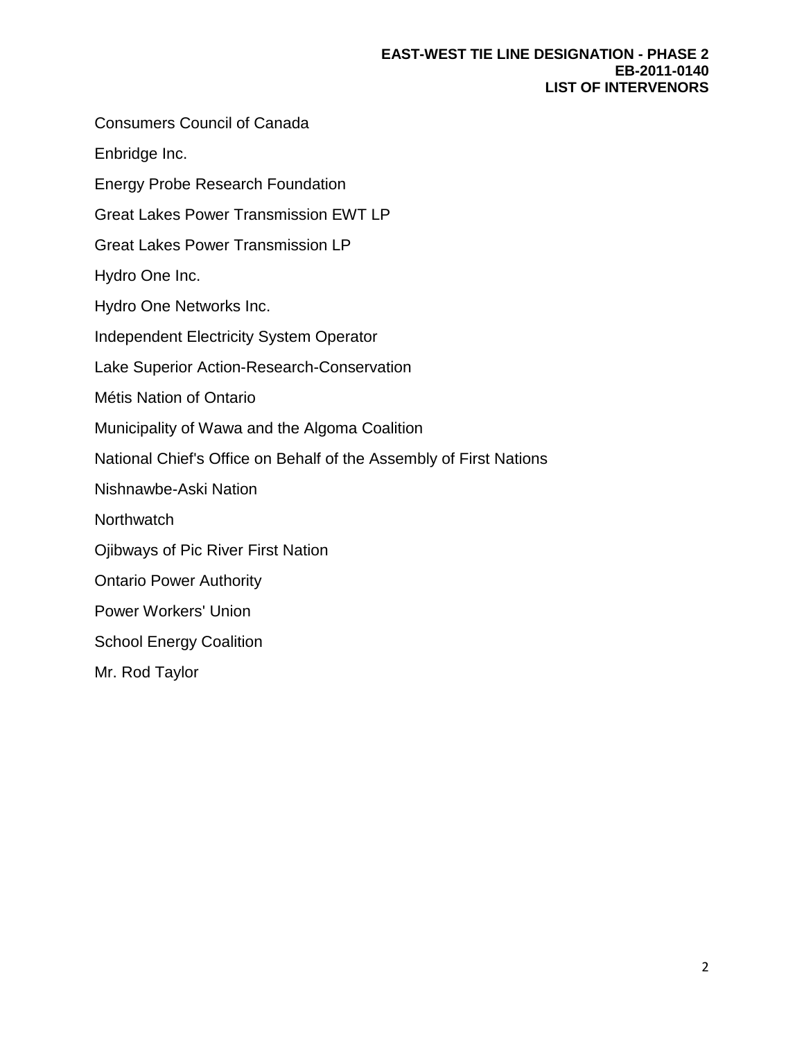**EAST-WEST TIE LINE DESIGNATION - PHASE 2**
**EB-2011-0140**
**LIST OF INTERVENORS**

Consumers Council of Canada

Enbridge Inc.

Energy Probe Research Foundation

Great Lakes Power Transmission EWT LP

Great Lakes Power Transmission LP

Hydro One Inc.

Hydro One Networks Inc.

Independent Electricity System Operator

Lake Superior Action-Research-Conservation

Métis Nation of Ontario

Municipality of Wawa and the Algoma Coalition

National Chief's Office on Behalf of the Assembly of First Nations

Nishnawbe-Aski Nation

Northwatch

Ojibways of Pic River First Nation

Ontario Power Authority

Power Workers' Union

School Energy Coalition

Mr. Rod Taylor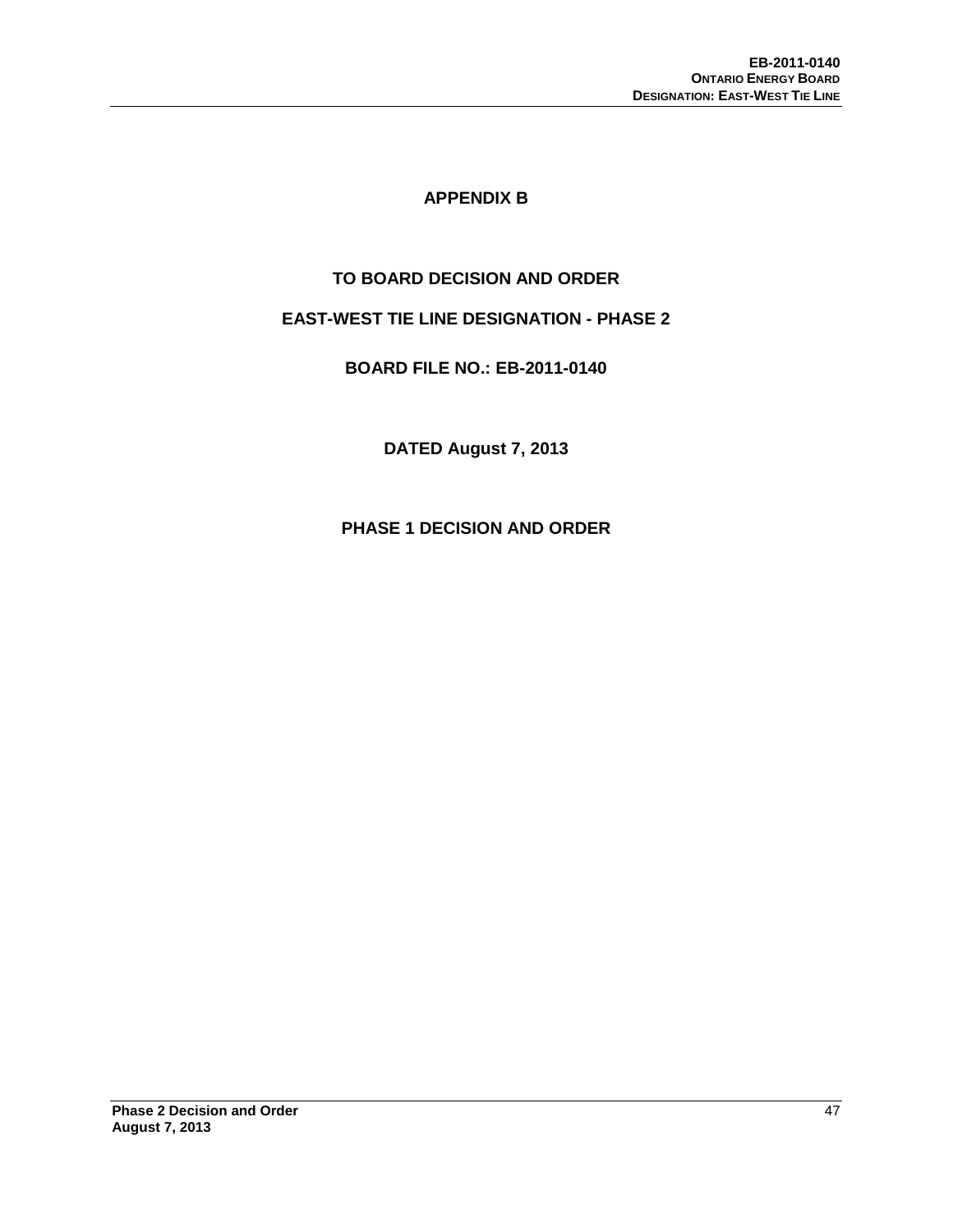# APPENDIX B

## TO BOARD DECISION AND ORDER

## EAST-WEST TIE LINE DESIGNATION - PHASE 2

## BOARD FILE NO.: EB-2011-0140

**DATED August 7, 2013**

## PHASE 1 DECISION AND ORDER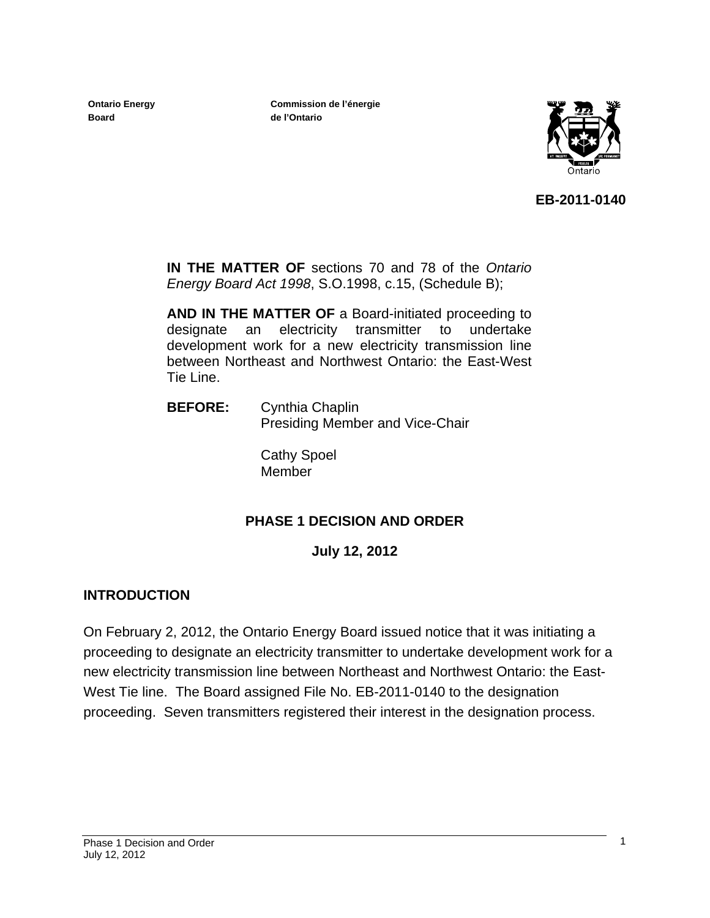Ontario Energy Board

Commission de l'énergie de l'Ontario

**EB-2011-0140**

**IN THE MATTER OF** sections 70 and 78 of the *Ontario Energy Board Act 1998*, S.O.1998, c.15, (Schedule B);

**AND IN THE MATTER OF** a Board-initiated proceeding to designate an electricity transmitter to undertake development work for a new electricity transmission line between Northeast and Northwest Ontario: the East-West Tie Line.

**BEFORE:** Cynthia Chaplin
Presiding Member and Vice-Chair

Cathy Spoel
Member

## PHASE 1 DECISION AND ORDER

**July 12, 2012**

## INTRODUCTION

On February 2, 2012, the Ontario Energy Board issued notice that it was initiating a proceeding to designate an electricity transmitter to undertake development work for a new electricity transmission line between Northeast and Northwest Ontario: the East-West Tie line. The Board assigned File No. EB-2011-0140 to the designation proceeding. Seven transmitters registered their interest in the designation process.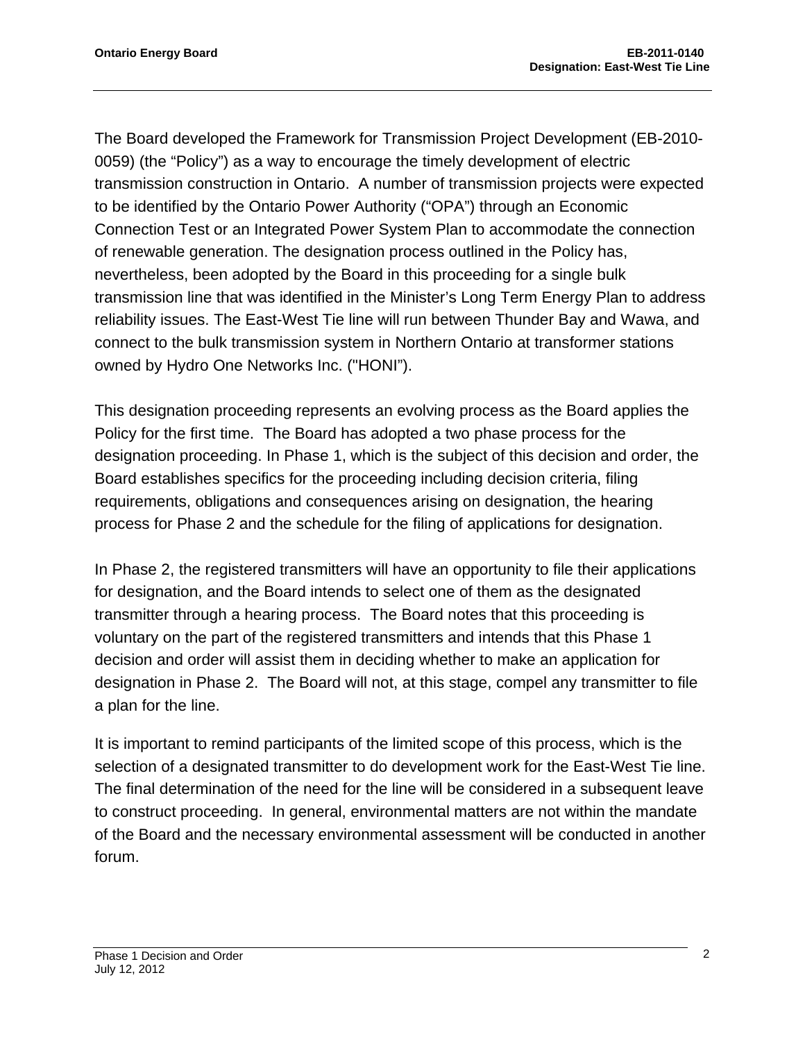The Board developed the Framework for Transmission Project Development (EB-2010-0059) (the "Policy") as a way to encourage the timely development of electric transmission construction in Ontario. A number of transmission projects were expected to be identified by the Ontario Power Authority ("OPA") through an Economic Connection Test or an Integrated Power System Plan to accommodate the connection of renewable generation. The designation process outlined in the Policy has, nevertheless, been adopted by the Board in this proceeding for a single bulk transmission line that was identified in the Minister's Long Term Energy Plan to address reliability issues. The East-West Tie line will run between Thunder Bay and Wawa, and connect to the bulk transmission system in Northern Ontario at transformer stations owned by Hydro One Networks Inc. ("HONI").

This designation proceeding represents an evolving process as the Board applies the Policy for the first time. The Board has adopted a two phase process for the designation proceeding. In Phase 1, which is the subject of this decision and order, the Board establishes specifics for the proceeding including decision criteria, filing requirements, obligations and consequences arising on designation, the hearing process for Phase 2 and the schedule for the filing of applications for designation.

In Phase 2, the registered transmitters will have an opportunity to file their applications for designation, and the Board intends to select one of them as the designated transmitter through a hearing process. The Board notes that this proceeding is voluntary on the part of the registered transmitters and intends that this Phase 1 decision and order will assist them in deciding whether to make an application for designation in Phase 2. The Board will not, at this stage, compel any transmitter to file a plan for the line.

It is important to remind participants of the limited scope of this process, which is the selection of a designated transmitter to do development work for the East-West Tie line. The final determination of the need for the line will be considered in a subsequent leave to construct proceeding. In general, environmental matters are not within the mandate of the Board and the necessary environmental assessment will be conducted in another forum.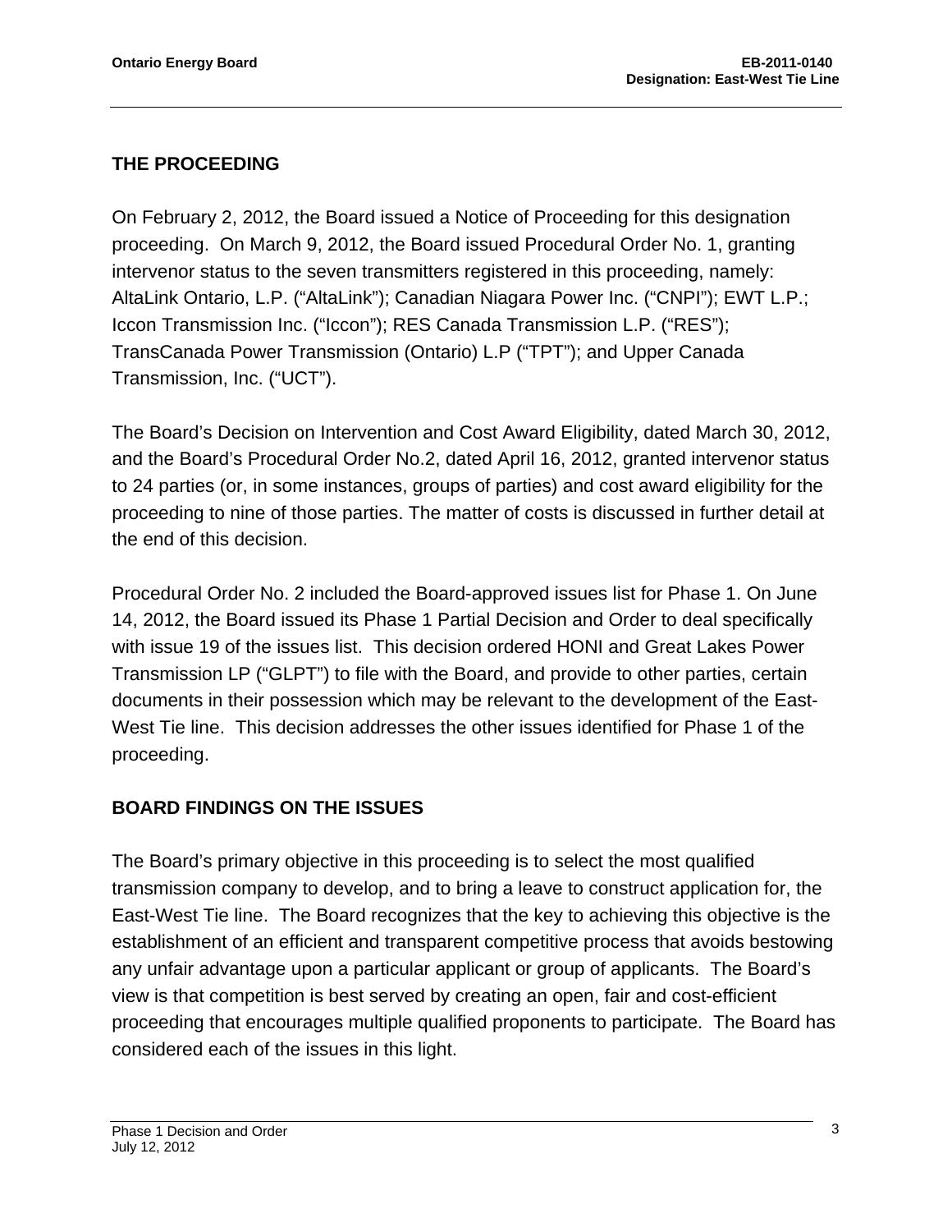## THE PROCEEDING

On February 2, 2012, the Board issued a Notice of Proceeding for this designation proceeding. On March 9, 2012, the Board issued Procedural Order No. 1, granting intervenor status to the seven transmitters registered in this proceeding, namely: AltaLink Ontario, L.P. ("AltaLink"); Canadian Niagara Power Inc. ("CNPI"); EWT L.P.; Iccon Transmission Inc. ("Iccon"); RES Canada Transmission L.P. ("RES"); TransCanada Power Transmission (Ontario) L.P ("TPT"); and Upper Canada Transmission, Inc. ("UCT").

The Board's Decision on Intervention and Cost Award Eligibility, dated March 30, 2012, and the Board's Procedural Order No.2, dated April 16, 2012, granted intervenor status to 24 parties (or, in some instances, groups of parties) and cost award eligibility for the proceeding to nine of those parties. The matter of costs is discussed in further detail at the end of this decision.

Procedural Order No. 2 included the Board-approved issues list for Phase 1. On June 14, 2012, the Board issued its Phase 1 Partial Decision and Order to deal specifically with issue 19 of the issues list. This decision ordered HONI and Great Lakes Power Transmission LP ("GLPT") to file with the Board, and provide to other parties, certain documents in their possession which may be relevant to the development of the East-West Tie line. This decision addresses the other issues identified for Phase 1 of the proceeding.

## BOARD FINDINGS ON THE ISSUES

The Board's primary objective in this proceeding is to select the most qualified transmission company to develop, and to bring a leave to construct application for, the East-West Tie line. The Board recognizes that the key to achieving this objective is the establishment of an efficient and transparent competitive process that avoids bestowing any unfair advantage upon a particular applicant or group of applicants. The Board's view is that competition is best served by creating an open, fair and cost-efficient proceeding that encourages multiple qualified proponents to participate. The Board has considered each of the issues in this light.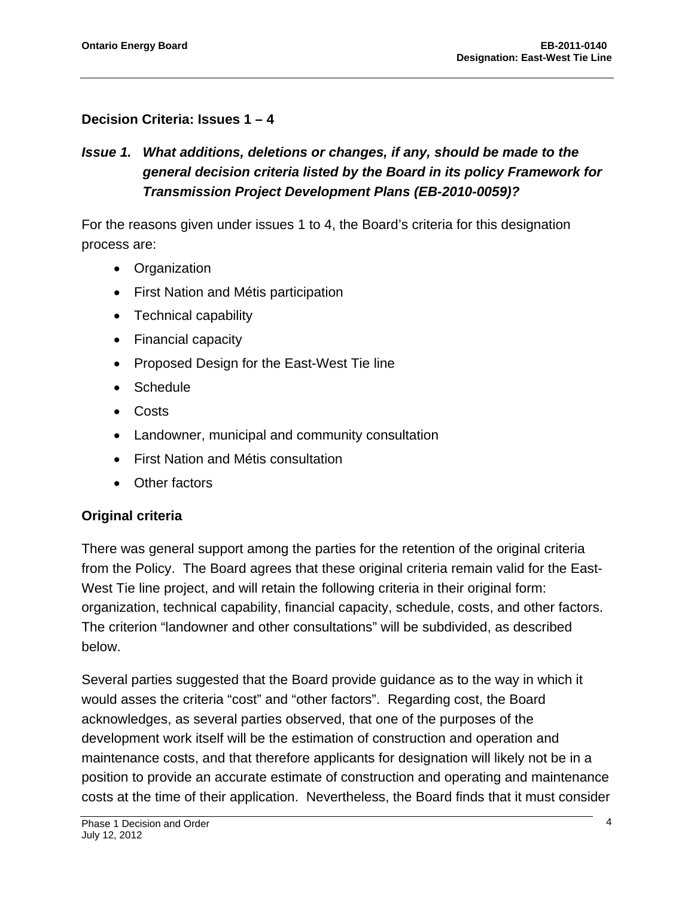## Decision Criteria: Issues 1 – 4

### *Issue 1. What additions, deletions or changes, if any, should be made to the general decision criteria listed by the Board in its policy Framework for Transmission Project Development Plans (EB-2010-0059)?*

For the reasons given under issues 1 to 4, the Board's criteria for this designation process are:

- Organization
- First Nation and Métis participation
- Technical capability
- Financial capacity
- Proposed Design for the East-West Tie line
- Schedule
- Costs
- Landowner, municipal and community consultation
- First Nation and Métis consultation
- Other factors

### Original criteria

There was general support among the parties for the retention of the original criteria from the Policy. The Board agrees that these original criteria remain valid for the East-West Tie line project, and will retain the following criteria in their original form: organization, technical capability, financial capacity, schedule, costs, and other factors. The criterion "landowner and other consultations" will be subdivided, as described below.

Several parties suggested that the Board provide guidance as to the way in which it would asses the criteria "cost" and "other factors". Regarding cost, the Board acknowledges, as several parties observed, that one of the purposes of the development work itself will be the estimation of construction and operation and maintenance costs, and that therefore applicants for designation will likely not be in a position to provide an accurate estimate of construction and operating and maintenance costs at the time of their application. Nevertheless, the Board finds that it must consider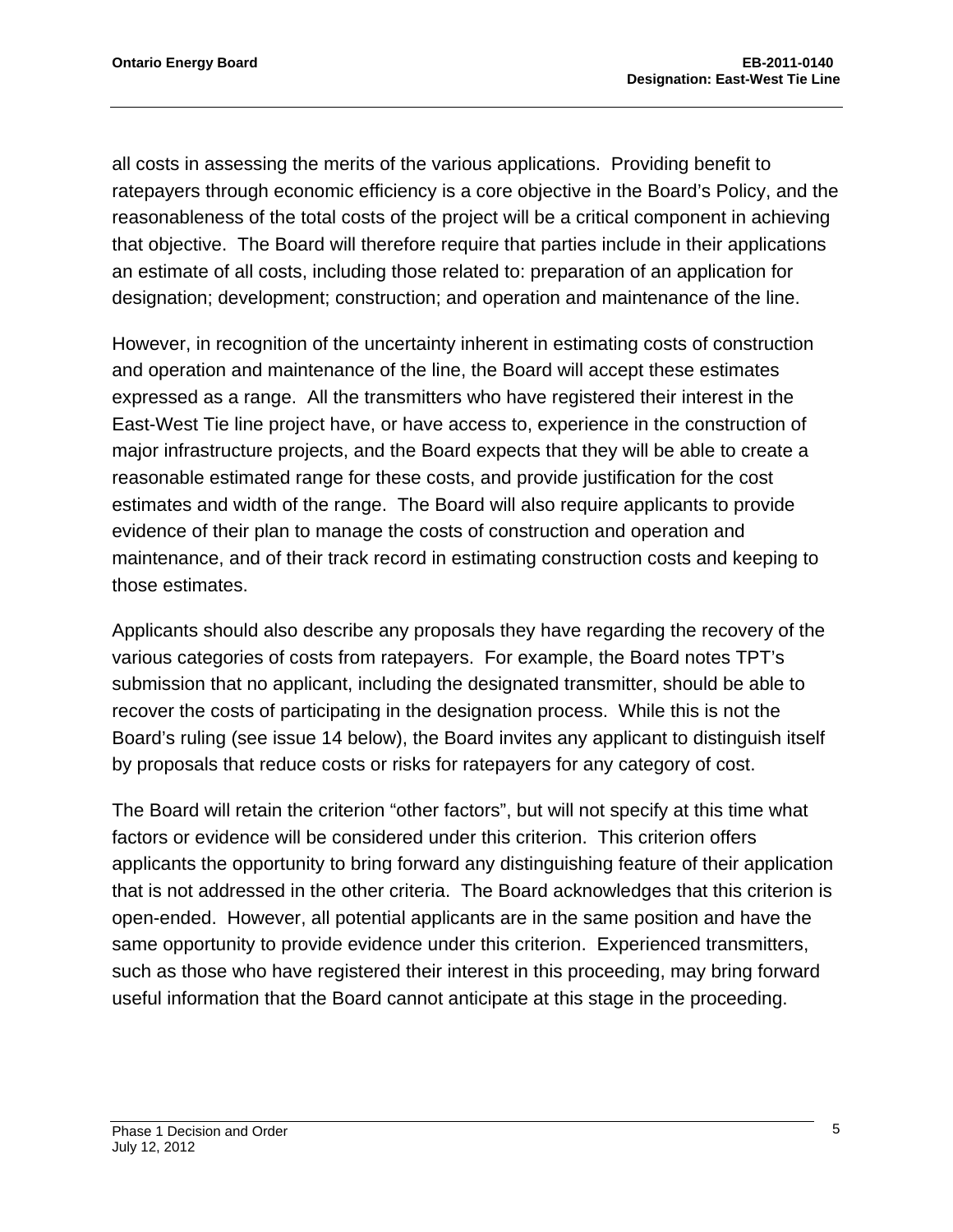all costs in assessing the merits of the various applications. Providing benefit to ratepayers through economic efficiency is a core objective in the Board's Policy, and the reasonableness of the total costs of the project will be a critical component in achieving that objective. The Board will therefore require that parties include in their applications an estimate of all costs, including those related to: preparation of an application for designation; development; construction; and operation and maintenance of the line.

However, in recognition of the uncertainty inherent in estimating costs of construction and operation and maintenance of the line, the Board will accept these estimates expressed as a range. All the transmitters who have registered their interest in the East-West Tie line project have, or have access to, experience in the construction of major infrastructure projects, and the Board expects that they will be able to create a reasonable estimated range for these costs, and provide justification for the cost estimates and width of the range. The Board will also require applicants to provide evidence of their plan to manage the costs of construction and operation and maintenance, and of their track record in estimating construction costs and keeping to those estimates.

Applicants should also describe any proposals they have regarding the recovery of the various categories of costs from ratepayers. For example, the Board notes TPT's submission that no applicant, including the designated transmitter, should be able to recover the costs of participating in the designation process. While this is not the Board's ruling (see issue 14 below), the Board invites any applicant to distinguish itself by proposals that reduce costs or risks for ratepayers for any category of cost.

The Board will retain the criterion "other factors", but will not specify at this time what factors or evidence will be considered under this criterion. This criterion offers applicants the opportunity to bring forward any distinguishing feature of their application that is not addressed in the other criteria. The Board acknowledges that this criterion is open-ended. However, all potential applicants are in the same position and have the same opportunity to provide evidence under this criterion. Experienced transmitters, such as those who have registered their interest in this proceeding, may bring forward useful information that the Board cannot anticipate at this stage in the proceeding.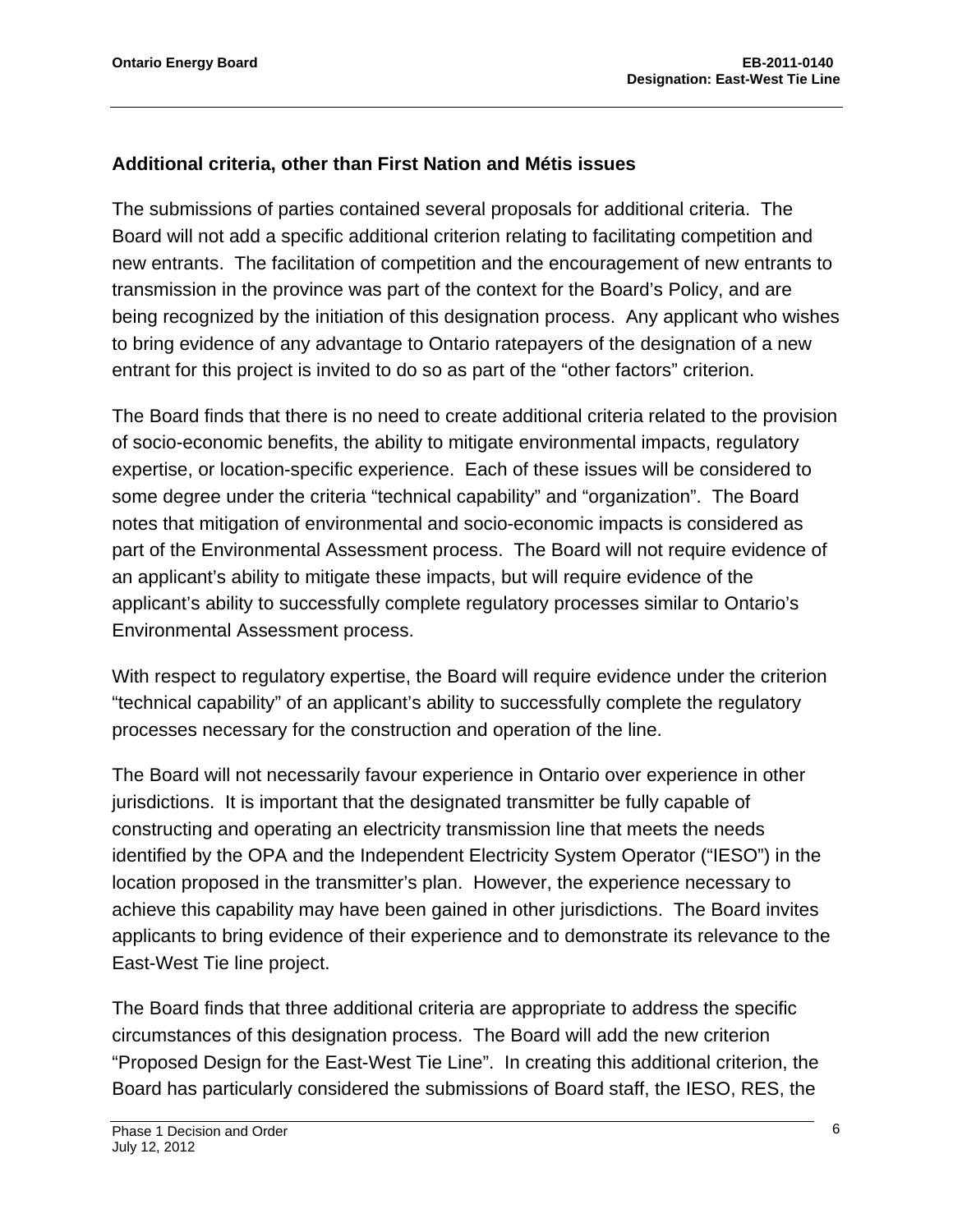### Additional criteria, other than First Nation and Métis issues

The submissions of parties contained several proposals for additional criteria. The Board will not add a specific additional criterion relating to facilitating competition and new entrants. The facilitation of competition and the encouragement of new entrants to transmission in the province was part of the context for the Board's Policy, and are being recognized by the initiation of this designation process. Any applicant who wishes to bring evidence of any advantage to Ontario ratepayers of the designation of a new entrant for this project is invited to do so as part of the "other factors" criterion.

The Board finds that there is no need to create additional criteria related to the provision of socio-economic benefits, the ability to mitigate environmental impacts, regulatory expertise, or location-specific experience. Each of these issues will be considered to some degree under the criteria "technical capability" and "organization". The Board notes that mitigation of environmental and socio-economic impacts is considered as part of the Environmental Assessment process. The Board will not require evidence of an applicant's ability to mitigate these impacts, but will require evidence of the applicant's ability to successfully complete regulatory processes similar to Ontario's Environmental Assessment process.

With respect to regulatory expertise, the Board will require evidence under the criterion "technical capability" of an applicant's ability to successfully complete the regulatory processes necessary for the construction and operation of the line.

The Board will not necessarily favour experience in Ontario over experience in other jurisdictions. It is important that the designated transmitter be fully capable of constructing and operating an electricity transmission line that meets the needs identified by the OPA and the Independent Electricity System Operator ("IESO") in the location proposed in the transmitter's plan. However, the experience necessary to achieve this capability may have been gained in other jurisdictions. The Board invites applicants to bring evidence of their experience and to demonstrate its relevance to the East-West Tie line project.

The Board finds that three additional criteria are appropriate to address the specific circumstances of this designation process. The Board will add the new criterion "Proposed Design for the East-West Tie Line". In creating this additional criterion, the Board has particularly considered the submissions of Board staff, the IESO, RES, the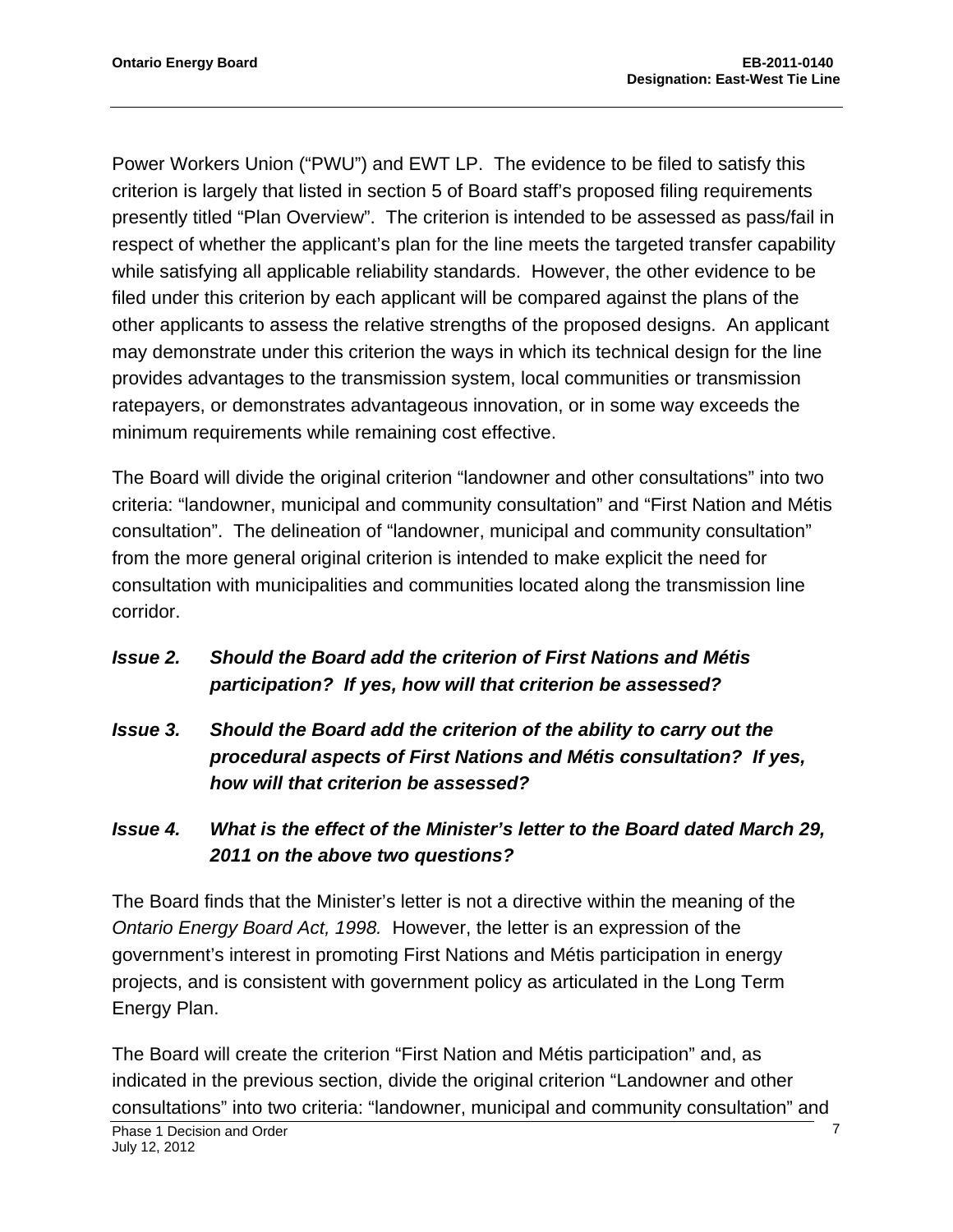Power Workers Union (“PWU”) and EWT LP. The evidence to be filed to satisfy this criterion is largely that listed in section 5 of Board staff’s proposed filing requirements presently titled “Plan Overview”. The criterion is intended to be assessed as pass/fail in respect of whether the applicant’s plan for the line meets the targeted transfer capability while satisfying all applicable reliability standards. However, the other evidence to be filed under this criterion by each applicant will be compared against the plans of the other applicants to assess the relative strengths of the proposed designs. An applicant may demonstrate under this criterion the ways in which its technical design for the line provides advantages to the transmission system, local communities or transmission ratepayers, or demonstrates advantageous innovation, or in some way exceeds the minimum requirements while remaining cost effective.

The Board will divide the original criterion “landowner and other consultations” into two criteria: “landowner, municipal and community consultation” and “First Nation and Métis consultation”. The delineation of “landowner, municipal and community consultation” from the more general original criterion is intended to make explicit the need for consultation with municipalities and communities located along the transmission line corridor.

***Issue 2. Should the Board add the criterion of First Nations and Métis participation? If yes, how will that criterion be assessed?***

***Issue 3. Should the Board add the criterion of the ability to carry out the procedural aspects of First Nations and Métis consultation? If yes, how will that criterion be assessed?***

***Issue 4. What is the effect of the Minister’s letter to the Board dated March 29, 2011 on the above two questions?***

The Board finds that the Minister’s letter is not a directive within the meaning of the *Ontario Energy Board Act, 1998.* However, the letter is an expression of the government’s interest in promoting First Nations and Métis participation in energy projects, and is consistent with government policy as articulated in the Long Term Energy Plan.

The Board will create the criterion “First Nation and Métis participation” and, as indicated in the previous section, divide the original criterion “Landowner and other consultations” into two criteria: “landowner, municipal and community consultation” and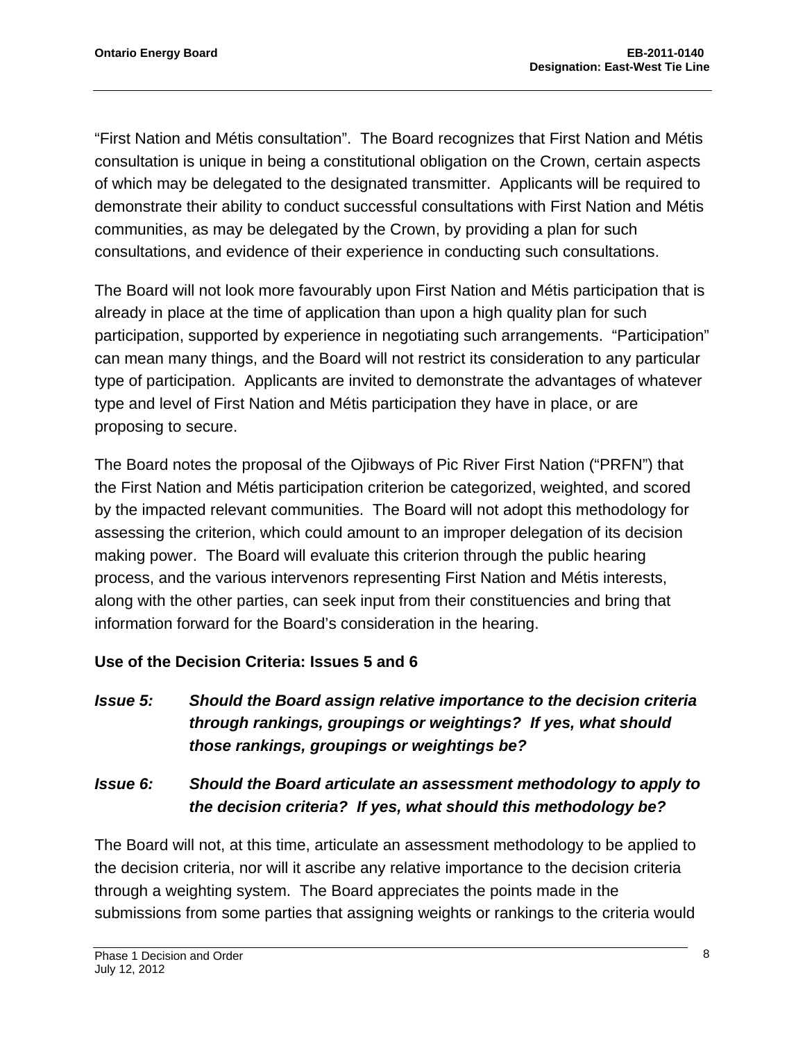"First Nation and Métis consultation". The Board recognizes that First Nation and Métis consultation is unique in being a constitutional obligation on the Crown, certain aspects of which may be delegated to the designated transmitter. Applicants will be required to demonstrate their ability to conduct successful consultations with First Nation and Métis communities, as may be delegated by the Crown, by providing a plan for such consultations, and evidence of their experience in conducting such consultations.

The Board will not look more favourably upon First Nation and Métis participation that is already in place at the time of application than upon a high quality plan for such participation, supported by experience in negotiating such arrangements. "Participation" can mean many things, and the Board will not restrict its consideration to any particular type of participation. Applicants are invited to demonstrate the advantages of whatever type and level of First Nation and Métis participation they have in place, or are proposing to secure.

The Board notes the proposal of the Ojibways of Pic River First Nation ("PRFN") that the First Nation and Métis participation criterion be categorized, weighted, and scored by the impacted relevant communities. The Board will not adopt this methodology for assessing the criterion, which could amount to an improper delegation of its decision making power. The Board will evaluate this criterion through the public hearing process, and the various intervenors representing First Nation and Métis interests, along with the other parties, can seek input from their constituencies and bring that information forward for the Board's consideration in the hearing.

**Use of the Decision Criteria: Issues 5 and 6**

***Issue 5: Should the Board assign relative importance to the decision criteria through rankings, groupings or weightings? If yes, what should those rankings, groupings or weightings be?***

***Issue 6: Should the Board articulate an assessment methodology to apply to the decision criteria? If yes, what should this methodology be?***

The Board will not, at this time, articulate an assessment methodology to be applied to the decision criteria, nor will it ascribe any relative importance to the decision criteria through a weighting system. The Board appreciates the points made in the submissions from some parties that assigning weights or rankings to the criteria would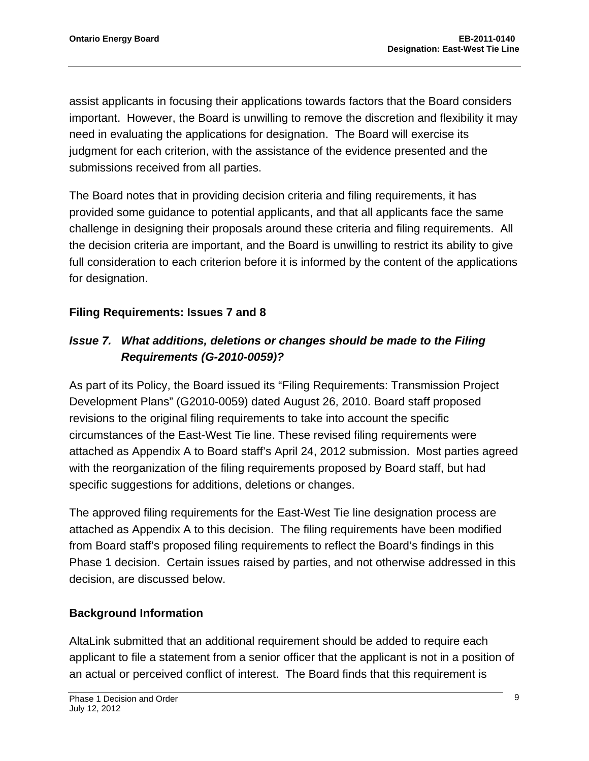assist applicants in focusing their applications towards factors that the Board considers important. However, the Board is unwilling to remove the discretion and flexibility it may need in evaluating the applications for designation. The Board will exercise its judgment for each criterion, with the assistance of the evidence presented and the submissions received from all parties.

The Board notes that in providing decision criteria and filing requirements, it has provided some guidance to potential applicants, and that all applicants face the same challenge in designing their proposals around these criteria and filing requirements. All the decision criteria are important, and the Board is unwilling to restrict its ability to give full consideration to each criterion before it is informed by the content of the applications for designation.

## Filing Requirements: Issues 7 and 8

### *Issue 7. What additions, deletions or changes should be made to the Filing Requirements (G-2010-0059)?*

As part of its Policy, the Board issued its "Filing Requirements: Transmission Project Development Plans" (G2010-0059) dated August 26, 2010. Board staff proposed revisions to the original filing requirements to take into account the specific circumstances of the East-West Tie line. These revised filing requirements were attached as Appendix A to Board staff's April 24, 2012 submission. Most parties agreed with the reorganization of the filing requirements proposed by Board staff, but had specific suggestions for additions, deletions or changes.

The approved filing requirements for the East-West Tie line designation process are attached as Appendix A to this decision. The filing requirements have been modified from Board staff's proposed filing requirements to reflect the Board's findings in this Phase 1 decision. Certain issues raised by parties, and not otherwise addressed in this decision, are discussed below.

### Background Information

AltaLink submitted that an additional requirement should be added to require each applicant to file a statement from a senior officer that the applicant is not in a position of an actual or perceived conflict of interest. The Board finds that this requirement is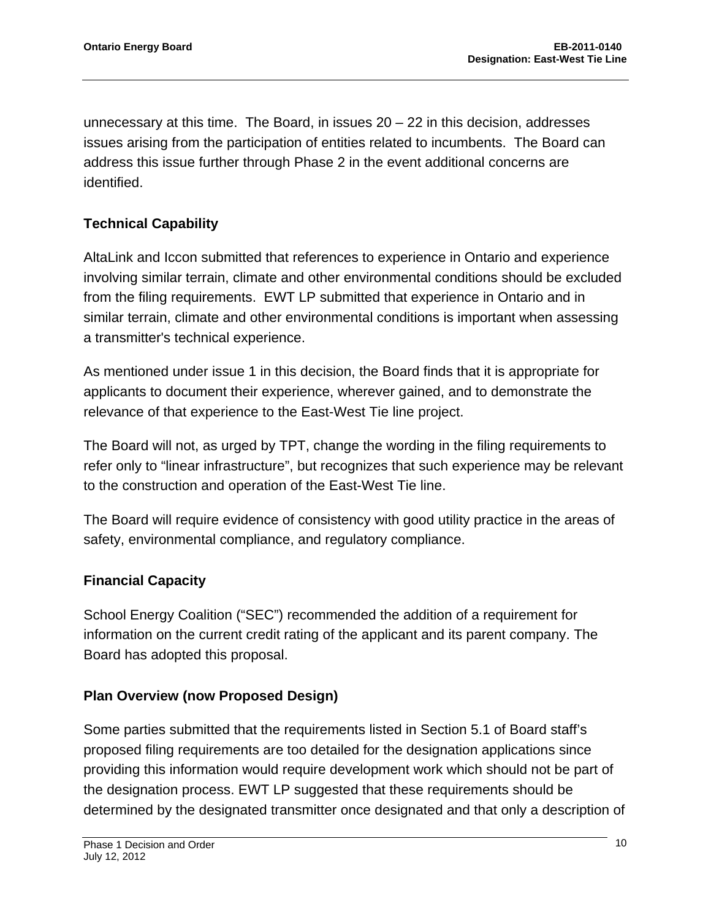unnecessary at this time. The Board, in issues 20 – 22 in this decision, addresses issues arising from the participation of entities related to incumbents. The Board can address this issue further through Phase 2 in the event additional concerns are identified.

### Technical Capability

AltaLink and Iccon submitted that references to experience in Ontario and experience involving similar terrain, climate and other environmental conditions should be excluded from the filing requirements. EWT LP submitted that experience in Ontario and in similar terrain, climate and other environmental conditions is important when assessing a transmitter's technical experience.

As mentioned under issue 1 in this decision, the Board finds that it is appropriate for applicants to document their experience, wherever gained, and to demonstrate the relevance of that experience to the East-West Tie line project.

The Board will not, as urged by TPT, change the wording in the filing requirements to refer only to "linear infrastructure", but recognizes that such experience may be relevant to the construction and operation of the East-West Tie line.

The Board will require evidence of consistency with good utility practice in the areas of safety, environmental compliance, and regulatory compliance.

### Financial Capacity

School Energy Coalition ("SEC") recommended the addition of a requirement for information on the current credit rating of the applicant and its parent company. The Board has adopted this proposal.

### Plan Overview (now Proposed Design)

Some parties submitted that the requirements listed in Section 5.1 of Board staff's proposed filing requirements are too detailed for the designation applications since providing this information would require development work which should not be part of the designation process. EWT LP suggested that these requirements should be determined by the designated transmitter once designated and that only a description of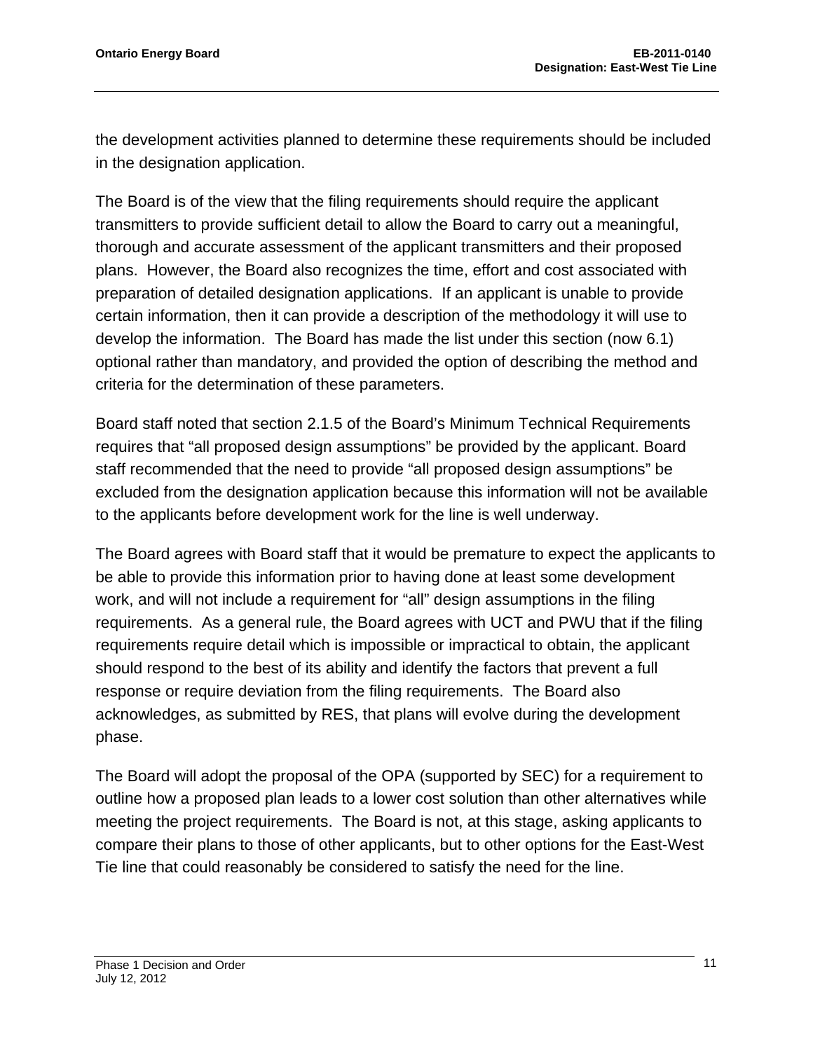the development activities planned to determine these requirements should be included in the designation application.

The Board is of the view that the filing requirements should require the applicant transmitters to provide sufficient detail to allow the Board to carry out a meaningful, thorough and accurate assessment of the applicant transmitters and their proposed plans. However, the Board also recognizes the time, effort and cost associated with preparation of detailed designation applications. If an applicant is unable to provide certain information, then it can provide a description of the methodology it will use to develop the information. The Board has made the list under this section (now 6.1) optional rather than mandatory, and provided the option of describing the method and criteria for the determination of these parameters.

Board staff noted that section 2.1.5 of the Board's Minimum Technical Requirements requires that "all proposed design assumptions" be provided by the applicant. Board staff recommended that the need to provide "all proposed design assumptions" be excluded from the designation application because this information will not be available to the applicants before development work for the line is well underway.

The Board agrees with Board staff that it would be premature to expect the applicants to be able to provide this information prior to having done at least some development work, and will not include a requirement for "all" design assumptions in the filing requirements. As a general rule, the Board agrees with UCT and PWU that if the filing requirements require detail which is impossible or impractical to obtain, the applicant should respond to the best of its ability and identify the factors that prevent a full response or require deviation from the filing requirements. The Board also acknowledges, as submitted by RES, that plans will evolve during the development phase.

The Board will adopt the proposal of the OPA (supported by SEC) for a requirement to outline how a proposed plan leads to a lower cost solution than other alternatives while meeting the project requirements. The Board is not, at this stage, asking applicants to compare their plans to those of other applicants, but to other options for the East-West Tie line that could reasonably be considered to satisfy the need for the line.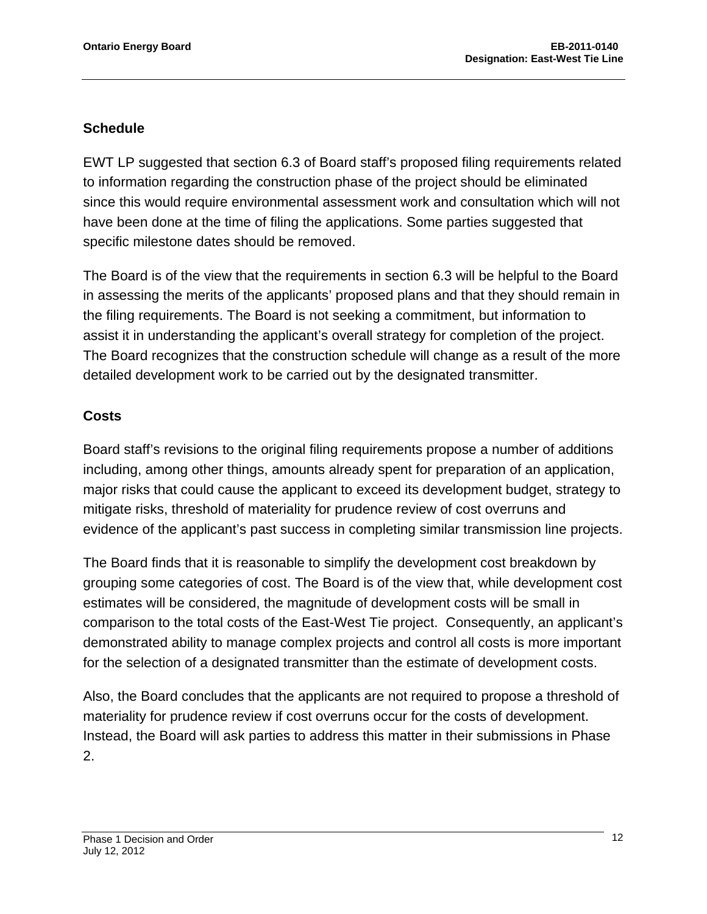### Schedule

EWT LP suggested that section 6.3 of Board staff's proposed filing requirements related to information regarding the construction phase of the project should be eliminated since this would require environmental assessment work and consultation which will not have been done at the time of filing the applications. Some parties suggested that specific milestone dates should be removed.

The Board is of the view that the requirements in section 6.3 will be helpful to the Board in assessing the merits of the applicants' proposed plans and that they should remain in the filing requirements. The Board is not seeking a commitment, but information to assist it in understanding the applicant's overall strategy for completion of the project. The Board recognizes that the construction schedule will change as a result of the more detailed development work to be carried out by the designated transmitter.

### Costs

Board staff's revisions to the original filing requirements propose a number of additions including, among other things, amounts already spent for preparation of an application, major risks that could cause the applicant to exceed its development budget, strategy to mitigate risks, threshold of materiality for prudence review of cost overruns and evidence of the applicant's past success in completing similar transmission line projects.

The Board finds that it is reasonable to simplify the development cost breakdown by grouping some categories of cost. The Board is of the view that, while development cost estimates will be considered, the magnitude of development costs will be small in comparison to the total costs of the East-West Tie project. Consequently, an applicant's demonstrated ability to manage complex projects and control all costs is more important for the selection of a designated transmitter than the estimate of development costs.

Also, the Board concludes that the applicants are not required to propose a threshold of materiality for prudence review if cost overruns occur for the costs of development. Instead, the Board will ask parties to address this matter in their submissions in Phase 2.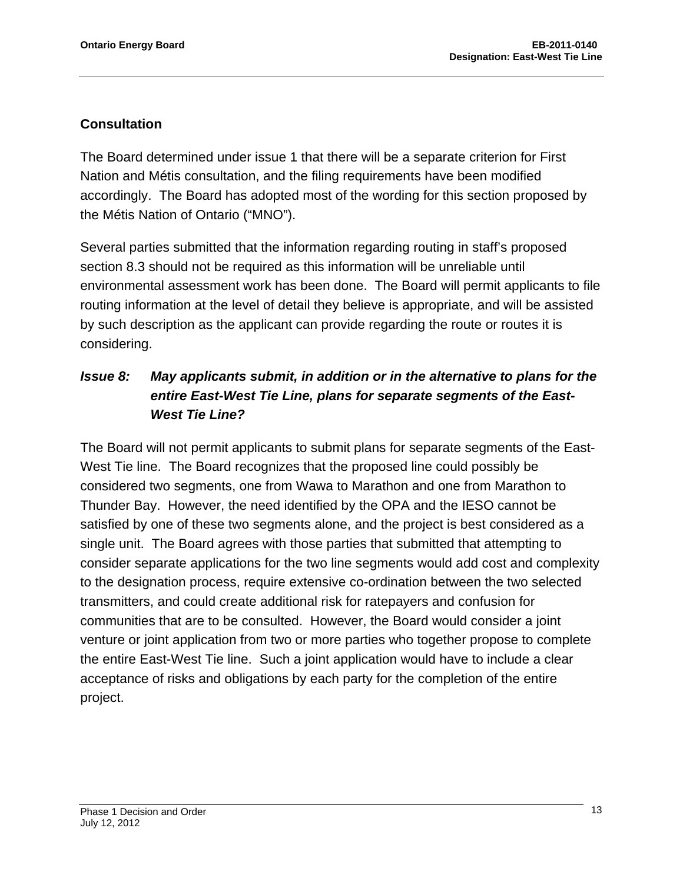## Consultation

The Board determined under issue 1 that there will be a separate criterion for First Nation and Métis consultation, and the filing requirements have been modified accordingly. The Board has adopted most of the wording for this section proposed by the Métis Nation of Ontario ("MNO").

Several parties submitted that the information regarding routing in staff's proposed section 8.3 should not be required as this information will be unreliable until environmental assessment work has been done. The Board will permit applicants to file routing information at the level of detail they believe is appropriate, and will be assisted by such description as the applicant can provide regarding the route or routes it is considering.

### *Issue 8: May applicants submit, in addition or in the alternative to plans for the entire East-West Tie Line, plans for separate segments of the East-West Tie Line?*

The Board will not permit applicants to submit plans for separate segments of the East-West Tie line. The Board recognizes that the proposed line could possibly be considered two segments, one from Wawa to Marathon and one from Marathon to Thunder Bay. However, the need identified by the OPA and the IESO cannot be satisfied by one of these two segments alone, and the project is best considered as a single unit. The Board agrees with those parties that submitted that attempting to consider separate applications for the two line segments would add cost and complexity to the designation process, require extensive co-ordination between the two selected transmitters, and could create additional risk for ratepayers and confusion for communities that are to be consulted. However, the Board would consider a joint venture or joint application from two or more parties who together propose to complete the entire East-West Tie line. Such a joint application would have to include a clear acceptance of risks and obligations by each party for the completion of the entire project.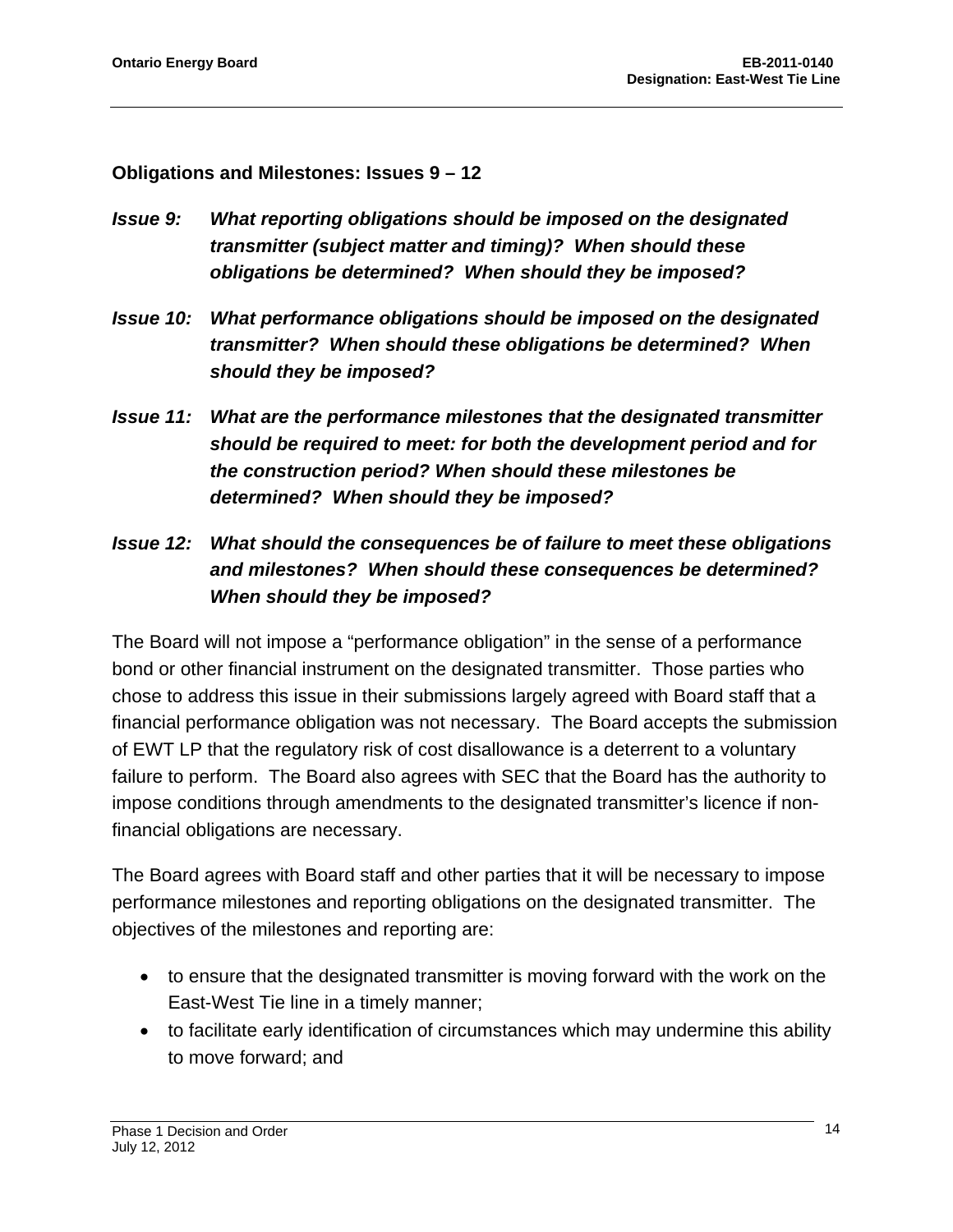### Obligations and Milestones: Issues 9 – 12

***Issue 9:*** ***What reporting obligations should be imposed on the designated transmitter (subject matter and timing)? When should these obligations be determined? When should they be imposed?***

***Issue 10:*** ***What performance obligations should be imposed on the designated transmitter? When should these obligations be determined? When should they be imposed?***

***Issue 11:*** ***What are the performance milestones that the designated transmitter should be required to meet: for both the development period and for the construction period? When should these milestones be determined? When should they be imposed?***

***Issue 12:*** ***What should the consequences be of failure to meet these obligations and milestones? When should these consequences be determined? When should they be imposed?***

The Board will not impose a "performance obligation" in the sense of a performance bond or other financial instrument on the designated transmitter. Those parties who chose to address this issue in their submissions largely agreed with Board staff that a financial performance obligation was not necessary. The Board accepts the submission of EWT LP that the regulatory risk of cost disallowance is a deterrent to a voluntary failure to perform. The Board also agrees with SEC that the Board has the authority to impose conditions through amendments to the designated transmitter's licence if non-financial obligations are necessary.

The Board agrees with Board staff and other parties that it will be necessary to impose performance milestones and reporting obligations on the designated transmitter. The objectives of the milestones and reporting are:

- to ensure that the designated transmitter is moving forward with the work on the East-West Tie line in a timely manner;
- to facilitate early identification of circumstances which may undermine this ability to move forward; and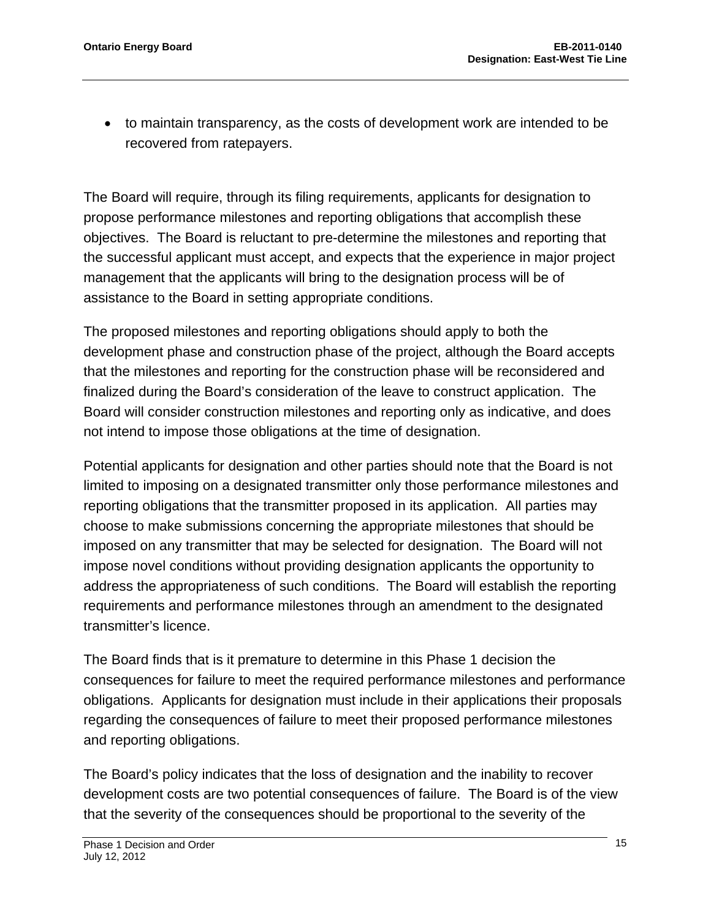- to maintain transparency, as the costs of development work are intended to be recovered from ratepayers.

The Board will require, through its filing requirements, applicants for designation to propose performance milestones and reporting obligations that accomplish these objectives. The Board is reluctant to pre-determine the milestones and reporting that the successful applicant must accept, and expects that the experience in major project management that the applicants will bring to the designation process will be of assistance to the Board in setting appropriate conditions.

The proposed milestones and reporting obligations should apply to both the development phase and construction phase of the project, although the Board accepts that the milestones and reporting for the construction phase will be reconsidered and finalized during the Board's consideration of the leave to construct application. The Board will consider construction milestones and reporting only as indicative, and does not intend to impose those obligations at the time of designation.

Potential applicants for designation and other parties should note that the Board is not limited to imposing on a designated transmitter only those performance milestones and reporting obligations that the transmitter proposed in its application. All parties may choose to make submissions concerning the appropriate milestones that should be imposed on any transmitter that may be selected for designation. The Board will not impose novel conditions without providing designation applicants the opportunity to address the appropriateness of such conditions. The Board will establish the reporting requirements and performance milestones through an amendment to the designated transmitter's licence.

The Board finds that is it premature to determine in this Phase 1 decision the consequences for failure to meet the required performance milestones and performance obligations. Applicants for designation must include in their applications their proposals regarding the consequences of failure to meet their proposed performance milestones and reporting obligations.

The Board's policy indicates that the loss of designation and the inability to recover development costs are two potential consequences of failure. The Board is of the view that the severity of the consequences should be proportional to the severity of the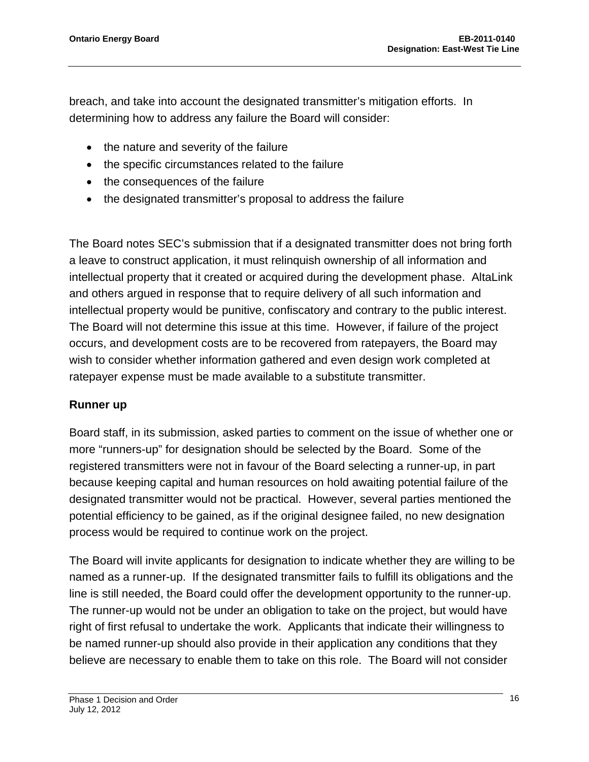breach, and take into account the designated transmitter's mitigation efforts. In determining how to address any failure the Board will consider:

- the nature and severity of the failure
- the specific circumstances related to the failure
- the consequences of the failure
- the designated transmitter's proposal to address the failure

The Board notes SEC's submission that if a designated transmitter does not bring forth a leave to construct application, it must relinquish ownership of all information and intellectual property that it created or acquired during the development phase. AltaLink and others argued in response that to require delivery of all such information and intellectual property would be punitive, confiscatory and contrary to the public interest. The Board will not determine this issue at this time. However, if failure of the project occurs, and development costs are to be recovered from ratepayers, the Board may wish to consider whether information gathered and even design work completed at ratepayer expense must be made available to a substitute transmitter.

**Runner up**

Board staff, in its submission, asked parties to comment on the issue of whether one or more "runners-up" for designation should be selected by the Board. Some of the registered transmitters were not in favour of the Board selecting a runner-up, in part because keeping capital and human resources on hold awaiting potential failure of the designated transmitter would not be practical. However, several parties mentioned the potential efficiency to be gained, as if the original designee failed, no new designation process would be required to continue work on the project.

The Board will invite applicants for designation to indicate whether they are willing to be named as a runner-up. If the designated transmitter fails to fulfill its obligations and the line is still needed, the Board could offer the development opportunity to the runner-up. The runner-up would not be under an obligation to take on the project, but would have right of first refusal to undertake the work. Applicants that indicate their willingness to be named runner-up should also provide in their application any conditions that they believe are necessary to enable them to take on this role. The Board will not consider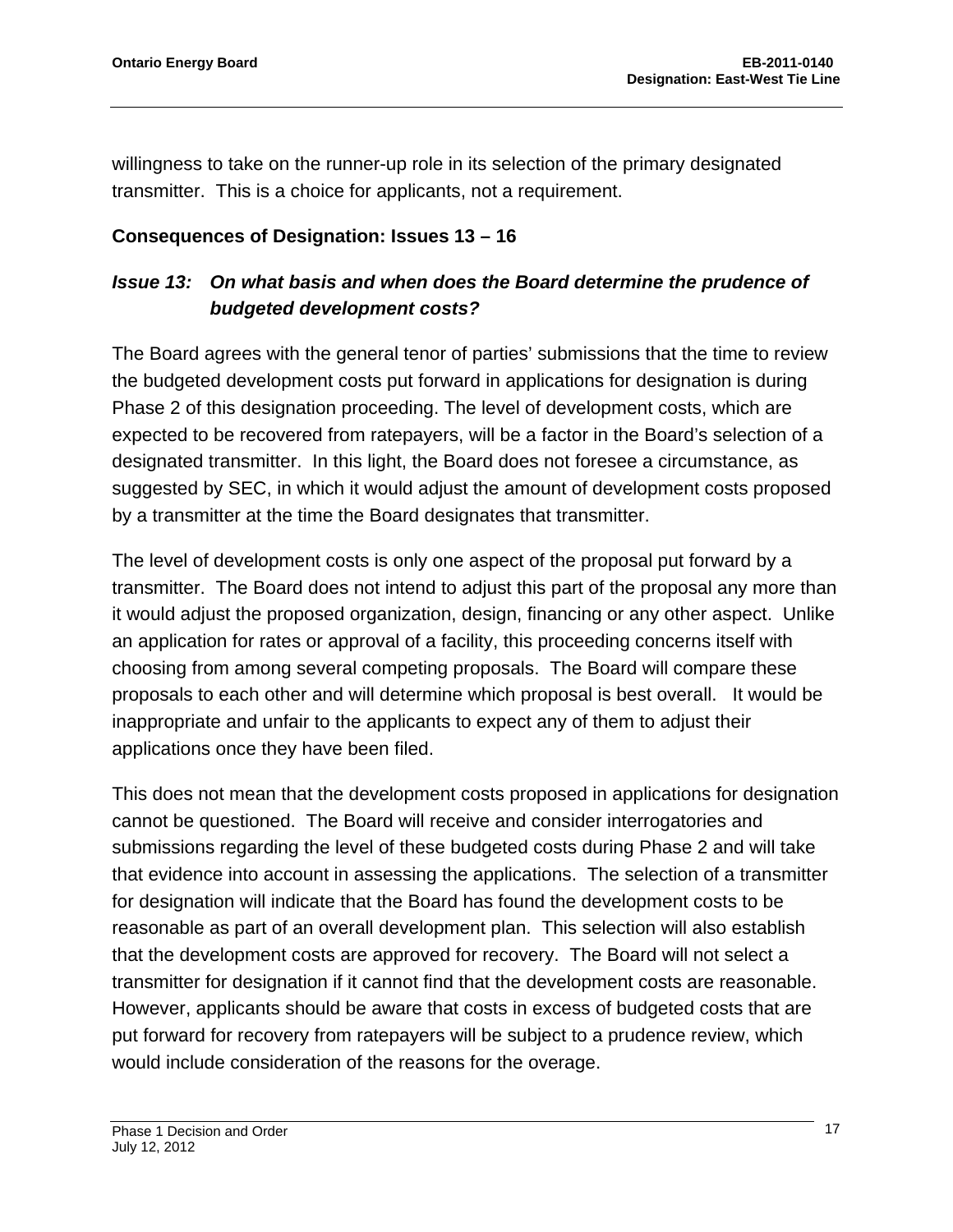willingness to take on the runner-up role in its selection of the primary designated transmitter. This is a choice for applicants, not a requirement.

### Consequences of Designation: Issues 13 – 16

#### *Issue 13: On what basis and when does the Board determine the prudence of budgeted development costs?*

The Board agrees with the general tenor of parties' submissions that the time to review the budgeted development costs put forward in applications for designation is during Phase 2 of this designation proceeding. The level of development costs, which are expected to be recovered from ratepayers, will be a factor in the Board's selection of a designated transmitter. In this light, the Board does not foresee a circumstance, as suggested by SEC, in which it would adjust the amount of development costs proposed by a transmitter at the time the Board designates that transmitter.

The level of development costs is only one aspect of the proposal put forward by a transmitter. The Board does not intend to adjust this part of the proposal any more than it would adjust the proposed organization, design, financing or any other aspect. Unlike an application for rates or approval of a facility, this proceeding concerns itself with choosing from among several competing proposals. The Board will compare these proposals to each other and will determine which proposal is best overall. It would be inappropriate and unfair to the applicants to expect any of them to adjust their applications once they have been filed.

This does not mean that the development costs proposed in applications for designation cannot be questioned. The Board will receive and consider interrogatories and submissions regarding the level of these budgeted costs during Phase 2 and will take that evidence into account in assessing the applications. The selection of a transmitter for designation will indicate that the Board has found the development costs to be reasonable as part of an overall development plan. This selection will also establish that the development costs are approved for recovery. The Board will not select a transmitter for designation if it cannot find that the development costs are reasonable. However, applicants should be aware that costs in excess of budgeted costs that are put forward for recovery from ratepayers will be subject to a prudence review, which would include consideration of the reasons for the overage.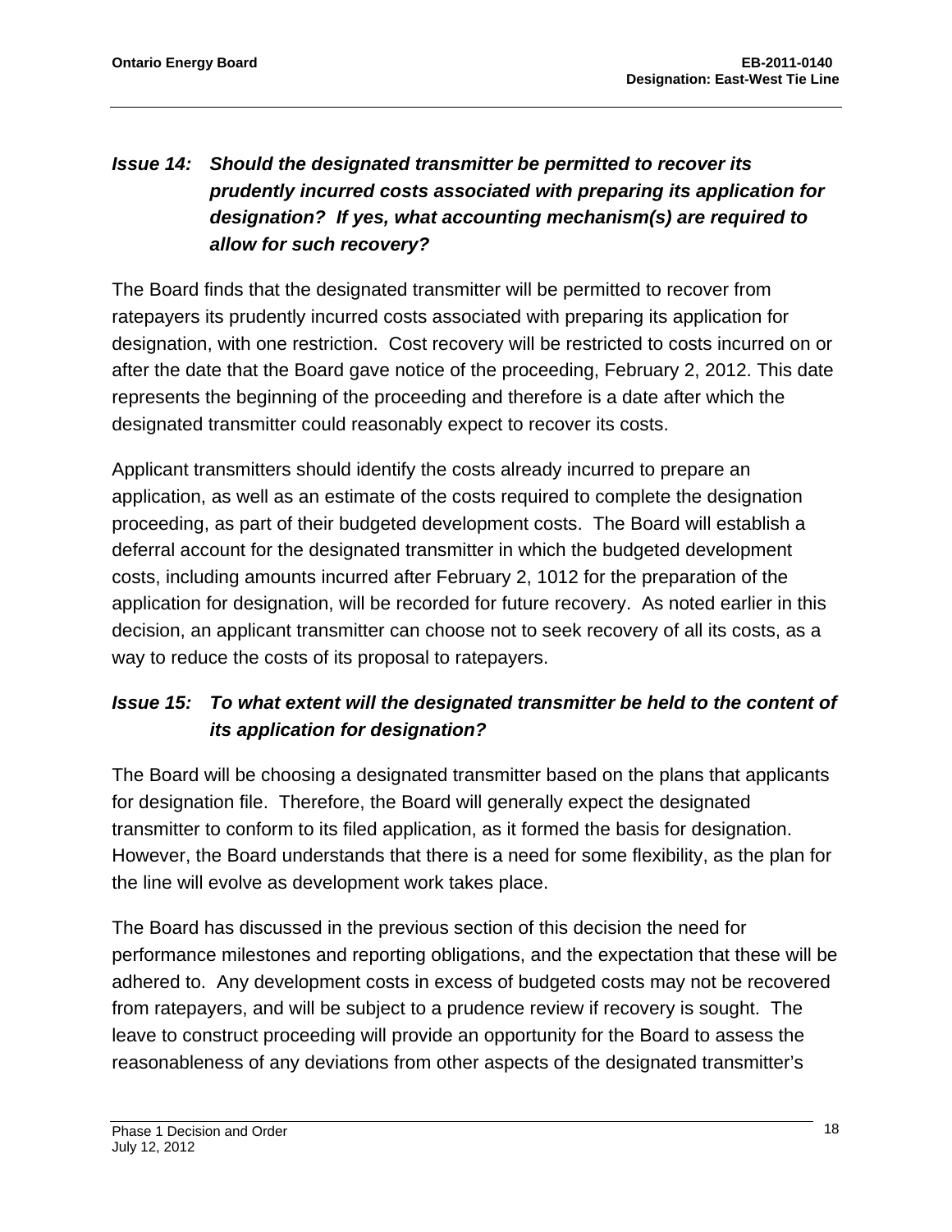### *Issue 14: Should the designated transmitter be permitted to recover its prudently incurred costs associated with preparing its application for designation? If yes, what accounting mechanism(s) are required to allow for such recovery?*

The Board finds that the designated transmitter will be permitted to recover from ratepayers its prudently incurred costs associated with preparing its application for designation, with one restriction. Cost recovery will be restricted to costs incurred on or after the date that the Board gave notice of the proceeding, February 2, 2012. This date represents the beginning of the proceeding and therefore is a date after which the designated transmitter could reasonably expect to recover its costs.

Applicant transmitters should identify the costs already incurred to prepare an application, as well as an estimate of the costs required to complete the designation proceeding, as part of their budgeted development costs. The Board will establish a deferral account for the designated transmitter in which the budgeted development costs, including amounts incurred after February 2, 1012 for the preparation of the application for designation, will be recorded for future recovery. As noted earlier in this decision, an applicant transmitter can choose not to seek recovery of all its costs, as a way to reduce the costs of its proposal to ratepayers.

### *Issue 15: To what extent will the designated transmitter be held to the content of its application for designation?*

The Board will be choosing a designated transmitter based on the plans that applicants for designation file. Therefore, the Board will generally expect the designated transmitter to conform to its filed application, as it formed the basis for designation. However, the Board understands that there is a need for some flexibility, as the plan for the line will evolve as development work takes place.

The Board has discussed in the previous section of this decision the need for performance milestones and reporting obligations, and the expectation that these will be adhered to. Any development costs in excess of budgeted costs may not be recovered from ratepayers, and will be subject to a prudence review if recovery is sought. The leave to construct proceeding will provide an opportunity for the Board to assess the reasonableness of any deviations from other aspects of the designated transmitter's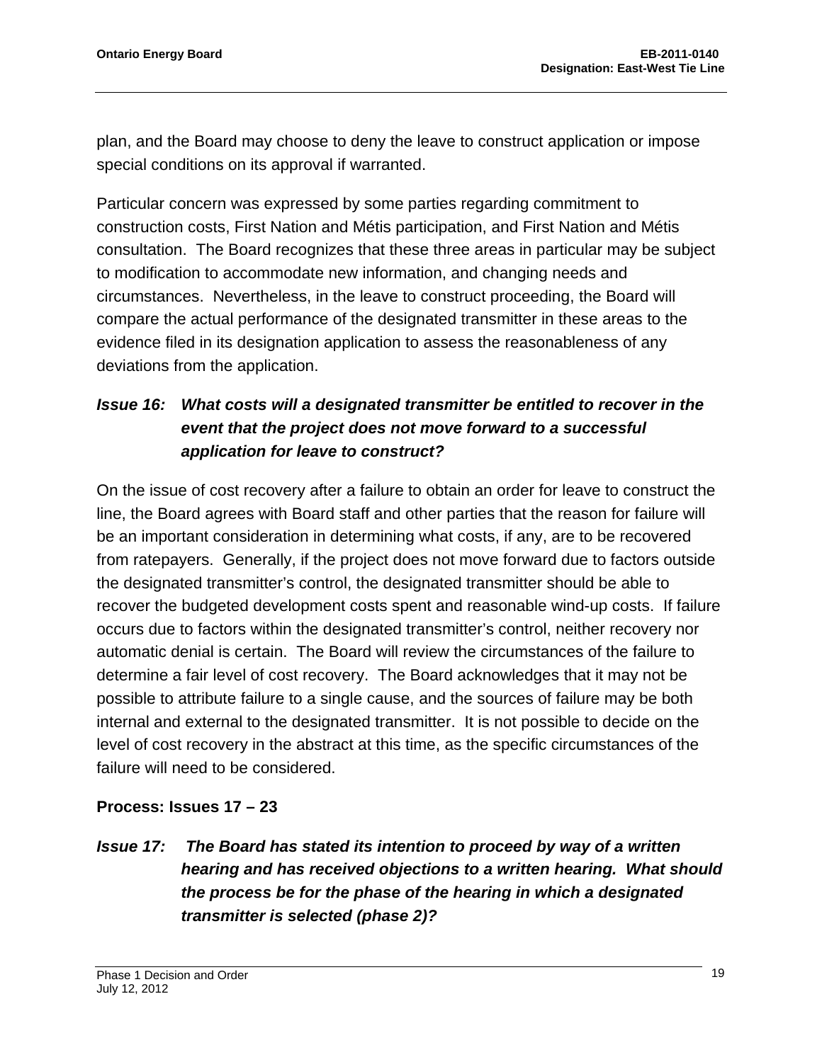plan, and the Board may choose to deny the leave to construct application or impose special conditions on its approval if warranted.

Particular concern was expressed by some parties regarding commitment to construction costs, First Nation and Métis participation, and First Nation and Métis consultation. The Board recognizes that these three areas in particular may be subject to modification to accommodate new information, and changing needs and circumstances. Nevertheless, in the leave to construct proceeding, the Board will compare the actual performance of the designated transmitter in these areas to the evidence filed in its designation application to assess the reasonableness of any deviations from the application.

***Issue 16: What costs will a designated transmitter be entitled to recover in the event that the project does not move forward to a successful application for leave to construct?***

On the issue of cost recovery after a failure to obtain an order for leave to construct the line, the Board agrees with Board staff and other parties that the reason for failure will be an important consideration in determining what costs, if any, are to be recovered from ratepayers. Generally, if the project does not move forward due to factors outside the designated transmitter's control, the designated transmitter should be able to recover the budgeted development costs spent and reasonable wind-up costs. If failure occurs due to factors within the designated transmitter's control, neither recovery nor automatic denial is certain. The Board will review the circumstances of the failure to determine a fair level of cost recovery. The Board acknowledges that it may not be possible to attribute failure to a single cause, and the sources of failure may be both internal and external to the designated transmitter. It is not possible to decide on the level of cost recovery in the abstract at this time, as the specific circumstances of the failure will need to be considered.

**Process: Issues 17 – 23**

***Issue 17: The Board has stated its intention to proceed by way of a written hearing and has received objections to a written hearing. What should the process be for the phase of the hearing in which a designated transmitter is selected (phase 2)?***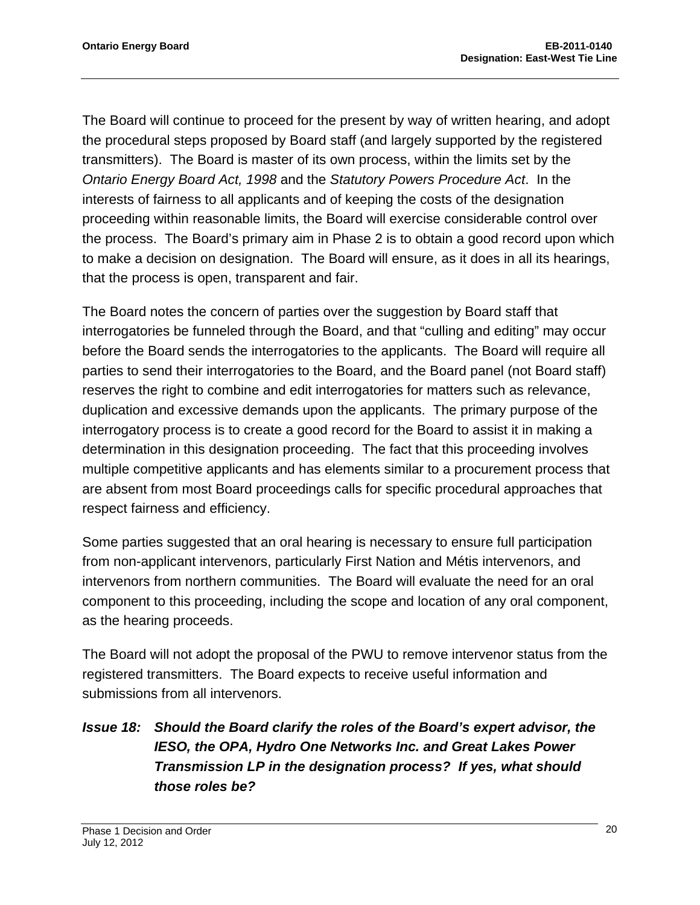The Board will continue to proceed for the present by way of written hearing, and adopt the procedural steps proposed by Board staff (and largely supported by the registered transmitters). The Board is master of its own process, within the limits set by the *Ontario Energy Board Act, 1998* and the *Statutory Powers Procedure Act*. In the interests of fairness to all applicants and of keeping the costs of the designation proceeding within reasonable limits, the Board will exercise considerable control over the process. The Board's primary aim in Phase 2 is to obtain a good record upon which to make a decision on designation. The Board will ensure, as it does in all its hearings, that the process is open, transparent and fair.

The Board notes the concern of parties over the suggestion by Board staff that interrogatories be funneled through the Board, and that "culling and editing" may occur before the Board sends the interrogatories to the applicants. The Board will require all parties to send their interrogatories to the Board, and the Board panel (not Board staff) reserves the right to combine and edit interrogatories for matters such as relevance, duplication and excessive demands upon the applicants. The primary purpose of the interrogatory process is to create a good record for the Board to assist it in making a determination in this designation proceeding. The fact that this proceeding involves multiple competitive applicants and has elements similar to a procurement process that are absent from most Board proceedings calls for specific procedural approaches that respect fairness and efficiency.

Some parties suggested that an oral hearing is necessary to ensure full participation from non-applicant intervenors, particularly First Nation and Métis intervenors, and intervenors from northern communities. The Board will evaluate the need for an oral component to this proceeding, including the scope and location of any oral component, as the hearing proceeds.

The Board will not adopt the proposal of the PWU to remove intervenor status from the registered transmitters. The Board expects to receive useful information and submissions from all intervenors.

### *Issue 18: Should the Board clarify the roles of the Board's expert advisor, the IESO, the OPA, Hydro One Networks Inc. and Great Lakes Power Transmission LP in the designation process? If yes, what should those roles be?*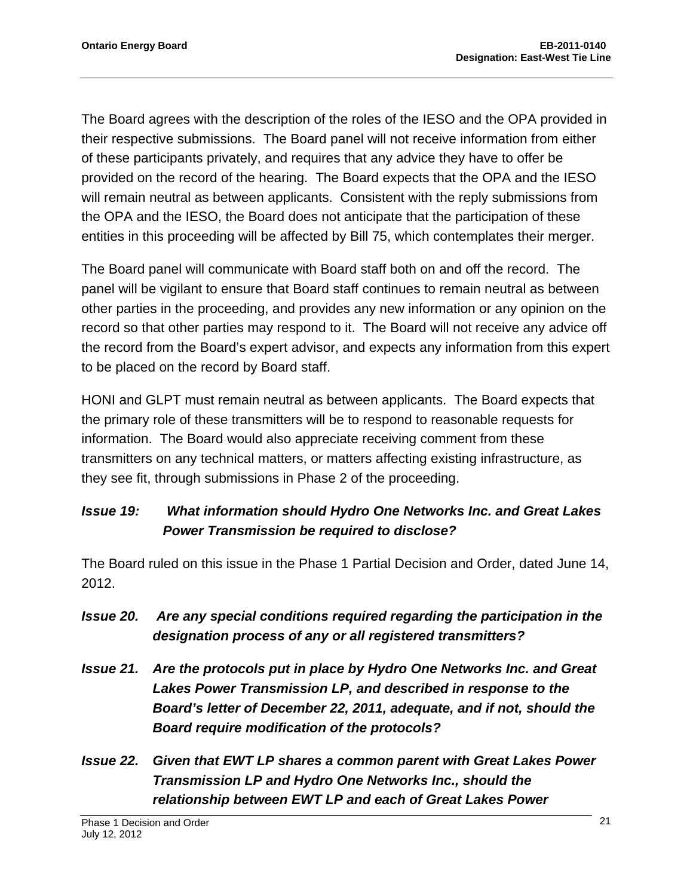The Board agrees with the description of the roles of the IESO and the OPA provided in their respective submissions. The Board panel will not receive information from either of these participants privately, and requires that any advice they have to offer be provided on the record of the hearing. The Board expects that the OPA and the IESO will remain neutral as between applicants. Consistent with the reply submissions from the OPA and the IESO, the Board does not anticipate that the participation of these entities in this proceeding will be affected by Bill 75, which contemplates their merger.

The Board panel will communicate with Board staff both on and off the record. The panel will be vigilant to ensure that Board staff continues to remain neutral as between other parties in the proceeding, and provides any new information or any opinion on the record so that other parties may respond to it. The Board will not receive any advice off the record from the Board's expert advisor, and expects any information from this expert to be placed on the record by Board staff.

HONI and GLPT must remain neutral as between applicants. The Board expects that the primary role of these transmitters will be to respond to reasonable requests for information. The Board would also appreciate receiving comment from these transmitters on any technical matters, or matters affecting existing infrastructure, as they see fit, through submissions in Phase 2 of the proceeding.

***Issue 19: What information should Hydro One Networks Inc. and Great Lakes Power Transmission be required to disclose?***

The Board ruled on this issue in the Phase 1 Partial Decision and Order, dated June 14, 2012.

***Issue 20. Are any special conditions required regarding the participation in the designation process of any or all registered transmitters?***

***Issue 21. Are the protocols put in place by Hydro One Networks Inc. and Great Lakes Power Transmission LP, and described in response to the Board's letter of December 22, 2011, adequate, and if not, should the Board require modification of the protocols?***

***Issue 22. Given that EWT LP shares a common parent with Great Lakes Power Transmission LP and Hydro One Networks Inc., should the relationship between EWT LP and each of Great Lakes Power***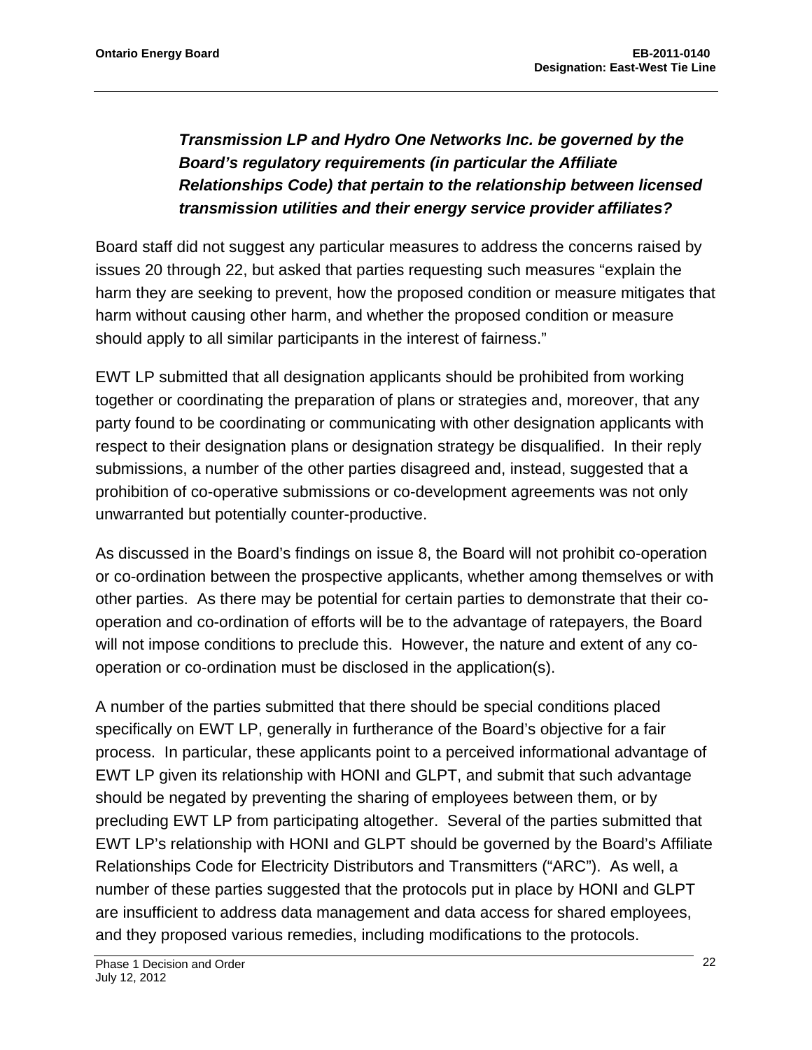***Transmission LP and Hydro One Networks Inc. be governed by the Board's regulatory requirements (in particular the Affiliate Relationships Code) that pertain to the relationship between licensed transmission utilities and their energy service provider affiliates?***

Board staff did not suggest any particular measures to address the concerns raised by issues 20 through 22, but asked that parties requesting such measures "explain the harm they are seeking to prevent, how the proposed condition or measure mitigates that harm without causing other harm, and whether the proposed condition or measure should apply to all similar participants in the interest of fairness."

EWT LP submitted that all designation applicants should be prohibited from working together or coordinating the preparation of plans or strategies and, moreover, that any party found to be coordinating or communicating with other designation applicants with respect to their designation plans or designation strategy be disqualified. In their reply submissions, a number of the other parties disagreed and, instead, suggested that a prohibition of co-operative submissions or co-development agreements was not only unwarranted but potentially counter-productive.

As discussed in the Board's findings on issue 8, the Board will not prohibit co-operation or co-ordination between the prospective applicants, whether among themselves or with other parties. As there may be potential for certain parties to demonstrate that their co-operation and co-ordination of efforts will be to the advantage of ratepayers, the Board will not impose conditions to preclude this. However, the nature and extent of any co-operation or co-ordination must be disclosed in the application(s).

A number of the parties submitted that there should be special conditions placed specifically on EWT LP, generally in furtherance of the Board's objective for a fair process. In particular, these applicants point to a perceived informational advantage of EWT LP given its relationship with HONI and GLPT, and submit that such advantage should be negated by preventing the sharing of employees between them, or by precluding EWT LP from participating altogether. Several of the parties submitted that EWT LP's relationship with HONI and GLPT should be governed by the Board's Affiliate Relationships Code for Electricity Distributors and Transmitters ("ARC"). As well, a number of these parties suggested that the protocols put in place by HONI and GLPT are insufficient to address data management and data access for shared employees, and they proposed various remedies, including modifications to the protocols.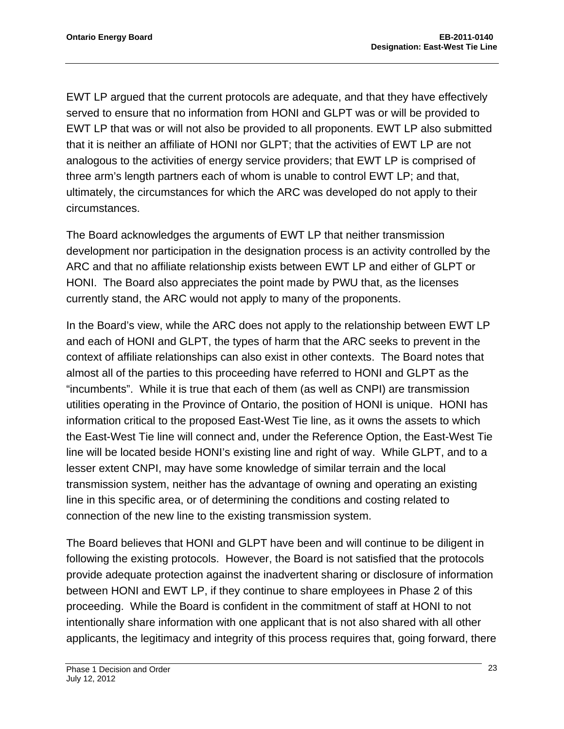EWT LP argued that the current protocols are adequate, and that they have effectively served to ensure that no information from HONI and GLPT was or will be provided to EWT LP that was or will not also be provided to all proponents. EWT LP also submitted that it is neither an affiliate of HONI nor GLPT; that the activities of EWT LP are not analogous to the activities of energy service providers; that EWT LP is comprised of three arm's length partners each of whom is unable to control EWT LP; and that, ultimately, the circumstances for which the ARC was developed do not apply to their circumstances.

The Board acknowledges the arguments of EWT LP that neither transmission development nor participation in the designation process is an activity controlled by the ARC and that no affiliate relationship exists between EWT LP and either of GLPT or HONI. The Board also appreciates the point made by PWU that, as the licenses currently stand, the ARC would not apply to many of the proponents.

In the Board's view, while the ARC does not apply to the relationship between EWT LP and each of HONI and GLPT, the types of harm that the ARC seeks to prevent in the context of affiliate relationships can also exist in other contexts. The Board notes that almost all of the parties to this proceeding have referred to HONI and GLPT as the "incumbents". While it is true that each of them (as well as CNPI) are transmission utilities operating in the Province of Ontario, the position of HONI is unique. HONI has information critical to the proposed East-West Tie line, as it owns the assets to which the East-West Tie line will connect and, under the Reference Option, the East-West Tie line will be located beside HONI's existing line and right of way. While GLPT, and to a lesser extent CNPI, may have some knowledge of similar terrain and the local transmission system, neither has the advantage of owning and operating an existing line in this specific area, or of determining the conditions and costing related to connection of the new line to the existing transmission system.

The Board believes that HONI and GLPT have been and will continue to be diligent in following the existing protocols. However, the Board is not satisfied that the protocols provide adequate protection against the inadvertent sharing or disclosure of information between HONI and EWT LP, if they continue to share employees in Phase 2 of this proceeding. While the Board is confident in the commitment of staff at HONI to not intentionally share information with one applicant that is not also shared with all other applicants, the legitimacy and integrity of this process requires that, going forward, there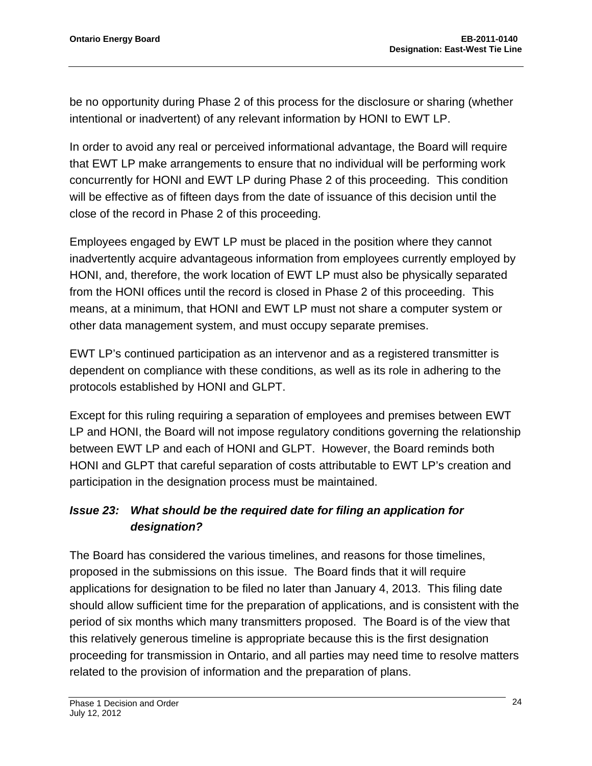be no opportunity during Phase 2 of this process for the disclosure or sharing (whether intentional or inadvertent) of any relevant information by HONI to EWT LP.

In order to avoid any real or perceived informational advantage, the Board will require that EWT LP make arrangements to ensure that no individual will be performing work concurrently for HONI and EWT LP during Phase 2 of this proceeding. This condition will be effective as of fifteen days from the date of issuance of this decision until the close of the record in Phase 2 of this proceeding.

Employees engaged by EWT LP must be placed in the position where they cannot inadvertently acquire advantageous information from employees currently employed by HONI, and, therefore, the work location of EWT LP must also be physically separated from the HONI offices until the record is closed in Phase 2 of this proceeding. This means, at a minimum, that HONI and EWT LP must not share a computer system or other data management system, and must occupy separate premises.

EWT LP's continued participation as an intervenor and as a registered transmitter is dependent on compliance with these conditions, as well as its role in adhering to the protocols established by HONI and GLPT.

Except for this ruling requiring a separation of employees and premises between EWT LP and HONI, the Board will not impose regulatory conditions governing the relationship between EWT LP and each of HONI and GLPT. However, the Board reminds both HONI and GLPT that careful separation of costs attributable to EWT LP's creation and participation in the designation process must be maintained.

### *Issue 23: What should be the required date for filing an application for designation?*

The Board has considered the various timelines, and reasons for those timelines, proposed in the submissions on this issue. The Board finds that it will require applications for designation to be filed no later than January 4, 2013. This filing date should allow sufficient time for the preparation of applications, and is consistent with the period of six months which many transmitters proposed. The Board is of the view that this relatively generous timeline is appropriate because this is the first designation proceeding for transmission in Ontario, and all parties may need time to resolve matters related to the provision of information and the preparation of plans.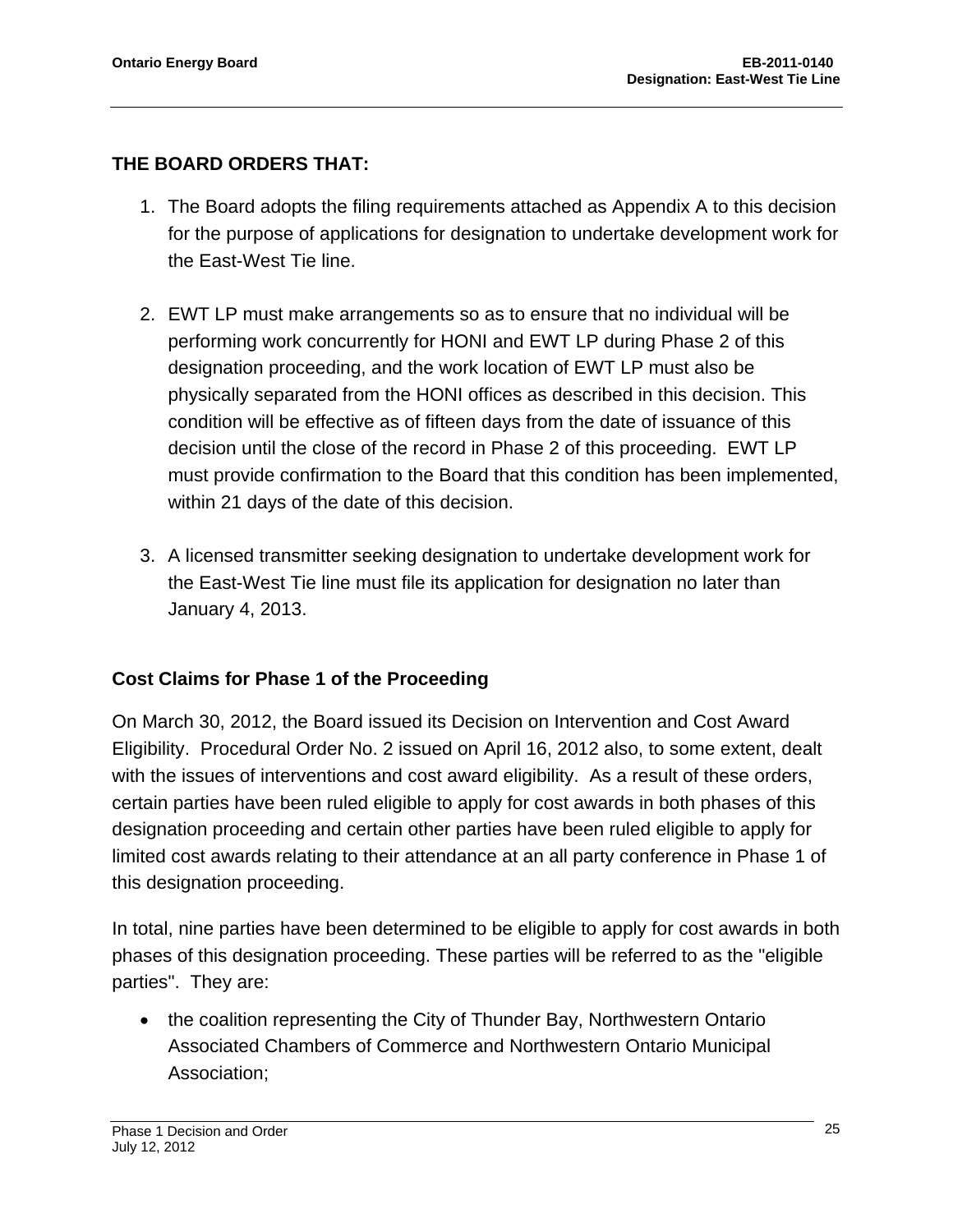**THE BOARD ORDERS THAT:**

1. The Board adopts the filing requirements attached as Appendix A to this decision for the purpose of applications for designation to undertake development work for the East-West Tie line.

2. EWT LP must make arrangements so as to ensure that no individual will be performing work concurrently for HONI and EWT LP during Phase 2 of this designation proceeding, and the work location of EWT LP must also be physically separated from the HONI offices as described in this decision. This condition will be effective as of fifteen days from the date of issuance of this decision until the close of the record in Phase 2 of this proceeding. EWT LP must provide confirmation to the Board that this condition has been implemented, within 21 days of the date of this decision.

3. A licensed transmitter seeking designation to undertake development work for the East-West Tie line must file its application for designation no later than January 4, 2013.

## Cost Claims for Phase 1 of the Proceeding

On March 30, 2012, the Board issued its Decision on Intervention and Cost Award Eligibility. Procedural Order No. 2 issued on April 16, 2012 also, to some extent, dealt with the issues of interventions and cost award eligibility. As a result of these orders, certain parties have been ruled eligible to apply for cost awards in both phases of this designation proceeding and certain other parties have been ruled eligible to apply for limited cost awards relating to their attendance at an all party conference in Phase 1 of this designation proceeding.

In total, nine parties have been determined to be eligible to apply for cost awards in both phases of this designation proceeding. These parties will be referred to as the "eligible parties". They are:

- the coalition representing the City of Thunder Bay, Northwestern Ontario Associated Chambers of Commerce and Northwestern Ontario Municipal Association;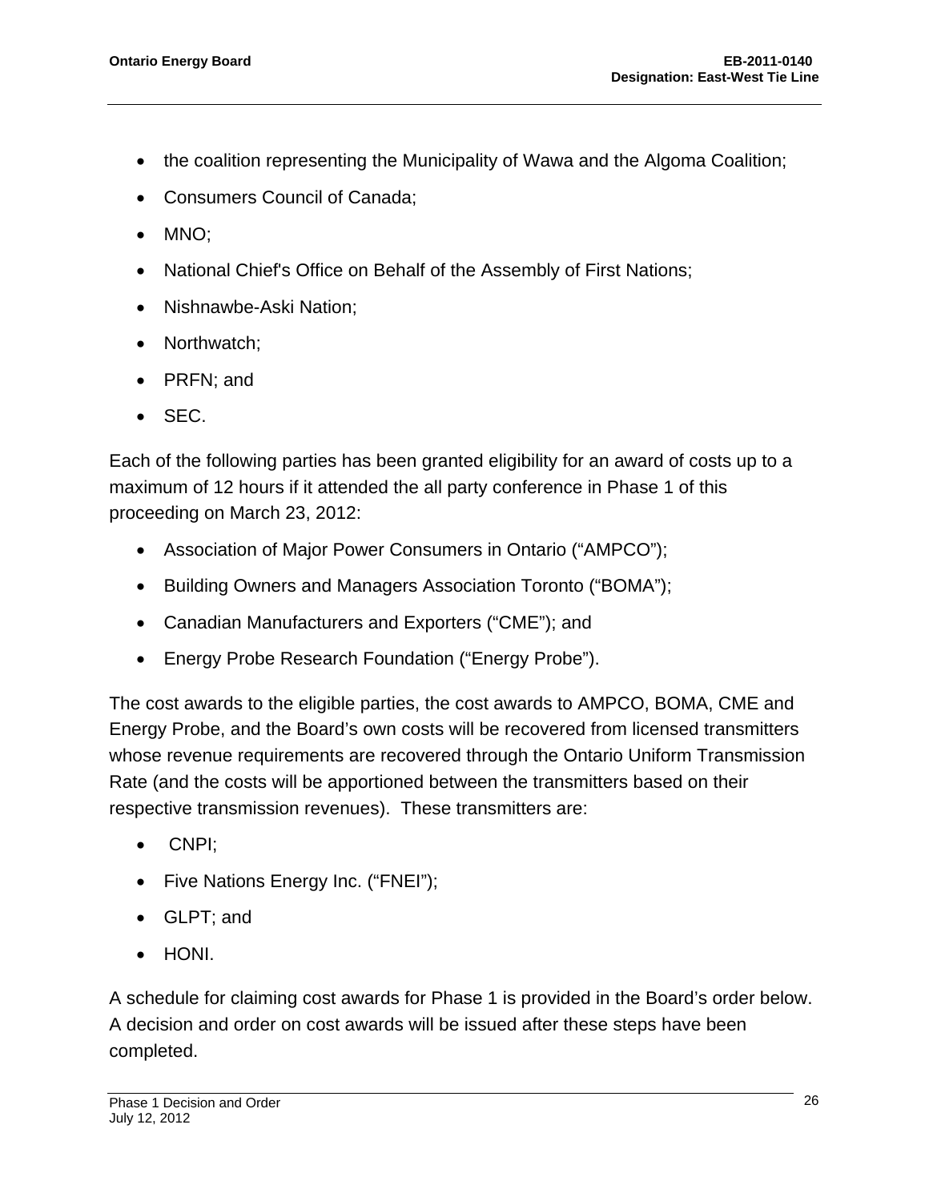- the coalition representing the Municipality of Wawa and the Algoma Coalition;
- Consumers Council of Canada;
- MNO;
- National Chief's Office on Behalf of the Assembly of First Nations;
- Nishnawbe-Aski Nation;
- Northwatch;
- PRFN; and
- SEC.

Each of the following parties has been granted eligibility for an award of costs up to a maximum of 12 hours if it attended the all party conference in Phase 1 of this proceeding on March 23, 2012:

- Association of Major Power Consumers in Ontario ("AMPCO");
- Building Owners and Managers Association Toronto ("BOMA");
- Canadian Manufacturers and Exporters ("CME"); and
- Energy Probe Research Foundation ("Energy Probe").

The cost awards to the eligible parties, the cost awards to AMPCO, BOMA, CME and Energy Probe, and the Board's own costs will be recovered from licensed transmitters whose revenue requirements are recovered through the Ontario Uniform Transmission Rate (and the costs will be apportioned between the transmitters based on their respective transmission revenues). These transmitters are:

- CNPI;
- Five Nations Energy Inc. ("FNEI");
- GLPT; and
- HONI.

A schedule for claiming cost awards for Phase 1 is provided in the Board's order below. A decision and order on cost awards will be issued after these steps have been completed.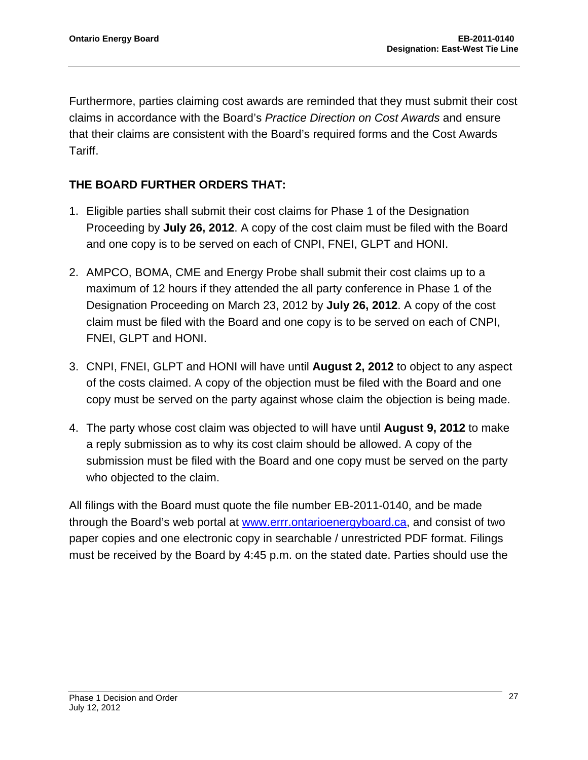Furthermore, parties claiming cost awards are reminded that they must submit their cost claims in accordance with the Board's *Practice Direction on Cost Awards* and ensure that their claims are consistent with the Board's required forms and the Cost Awards Tariff.

**THE BOARD FURTHER ORDERS THAT:**

1. Eligible parties shall submit their cost claims for Phase 1 of the Designation Proceeding by **July 26, 2012**. A copy of the cost claim must be filed with the Board and one copy is to be served on each of CNPI, FNEI, GLPT and HONI.

2. AMPCO, BOMA, CME and Energy Probe shall submit their cost claims up to a maximum of 12 hours if they attended the all party conference in Phase 1 of the Designation Proceeding on March 23, 2012 by **July 26, 2012**. A copy of the cost claim must be filed with the Board and one copy is to be served on each of CNPI, FNEI, GLPT and HONI.

3. CNPI, FNEI, GLPT and HONI will have until **August 2, 2012** to object to any aspect of the costs claimed. A copy of the objection must be filed with the Board and one copy must be served on the party against whose claim the objection is being made.

4. The party whose cost claim was objected to will have until **August 9, 2012** to make a reply submission as to why its cost claim should be allowed. A copy of the submission must be filed with the Board and one copy must be served on the party who objected to the claim.

All filings with the Board must quote the file number EB-2011-0140, and be made through the Board's web portal at [www.errr.ontarioenergyboard.ca](www.errr.ontarioenergyboard.ca), and consist of two paper copies and one electronic copy in searchable / unrestricted PDF format. Filings must be received by the Board by 4:45 p.m. on the stated date. Parties should use the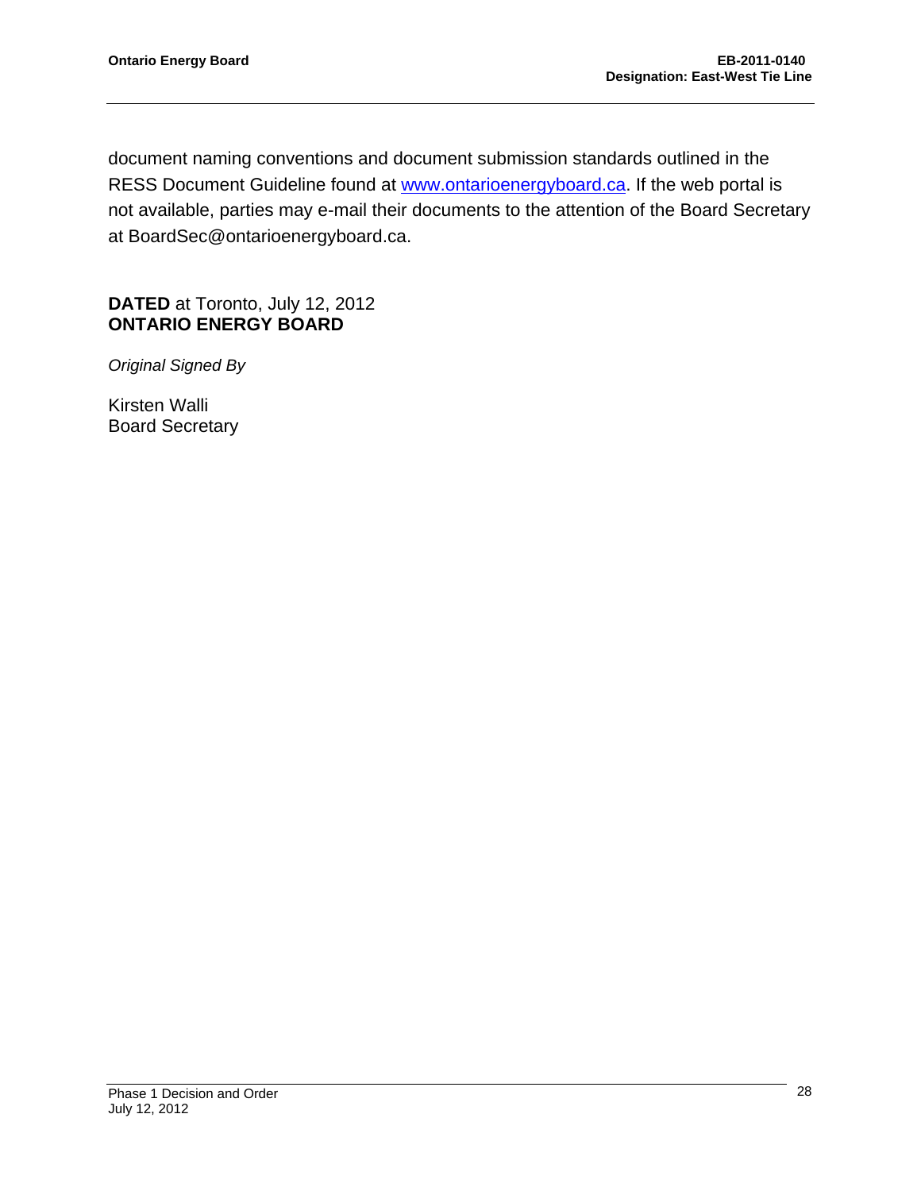document naming conventions and document submission standards outlined in the RESS Document Guideline found at www.ontarioenergyboard.ca. If the web portal is not available, parties may e-mail their documents to the attention of the Board Secretary at BoardSec@ontarioenergyboard.ca.

**DATED** at Toronto, July 12, 2012
**ONTARIO ENERGY BOARD**

*Original Signed By*

Kirsten Walli
Board Secretary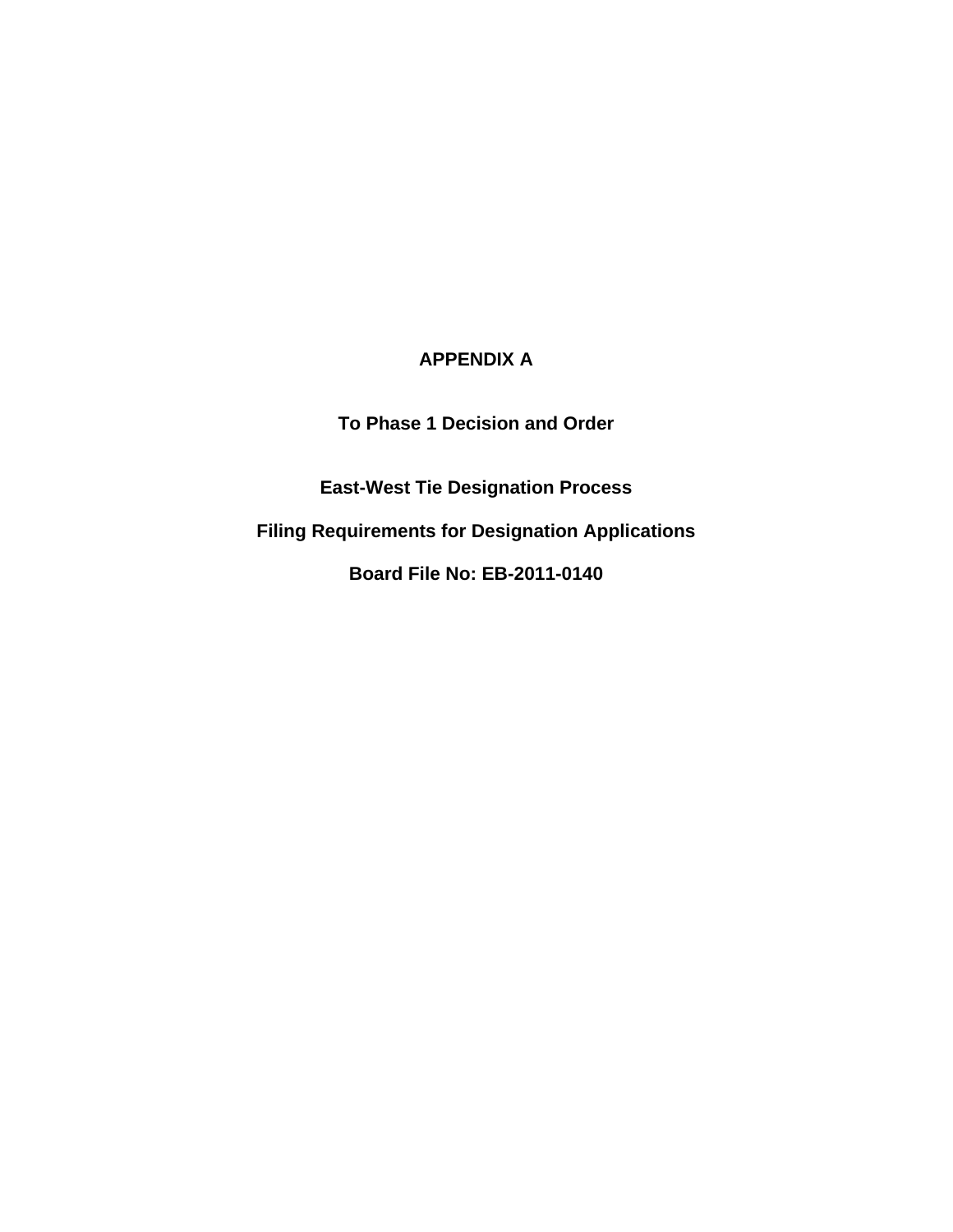# APPENDIX A

## To Phase 1 Decision and Order

## East-West Tie Designation Process

## Filing Requirements for Designation Applications

## Board File No: EB-2011-0140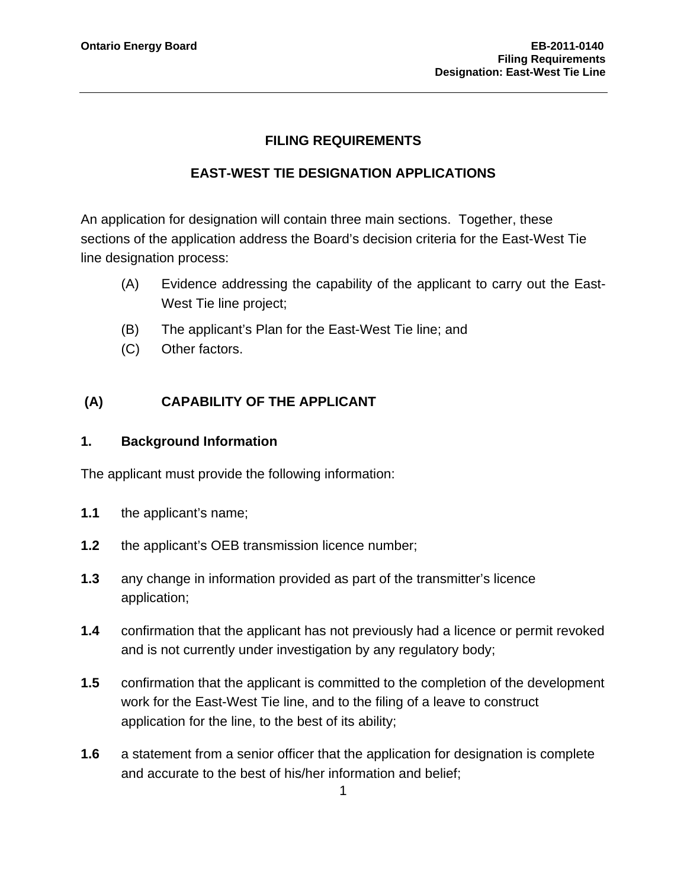# FILING REQUIREMENTS

## EAST-WEST TIE DESIGNATION APPLICATIONS

An application for designation will contain three main sections. Together, these sections of the application address the Board's decision criteria for the East-West Tie line designation process:

(A) Evidence addressing the capability of the applicant to carry out the East-West Tie line project;

(B) The applicant's Plan for the East-West Tie line; and

(C) Other factors.

## (A) CAPABILITY OF THE APPLICANT

### 1. Background Information

The applicant must provide the following information:

**1.1** the applicant's name;

**1.2** the applicant's OEB transmission licence number;

**1.3** any change in information provided as part of the transmitter's licence application;

**1.4** confirmation that the applicant has not previously had a licence or permit revoked and is not currently under investigation by any regulatory body;

**1.5** confirmation that the applicant is committed to the completion of the development work for the East-West Tie line, and to the filing of a leave to construct application for the line, to the best of its ability;

**1.6** a statement from a senior officer that the application for designation is complete and accurate to the best of his/her information and belief;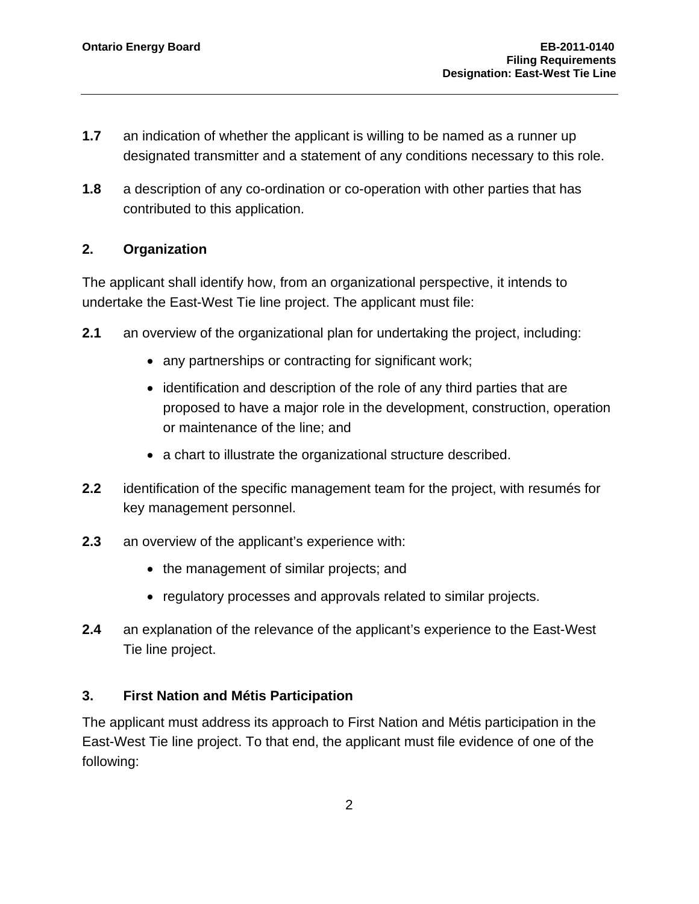**1.7** an indication of whether the applicant is willing to be named as a runner up designated transmitter and a statement of any conditions necessary to this role.

**1.8** a description of any co-ordination or co-operation with other parties that has contributed to this application.

## 2. Organization

The applicant shall identify how, from an organizational perspective, it intends to undertake the East-West Tie line project. The applicant must file:

**2.1** an overview of the organizational plan for undertaking the project, including:

- any partnerships or contracting for significant work;
- identification and description of the role of any third parties that are proposed to have a major role in the development, construction, operation or maintenance of the line; and
- a chart to illustrate the organizational structure described.

**2.2** identification of the specific management team for the project, with resumés for key management personnel.

**2.3** an overview of the applicant's experience with:

- the management of similar projects; and
- regulatory processes and approvals related to similar projects.

**2.4** an explanation of the relevance of the applicant's experience to the East-West Tie line project.

## 3. First Nation and Métis Participation

The applicant must address its approach to First Nation and Métis participation in the East-West Tie line project. To that end, the applicant must file evidence of one of the following: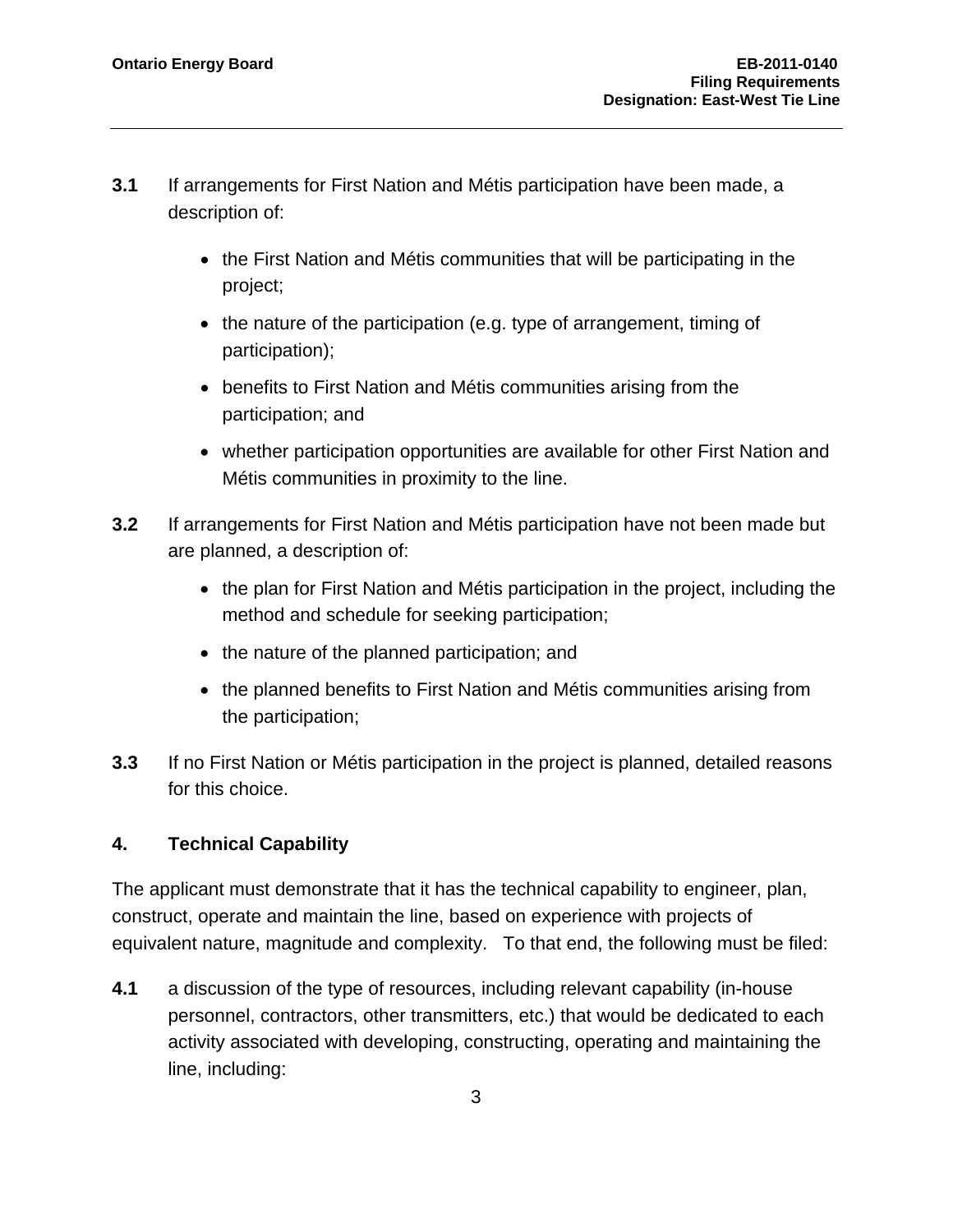**3.1** If arrangements for First Nation and Métis participation have been made, a description of:

- the First Nation and Métis communities that will be participating in the project;
- the nature of the participation (e.g. type of arrangement, timing of participation);
- benefits to First Nation and Métis communities arising from the participation; and
- whether participation opportunities are available for other First Nation and Métis communities in proximity to the line.

**3.2** If arrangements for First Nation and Métis participation have not been made but are planned, a description of:

- the plan for First Nation and Métis participation in the project, including the method and schedule for seeking participation;
- the nature of the planned participation; and
- the planned benefits to First Nation and Métis communities arising from the participation;

**3.3** If no First Nation or Métis participation in the project is planned, detailed reasons for this choice.

## 4. Technical Capability

The applicant must demonstrate that it has the technical capability to engineer, plan, construct, operate and maintain the line, based on experience with projects of equivalent nature, magnitude and complexity. To that end, the following must be filed:

**4.1** a discussion of the type of resources, including relevant capability (in-house personnel, contractors, other transmitters, etc.) that would be dedicated to each activity associated with developing, constructing, operating and maintaining the line, including: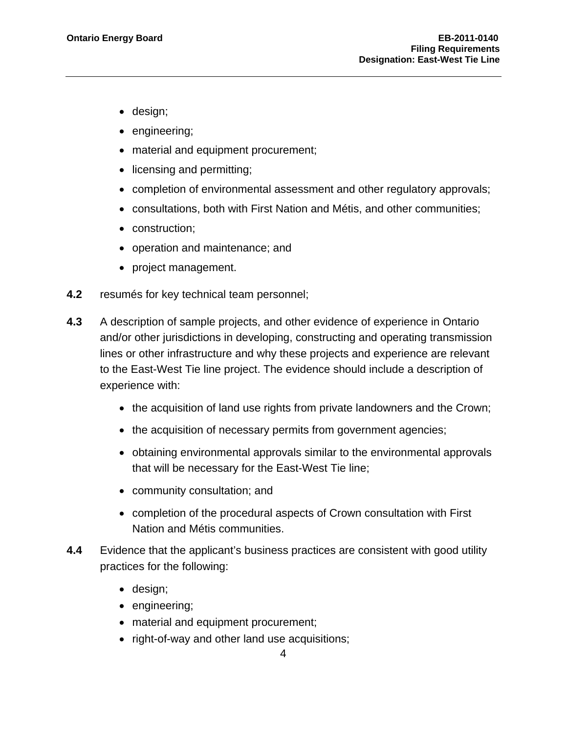- design;
- engineering;
- material and equipment procurement;
- licensing and permitting;
- completion of environmental assessment and other regulatory approvals;
- consultations, both with First Nation and Métis, and other communities;
- construction;
- operation and maintenance; and
- project management.

**4.2** resumés for key technical team personnel;

**4.3** A description of sample projects, and other evidence of experience in Ontario and/or other jurisdictions in developing, constructing and operating transmission lines or other infrastructure and why these projects and experience are relevant to the East-West Tie line project. The evidence should include a description of experience with:

- the acquisition of land use rights from private landowners and the Crown;
- the acquisition of necessary permits from government agencies;
- obtaining environmental approvals similar to the environmental approvals that will be necessary for the East-West Tie line;
- community consultation; and
- completion of the procedural aspects of Crown consultation with First Nation and Métis communities.

**4.4** Evidence that the applicant's business practices are consistent with good utility practices for the following:

- design;
- engineering;
- material and equipment procurement;
- right-of-way and other land use acquisitions;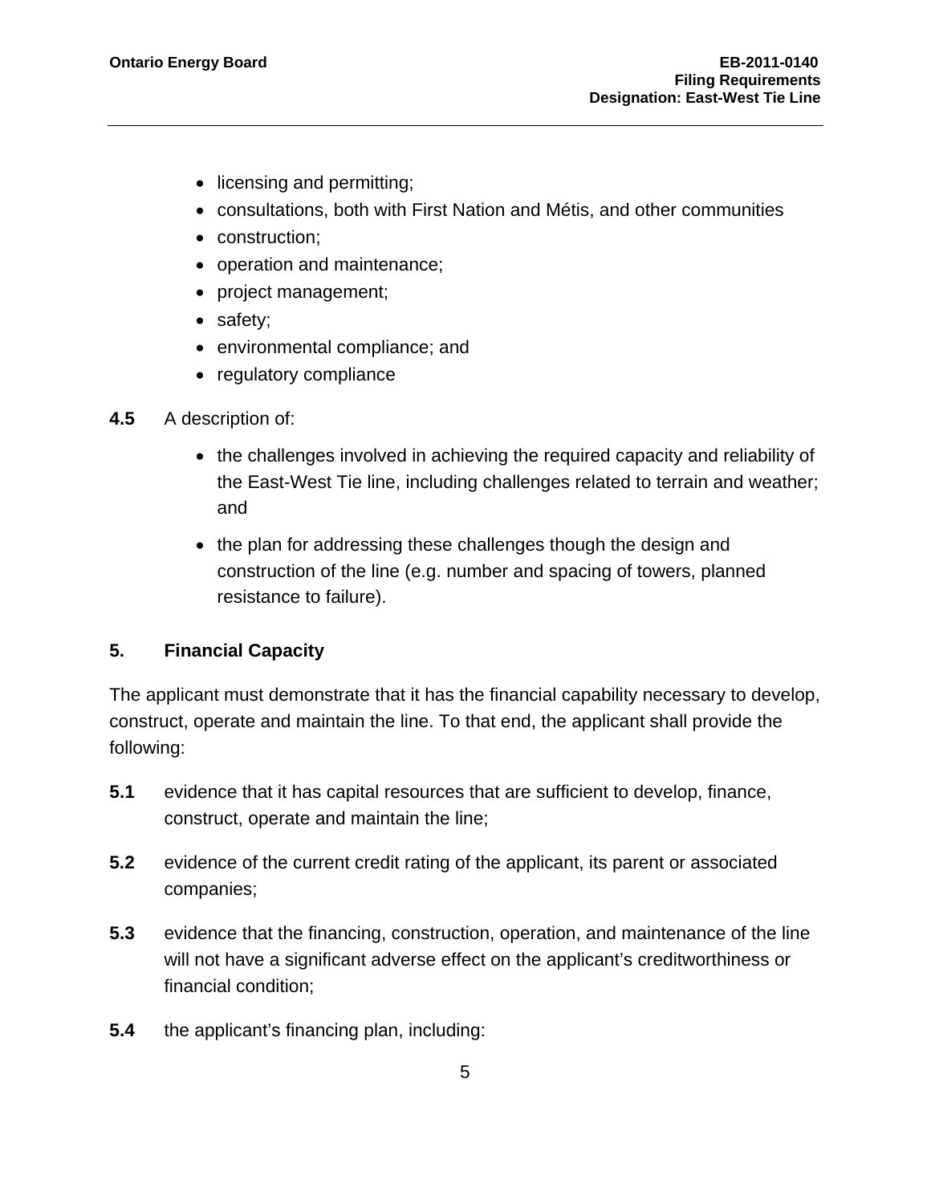- licensing and permitting;
- consultations, both with First Nation and Métis, and other communities
- construction;
- operation and maintenance;
- project management;
- safety;
- environmental compliance; and
- regulatory compliance

**4.5** A description of:

- the challenges involved in achieving the required capacity and reliability of the East-West Tie line, including challenges related to terrain and weather; and
- the plan for addressing these challenges though the design and construction of the line (e.g. number and spacing of towers, planned resistance to failure).

## 5. Financial Capacity

The applicant must demonstrate that it has the financial capability necessary to develop, construct, operate and maintain the line. To that end, the applicant shall provide the following:

**5.1** evidence that it has capital resources that are sufficient to develop, finance, construct, operate and maintain the line;

**5.2** evidence of the current credit rating of the applicant, its parent or associated companies;

**5.3** evidence that the financing, construction, operation, and maintenance of the line will not have a significant adverse effect on the applicant's creditworthiness or financial condition;

**5.4** the applicant's financing plan, including: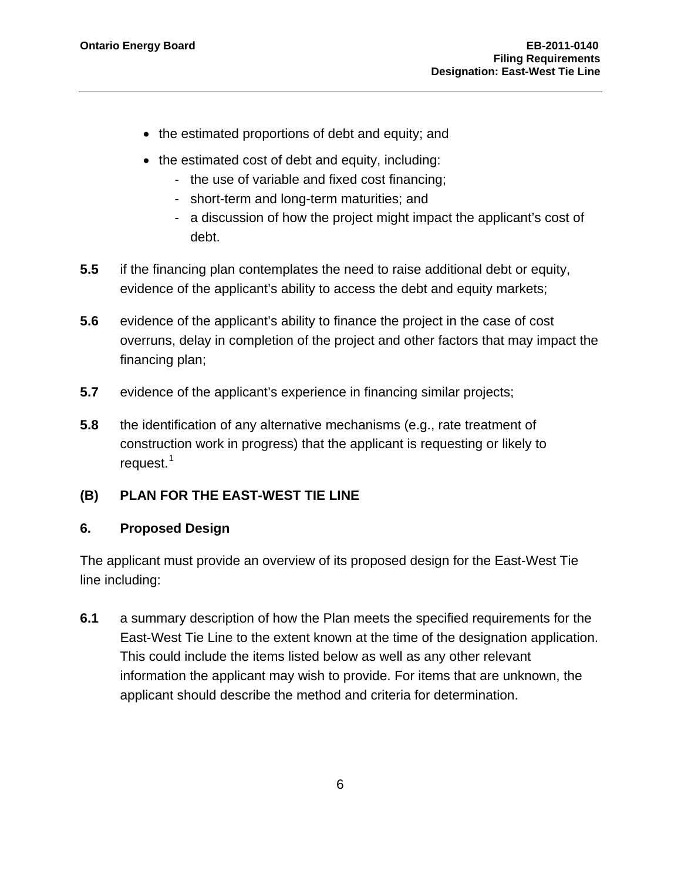- the estimated proportions of debt and equity; and
- the estimated cost of debt and equity, including:
  - the use of variable and fixed cost financing;
  - short-term and long-term maturities; and
  - a discussion of how the project might impact the applicant's cost of debt.

**5.5** if the financing plan contemplates the need to raise additional debt or equity, evidence of the applicant's ability to access the debt and equity markets;

**5.6** evidence of the applicant's ability to finance the project in the case of cost overruns, delay in completion of the project and other factors that may impact the financing plan;

**5.7** evidence of the applicant's experience in financing similar projects;

**5.8** the identification of any alternative mechanisms (e.g., rate treatment of construction work in progress) that the applicant is requesting or likely to request.[1]

## (B) PLAN FOR THE EAST-WEST TIE LINE

### 6. Proposed Design

The applicant must provide an overview of its proposed design for the East-West Tie line including:

**6.1** a summary description of how the Plan meets the specified requirements for the East-West Tie Line to the extent known at the time of the designation application. This could include the items listed below as well as any other relevant information the applicant may wish to provide. For items that are unknown, the applicant should describe the method and criteria for determination.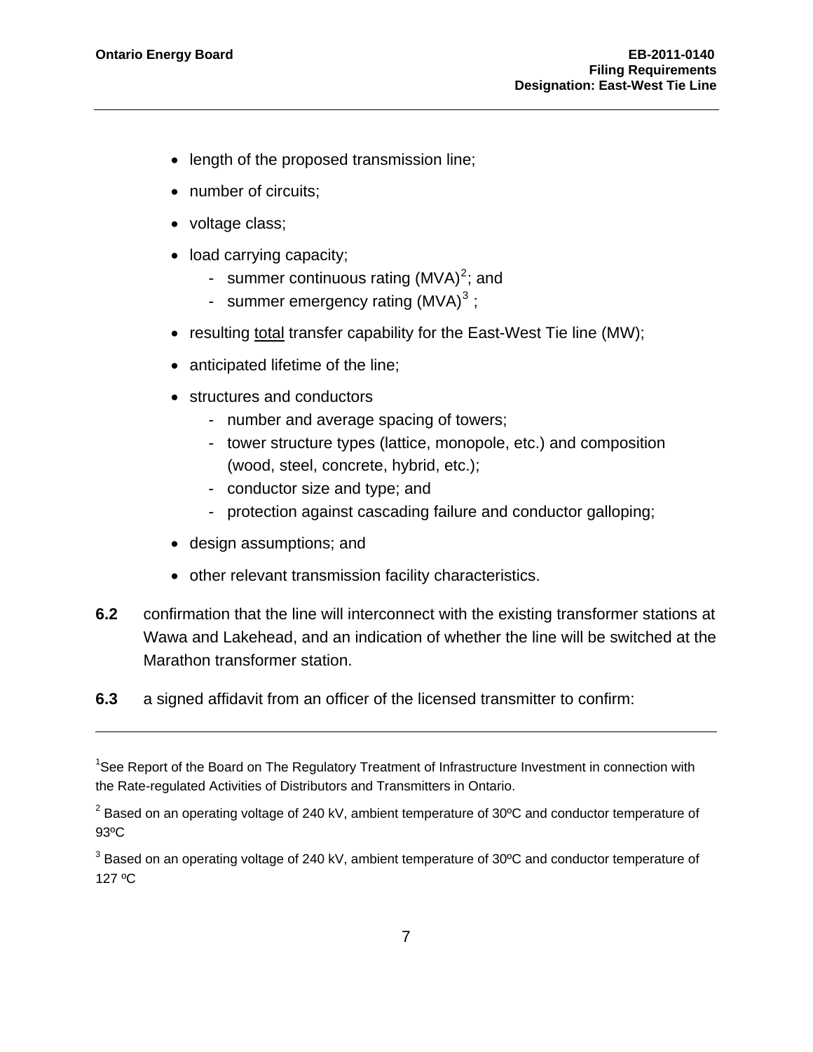- length of the proposed transmission line;
- number of circuits;
- voltage class;
- load carrying capacity;
  - summer continuous rating (MVA)[2]; and
  - summer emergency rating (MVA)[3] ;
- resulting <u>total</u> transfer capability for the East-West Tie line (MW);
- anticipated lifetime of the line;
- structures and conductors
  - number and average spacing of towers;
  - tower structure types (lattice, monopole, etc.) and composition (wood, steel, concrete, hybrid, etc.);
  - conductor size and type; and
  - protection against cascading failure and conductor galloping;
- design assumptions; and
- other relevant transmission facility characteristics.

**6.2** confirmation that the line will interconnect with the existing transformer stations at Wawa and Lakehead, and an indication of whether the line will be switched at the Marathon transformer station.

**6.3** a signed affidavit from an officer of the licensed transmitter to confirm:

---

[1]See Report of the Board on The Regulatory Treatment of Infrastructure Investment in connection with the Rate-regulated Activities of Distributors and Transmitters in Ontario.

[2] Based on an operating voltage of 240 kV, ambient temperature of 30ºC and conductor temperature of 93ºC

[3] Based on an operating voltage of 240 kV, ambient temperature of 30ºC and conductor temperature of 127 ºC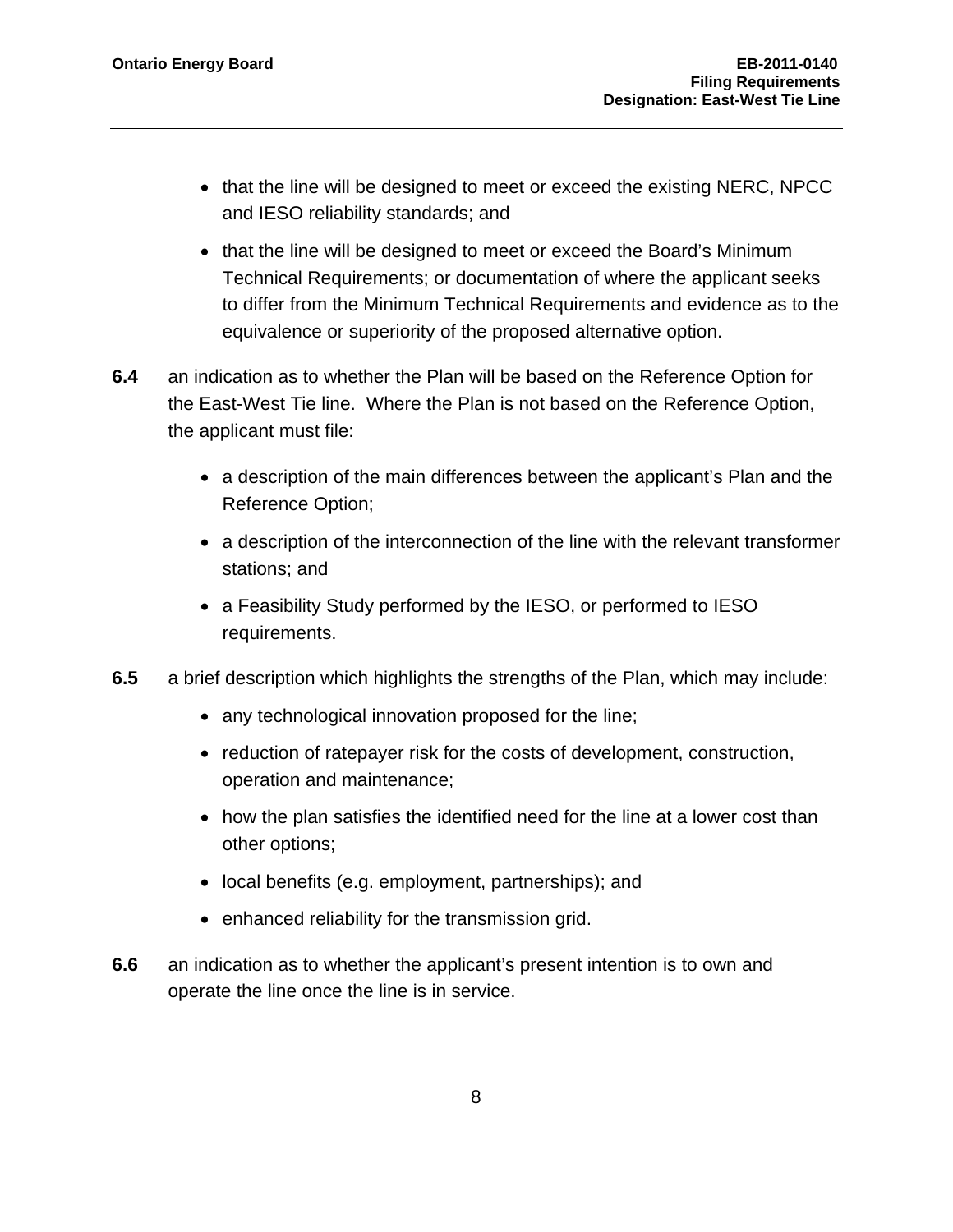- that the line will be designed to meet or exceed the existing NERC, NPCC and IESO reliability standards; and
- that the line will be designed to meet or exceed the Board's Minimum Technical Requirements; or documentation of where the applicant seeks to differ from the Minimum Technical Requirements and evidence as to the equivalence or superiority of the proposed alternative option.

**6.4** an indication as to whether the Plan will be based on the Reference Option for the East-West Tie line. Where the Plan is not based on the Reference Option, the applicant must file:

- a description of the main differences between the applicant's Plan and the Reference Option;
- a description of the interconnection of the line with the relevant transformer stations; and
- a Feasibility Study performed by the IESO, or performed to IESO requirements.

**6.5** a brief description which highlights the strengths of the Plan, which may include:

- any technological innovation proposed for the line;
- reduction of ratepayer risk for the costs of development, construction, operation and maintenance;
- how the plan satisfies the identified need for the line at a lower cost than other options;
- local benefits (e.g. employment, partnerships); and
- enhanced reliability for the transmission grid.

**6.6** an indication as to whether the applicant's present intention is to own and operate the line once the line is in service.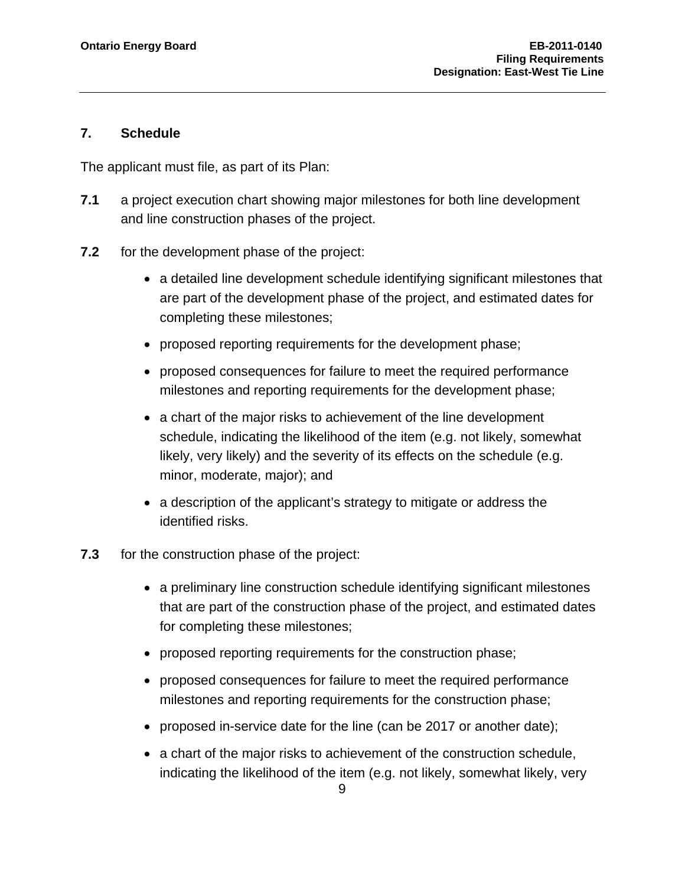## 7. Schedule

The applicant must file, as part of its Plan:

**7.1** a project execution chart showing major milestones for both line development and line construction phases of the project.

**7.2** for the development phase of the project:

- a detailed line development schedule identifying significant milestones that are part of the development phase of the project, and estimated dates for completing these milestones;
- proposed reporting requirements for the development phase;
- proposed consequences for failure to meet the required performance milestones and reporting requirements for the development phase;
- a chart of the major risks to achievement of the line development schedule, indicating the likelihood of the item (e.g. not likely, somewhat likely, very likely) and the severity of its effects on the schedule (e.g. minor, moderate, major); and
- a description of the applicant's strategy to mitigate or address the identified risks.

**7.3** for the construction phase of the project:

- a preliminary line construction schedule identifying significant milestones that are part of the construction phase of the project, and estimated dates for completing these milestones;
- proposed reporting requirements for the construction phase;
- proposed consequences for failure to meet the required performance milestones and reporting requirements for the construction phase;
- proposed in-service date for the line (can be 2017 or another date);
- a chart of the major risks to achievement of the construction schedule, indicating the likelihood of the item (e.g. not likely, somewhat likely, very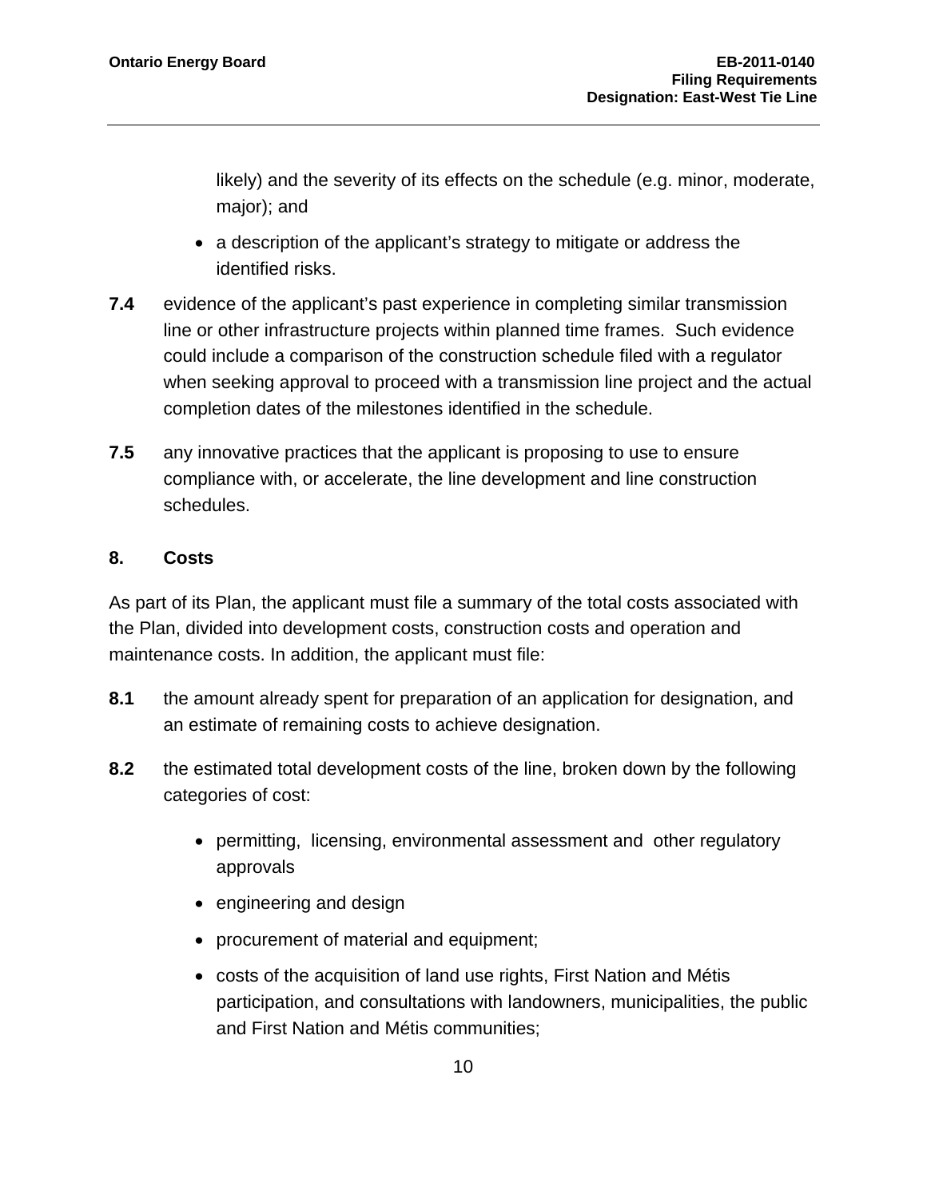likely) and the severity of its effects on the schedule (e.g. minor, moderate, major); and

- a description of the applicant's strategy to mitigate or address the identified risks.

**7.4** evidence of the applicant's past experience in completing similar transmission line or other infrastructure projects within planned time frames. Such evidence could include a comparison of the construction schedule filed with a regulator when seeking approval to proceed with a transmission line project and the actual completion dates of the milestones identified in the schedule.

**7.5** any innovative practices that the applicant is proposing to use to ensure compliance with, or accelerate, the line development and line construction schedules.

## 8. Costs

As part of its Plan, the applicant must file a summary of the total costs associated with the Plan, divided into development costs, construction costs and operation and maintenance costs. In addition, the applicant must file:

**8.1** the amount already spent for preparation of an application for designation, and an estimate of remaining costs to achieve designation.

**8.2** the estimated total development costs of the line, broken down by the following categories of cost:

- permitting, licensing, environmental assessment and other regulatory approvals
- engineering and design
- procurement of material and equipment;
- costs of the acquisition of land use rights, First Nation and Métis participation, and consultations with landowners, municipalities, the public and First Nation and Métis communities;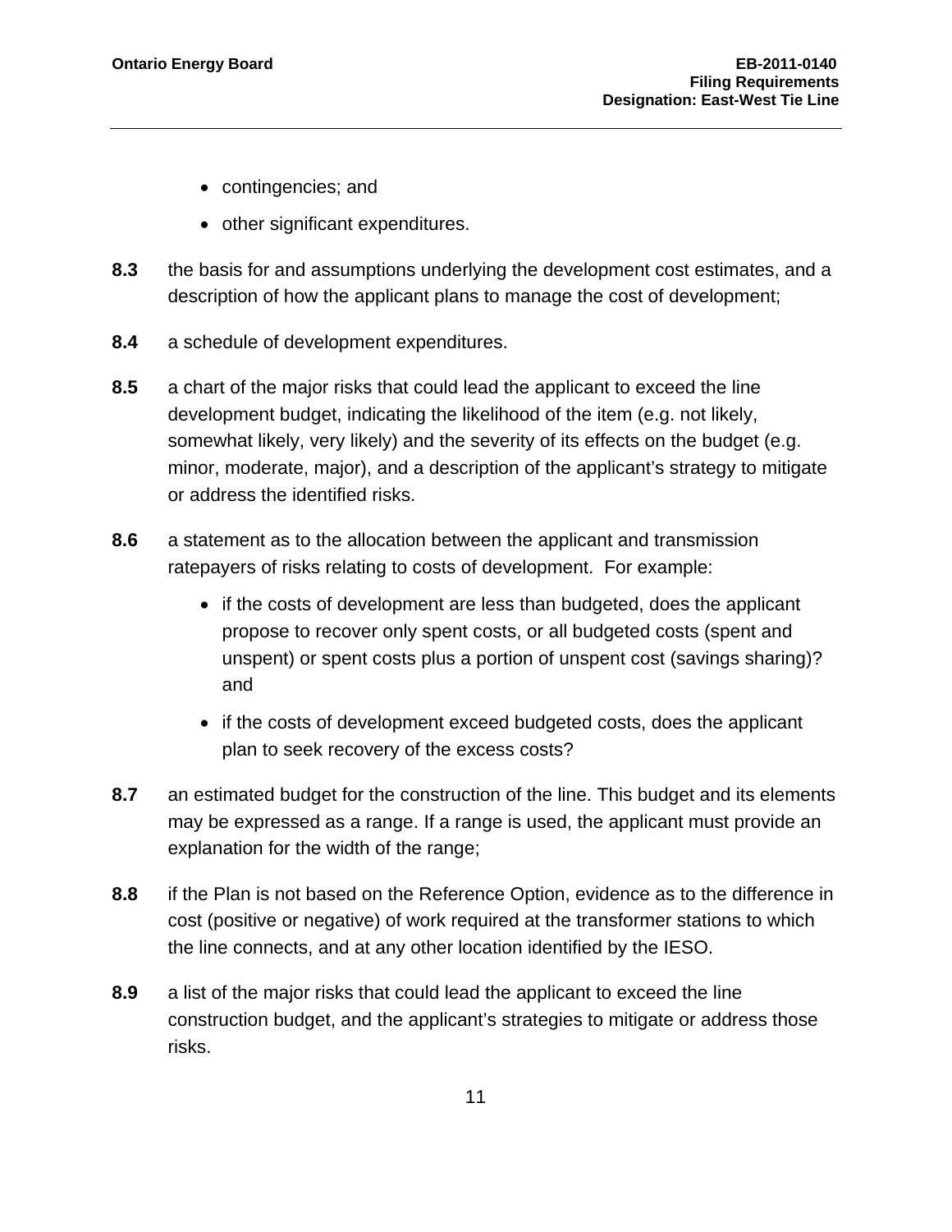- contingencies; and
- other significant expenditures.

**8.3** the basis for and assumptions underlying the development cost estimates, and a description of how the applicant plans to manage the cost of development;

**8.4** a schedule of development expenditures.

**8.5** a chart of the major risks that could lead the applicant to exceed the line development budget, indicating the likelihood of the item (e.g. not likely, somewhat likely, very likely) and the severity of its effects on the budget (e.g. minor, moderate, major), and a description of the applicant's strategy to mitigate or address the identified risks.

**8.6** a statement as to the allocation between the applicant and transmission ratepayers of risks relating to costs of development. For example:

- if the costs of development are less than budgeted, does the applicant propose to recover only spent costs, or all budgeted costs (spent and unspent) or spent costs plus a portion of unspent cost (savings sharing)? and
- if the costs of development exceed budgeted costs, does the applicant plan to seek recovery of the excess costs?

**8.7** an estimated budget for the construction of the line. This budget and its elements may be expressed as a range. If a range is used, the applicant must provide an explanation for the width of the range;

**8.8** if the Plan is not based on the Reference Option, evidence as to the difference in cost (positive or negative) of work required at the transformer stations to which the line connects, and at any other location identified by the IESO.

**8.9** a list of the major risks that could lead the applicant to exceed the line construction budget, and the applicant's strategies to mitigate or address those risks.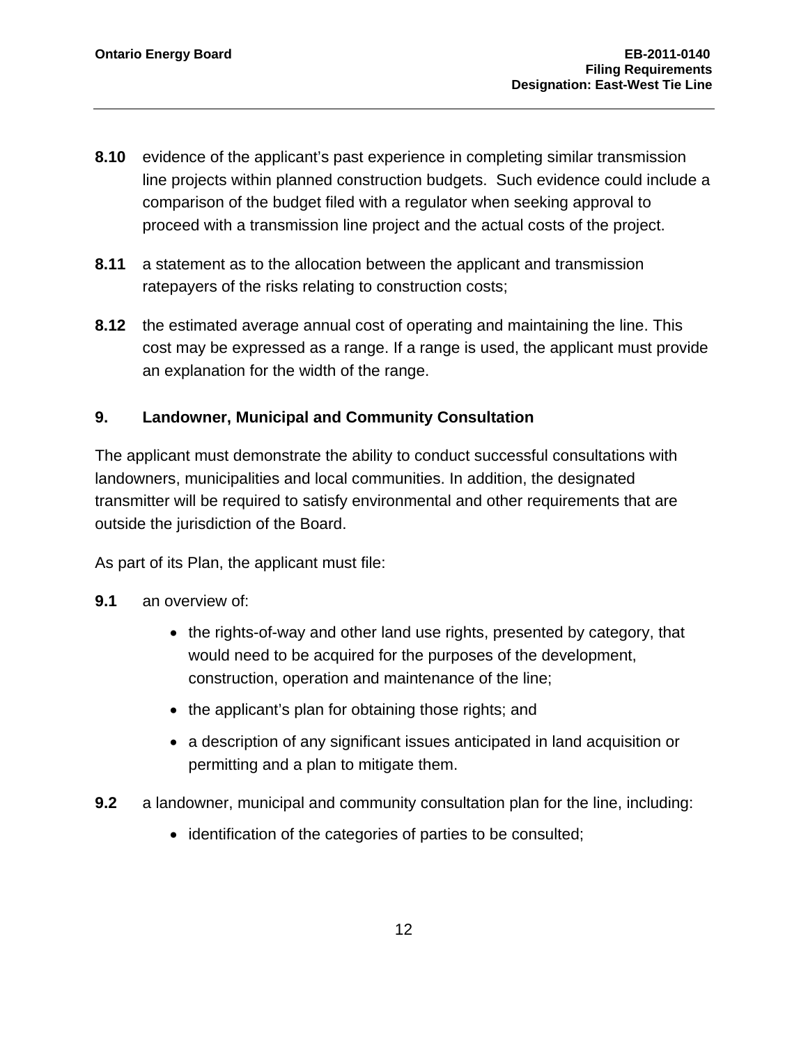**8.10** evidence of the applicant's past experience in completing similar transmission line projects within planned construction budgets. Such evidence could include a comparison of the budget filed with a regulator when seeking approval to proceed with a transmission line project and the actual costs of the project.

**8.11** a statement as to the allocation between the applicant and transmission ratepayers of the risks relating to construction costs;

**8.12** the estimated average annual cost of operating and maintaining the line. This cost may be expressed as a range. If a range is used, the applicant must provide an explanation for the width of the range.

## 9. Landowner, Municipal and Community Consultation

The applicant must demonstrate the ability to conduct successful consultations with landowners, municipalities and local communities. In addition, the designated transmitter will be required to satisfy environmental and other requirements that are outside the jurisdiction of the Board.

As part of its Plan, the applicant must file:

**9.1** an overview of:

- the rights-of-way and other land use rights, presented by category, that would need to be acquired for the purposes of the development, construction, operation and maintenance of the line;
- the applicant's plan for obtaining those rights; and
- a description of any significant issues anticipated in land acquisition or permitting and a plan to mitigate them.

**9.2** a landowner, municipal and community consultation plan for the line, including:

- identification of the categories of parties to be consulted;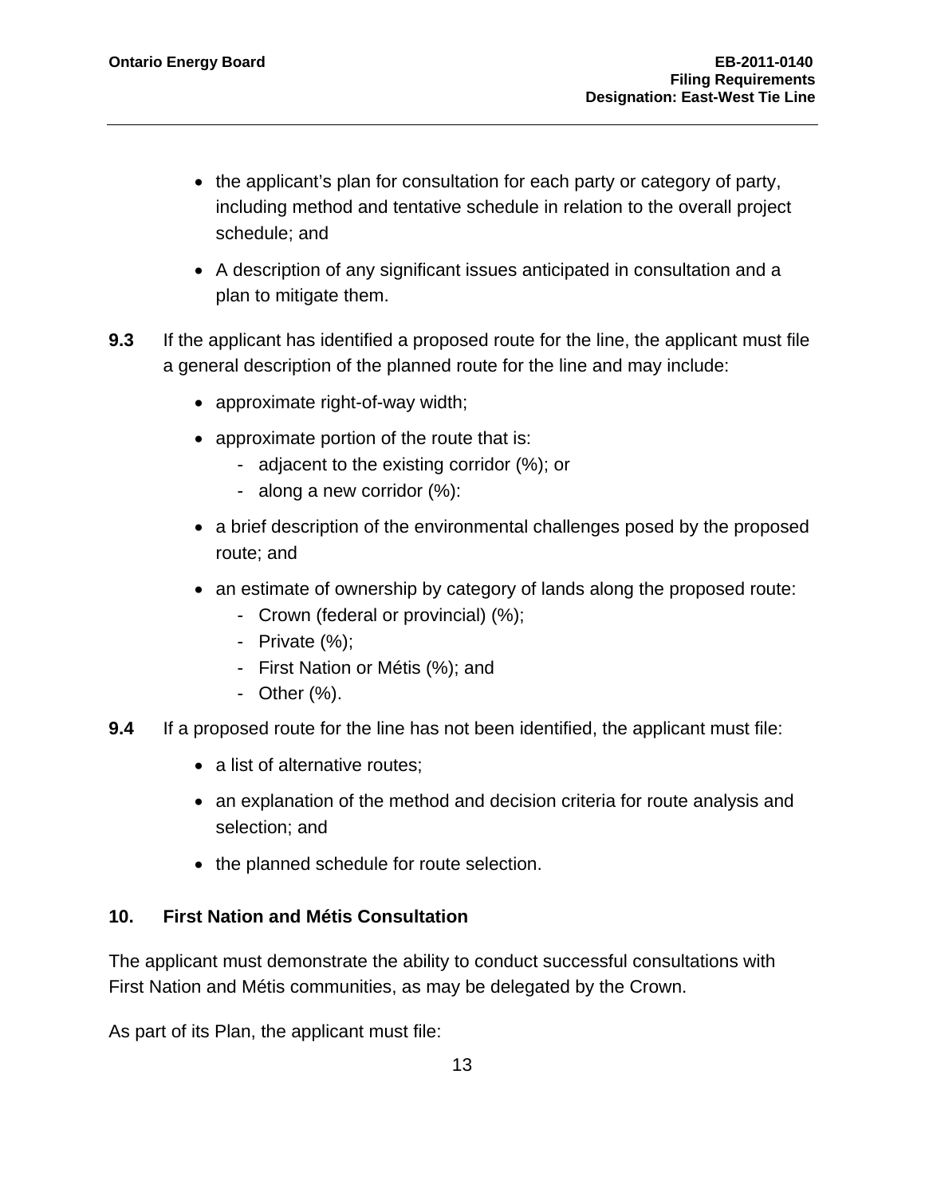- the applicant's plan for consultation for each party or category of party, including method and tentative schedule in relation to the overall project schedule; and
- A description of any significant issues anticipated in consultation and a plan to mitigate them.

**9.3** If the applicant has identified a proposed route for the line, the applicant must file a general description of the planned route for the line and may include:

- approximate right-of-way width;
- approximate portion of the route that is:
  - adjacent to the existing corridor (%); or
  - along a new corridor (%):
- a brief description of the environmental challenges posed by the proposed route; and
- an estimate of ownership by category of lands along the proposed route:
  - Crown (federal or provincial) (%);
  - Private (%);
  - First Nation or Métis (%); and
  - Other (%).

**9.4** If a proposed route for the line has not been identified, the applicant must file:

- a list of alternative routes;
- an explanation of the method and decision criteria for route analysis and selection; and
- the planned schedule for route selection.

## 10. First Nation and Métis Consultation

The applicant must demonstrate the ability to conduct successful consultations with First Nation and Métis communities, as may be delegated by the Crown.

As part of its Plan, the applicant must file: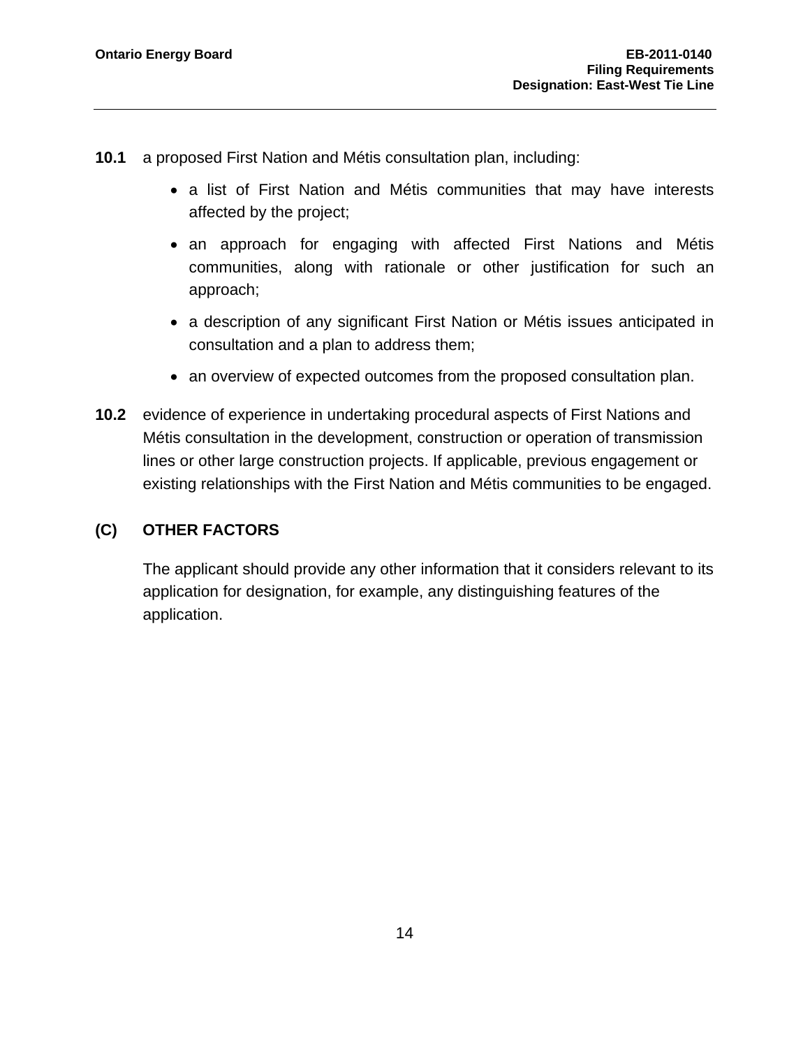**10.1** a proposed First Nation and Métis consultation plan, including:

- a list of First Nation and Métis communities that may have interests affected by the project;
- an approach for engaging with affected First Nations and Métis communities, along with rationale or other justification for such an approach;
- a description of any significant First Nation or Métis issues anticipated in consultation and a plan to address them;
- an overview of expected outcomes from the proposed consultation plan.

**10.2** evidence of experience in undertaking procedural aspects of First Nations and Métis consultation in the development, construction or operation of transmission lines or other large construction projects. If applicable, previous engagement or existing relationships with the First Nation and Métis communities to be engaged.

## (C) OTHER FACTORS

The applicant should provide any other information that it considers relevant to its application for designation, for example, any distinguishing features of the application.